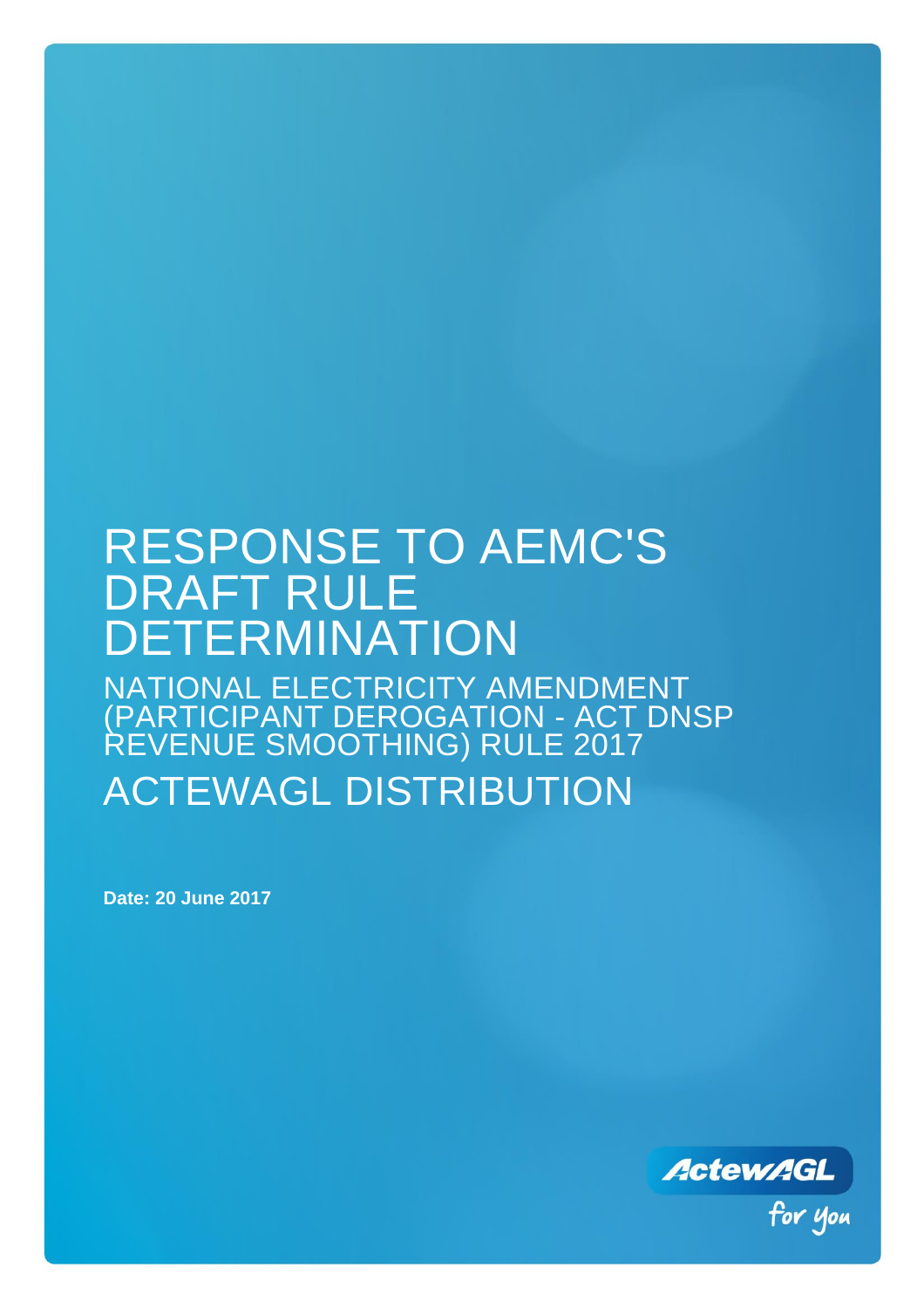# RESPONSE TO AEMC'S DRAFT RULE DETERMINATION

## NATIONAL ELECTRICITY AMENDMENT (PARTICIPANT DEROGATION - ACT DNSP REVENUE SMOOTHING) RULE 2017

## ACTEWAGL DISTRIBUTION

**Date: 20 June 2017**

ActewAGL for you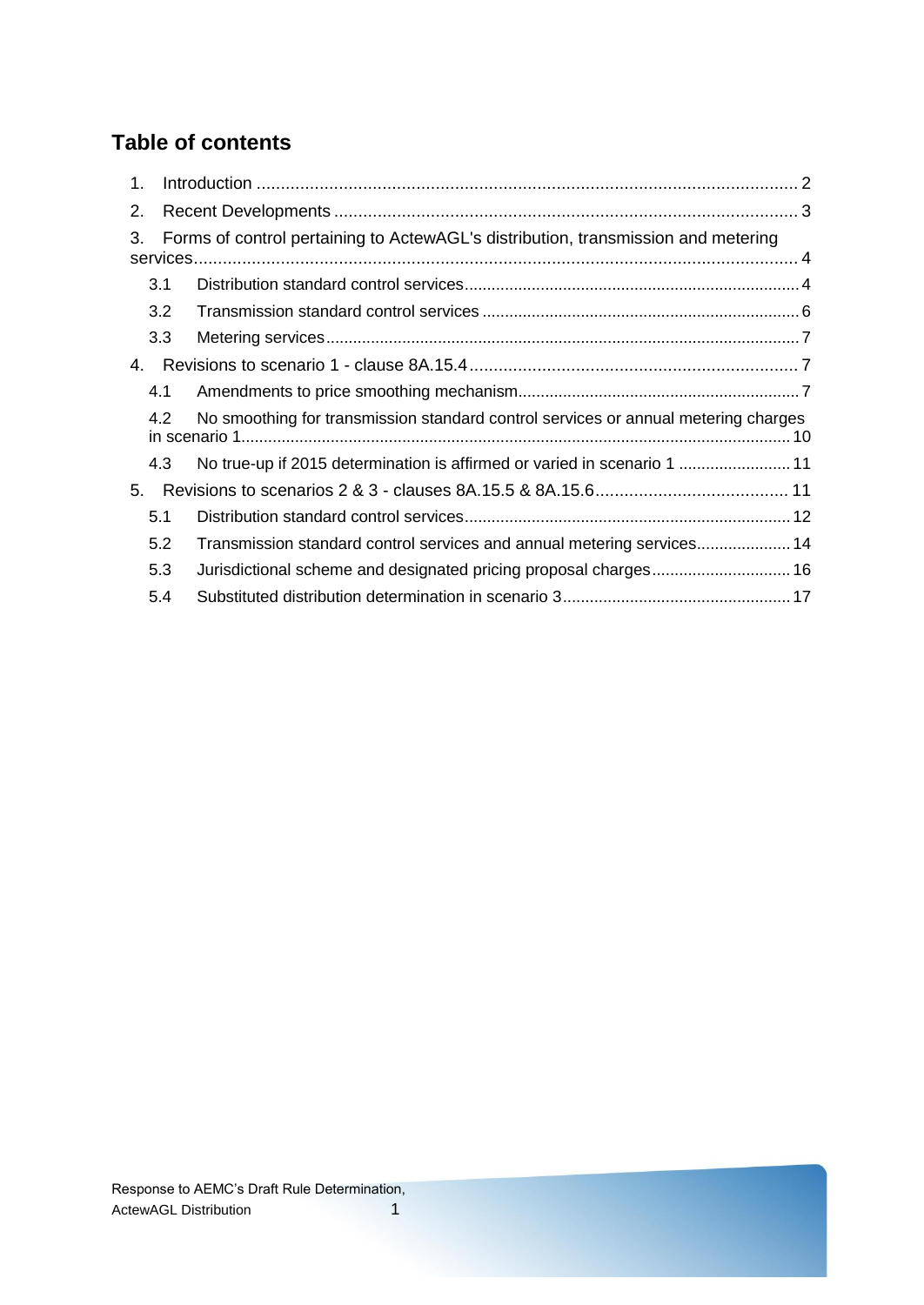## Table of contents

1. Introduction ..................................................................................................................... 2
2. Recent Developments ..................................................................................................... 3
3. Forms of control pertaining to ActewAGL's distribution, transmission and metering services ..................................................................................................................... 4
   - 3.1 Distribution standard control services .......................................................................... 4
   - 3.2 Transmission standard control services ...................................................................... 6
   - 3.3 Metering services ........................................................................................................ 7
4. Revisions to scenario 1 - clause 8A.15.4 ...................................................................... 7
   - 4.1 Amendments to price smoothing mechanism .............................................................. 7
   - 4.2 No smoothing for transmission standard control services or annual metering charges in scenario 1 ........................................................................................................................ 10
   - 4.3 No true-up if 2015 determination is affirmed or varied in scenario 1 ......................... 11
5. Revisions to scenarios 2 & 3 - clauses 8A.15.5 & 8A.15.6 ......................................... 11
   - 5.1 Distribution standard control services ........................................................................ 12
   - 5.2 Transmission standard control services and annual metering services ..................... 14
   - 5.3 Jurisdictional scheme and designated pricing proposal charges .............................. 16
   - 5.4 Substituted distribution determination in scenario 3 .................................................. 17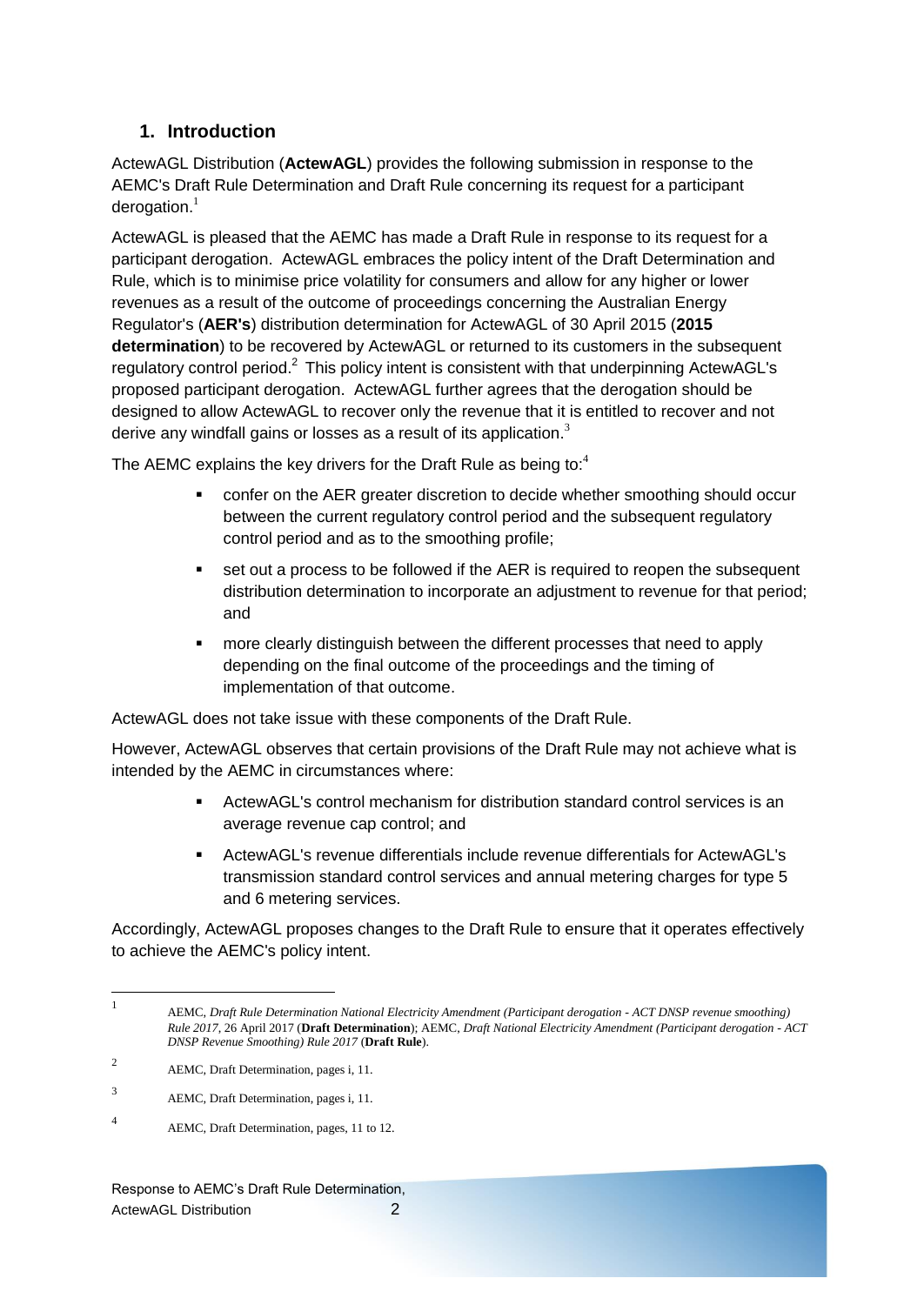## 1. Introduction

ActewAGL Distribution (**ActewAGL**) provides the following submission in response to the AEMC's Draft Rule Determination and Draft Rule concerning its request for a participant derogation.[1]

ActewAGL is pleased that the AEMC has made a Draft Rule in response to its request for a participant derogation. ActewAGL embraces the policy intent of the Draft Determination and Rule, which is to minimise price volatility for consumers and allow for any higher or lower revenues as a result of the outcome of proceedings concerning the Australian Energy Regulator's (**AER's**) distribution determination for ActewAGL of 30 April 2015 (**2015 determination**) to be recovered by ActewAGL or returned to its customers in the subsequent regulatory control period.[2] This policy intent is consistent with that underpinning ActewAGL's proposed participant derogation. ActewAGL further agrees that the derogation should be designed to allow ActewAGL to recover only the revenue that it is entitled to recover and not derive any windfall gains or losses as a result of its application.[3]

The AEMC explains the key drivers for the Draft Rule as being to:[4]

- confer on the AER greater discretion to decide whether smoothing should occur between the current regulatory control period and the subsequent regulatory control period and as to the smoothing profile;
- set out a process to be followed if the AER is required to reopen the subsequent distribution determination to incorporate an adjustment to revenue for that period; and
- more clearly distinguish between the different processes that need to apply depending on the final outcome of the proceedings and the timing of implementation of that outcome.

ActewAGL does not take issue with these components of the Draft Rule.

However, ActewAGL observes that certain provisions of the Draft Rule may not achieve what is intended by the AEMC in circumstances where:

- ActewAGL's control mechanism for distribution standard control services is an average revenue cap control; and
- ActewAGL's revenue differentials include revenue differentials for ActewAGL's transmission standard control services and annual metering charges for type 5 and 6 metering services.

Accordingly, ActewAGL proposes changes to the Draft Rule to ensure that it operates effectively to achieve the AEMC's policy intent.

---

[1] AEMC, *Draft Rule Determination National Electricity Amendment (Participant derogation - ACT DNSP revenue smoothing) Rule 2017*, 26 April 2017 (**Draft Determination**); AEMC, *Draft National Electricity Amendment (Participant derogation - ACT DNSP Revenue Smoothing) Rule 2017* (**Draft Rule**).

[2] AEMC, Draft Determination, pages i, 11.

[3] AEMC, Draft Determination, pages i, 11.

[4] AEMC, Draft Determination, pages, 11 to 12.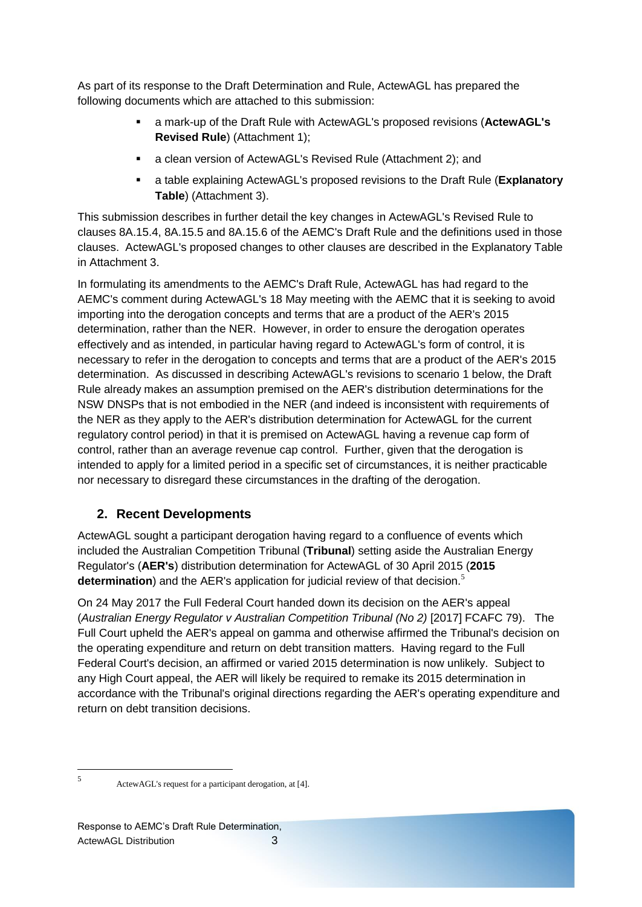As part of its response to the Draft Determination and Rule, ActewAGL has prepared the following documents which are attached to this submission:

- a mark-up of the Draft Rule with ActewAGL's proposed revisions (**ActewAGL's Revised Rule**) (Attachment 1);
- a clean version of ActewAGL's Revised Rule (Attachment 2); and
- a table explaining ActewAGL's proposed revisions to the Draft Rule (**Explanatory Table**) (Attachment 3).

This submission describes in further detail the key changes in ActewAGL's Revised Rule to clauses 8A.15.4, 8A.15.5 and 8A.15.6 of the AEMC's Draft Rule and the definitions used in those clauses. ActewAGL's proposed changes to other clauses are described in the Explanatory Table in Attachment 3.

In formulating its amendments to the AEMC's Draft Rule, ActewAGL has had regard to the AEMC's comment during ActewAGL's 18 May meeting with the AEMC that it is seeking to avoid importing into the derogation concepts and terms that are a product of the AER's 2015 determination, rather than the NER. However, in order to ensure the derogation operates effectively and as intended, in particular having regard to ActewAGL's form of control, it is necessary to refer in the derogation to concepts and terms that are a product of the AER's 2015 determination. As discussed in describing ActewAGL's revisions to scenario 1 below, the Draft Rule already makes an assumption premised on the AER's distribution determinations for the NSW DNSPs that is not embodied in the NER (and indeed is inconsistent with requirements of the NER as they apply to the AER's distribution determination for ActewAGL for the current regulatory control period) in that it is premised on ActewAGL having a revenue cap form of control, rather than an average revenue cap control. Further, given that the derogation is intended to apply for a limited period in a specific set of circumstances, it is neither practicable nor necessary to disregard these circumstances in the drafting of the derogation.

## 2. Recent Developments

ActewAGL sought a participant derogation having regard to a confluence of events which included the Australian Competition Tribunal (**Tribunal**) setting aside the Australian Energy Regulator's (**AER's**) distribution determination for ActewAGL of 30 April 2015 (**2015 determination**) and the AER's application for judicial review of that decision.[5]

On 24 May 2017 the Full Federal Court handed down its decision on the AER's appeal (*Australian Energy Regulator v Australian Competition Tribunal (No 2)* [2017] FCAFC 79). The Full Court upheld the AER's appeal on gamma and otherwise affirmed the Tribunal's decision on the operating expenditure and return on debt transition matters. Having regard to the Full Federal Court's decision, an affirmed or varied 2015 determination is now unlikely. Subject to any High Court appeal, the AER will likely be required to remake its 2015 determination in accordance with the Tribunal's original directions regarding the AER's operating expenditure and return on debt transition decisions.

[5] ActewAGL's request for a participant derogation, at [4].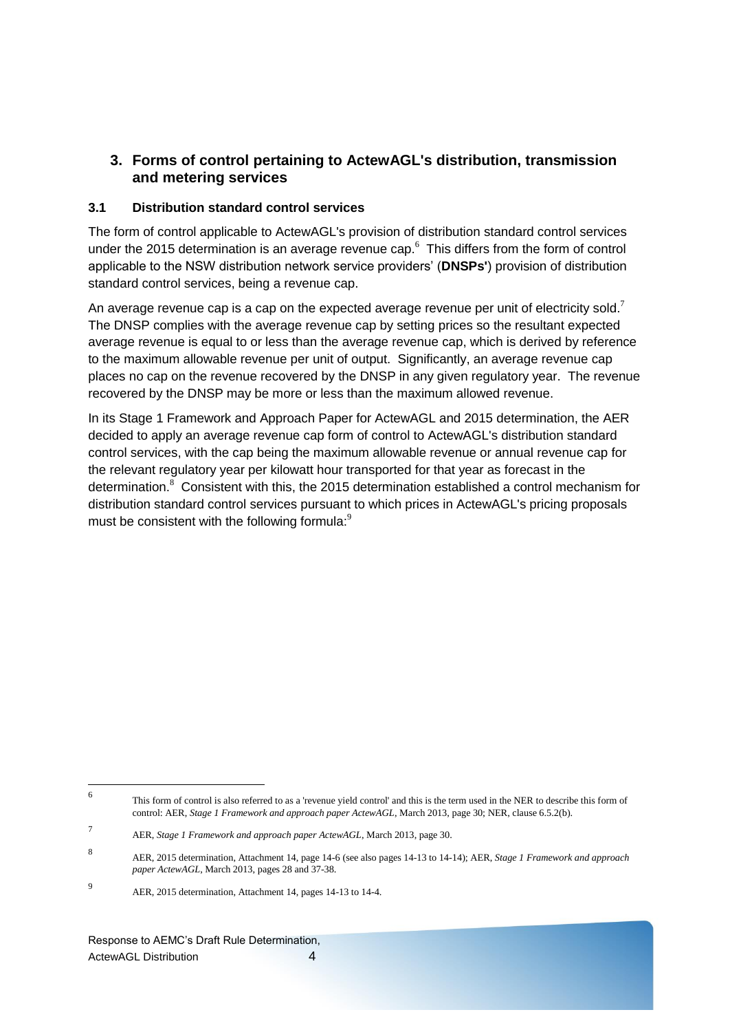## 3. Forms of control pertaining to ActewAGL's distribution, transmission and metering services

### 3.1 Distribution standard control services

The form of control applicable to ActewAGL's provision of distribution standard control services under the 2015 determination is an average revenue cap.[6] This differs from the form of control applicable to the NSW distribution network service providers' (**DNSPs'**) provision of distribution standard control services, being a revenue cap.

An average revenue cap is a cap on the expected average revenue per unit of electricity sold.[7] The DNSP complies with the average revenue cap by setting prices so the resultant expected average revenue is equal to or less than the average revenue cap, which is derived by reference to the maximum allowable revenue per unit of output. Significantly, an average revenue cap places no cap on the revenue recovered by the DNSP in any given regulatory year. The revenue recovered by the DNSP may be more or less than the maximum allowed revenue.

In its Stage 1 Framework and Approach Paper for ActewAGL and 2015 determination, the AER decided to apply an average revenue cap form of control to ActewAGL's distribution standard control services, with the cap being the maximum allowable revenue or annual revenue cap for the relevant regulatory year per kilowatt hour transported for that year as forecast in the determination.[8] Consistent with this, the 2015 determination established a control mechanism for distribution standard control services pursuant to which prices in ActewAGL's pricing proposals must be consistent with the following formula:[9]

---

[6] This form of control is also referred to as a 'revenue yield control' and this is the term used in the NER to describe this form of control: AER, *Stage 1 Framework and approach paper ActewAGL*, March 2013, page 30; NER, clause 6.5.2(b).

[7] AER, *Stage 1 Framework and approach paper ActewAGL*, March 2013, page 30.

[8] AER, 2015 determination, Attachment 14, page 14-6 (see also pages 14-13 to 14-14); AER, *Stage 1 Framework and approach paper ActewAGL*, March 2013, pages 28 and 37-38.

[9] AER, 2015 determination, Attachment 14, pages 14-13 to 14-4.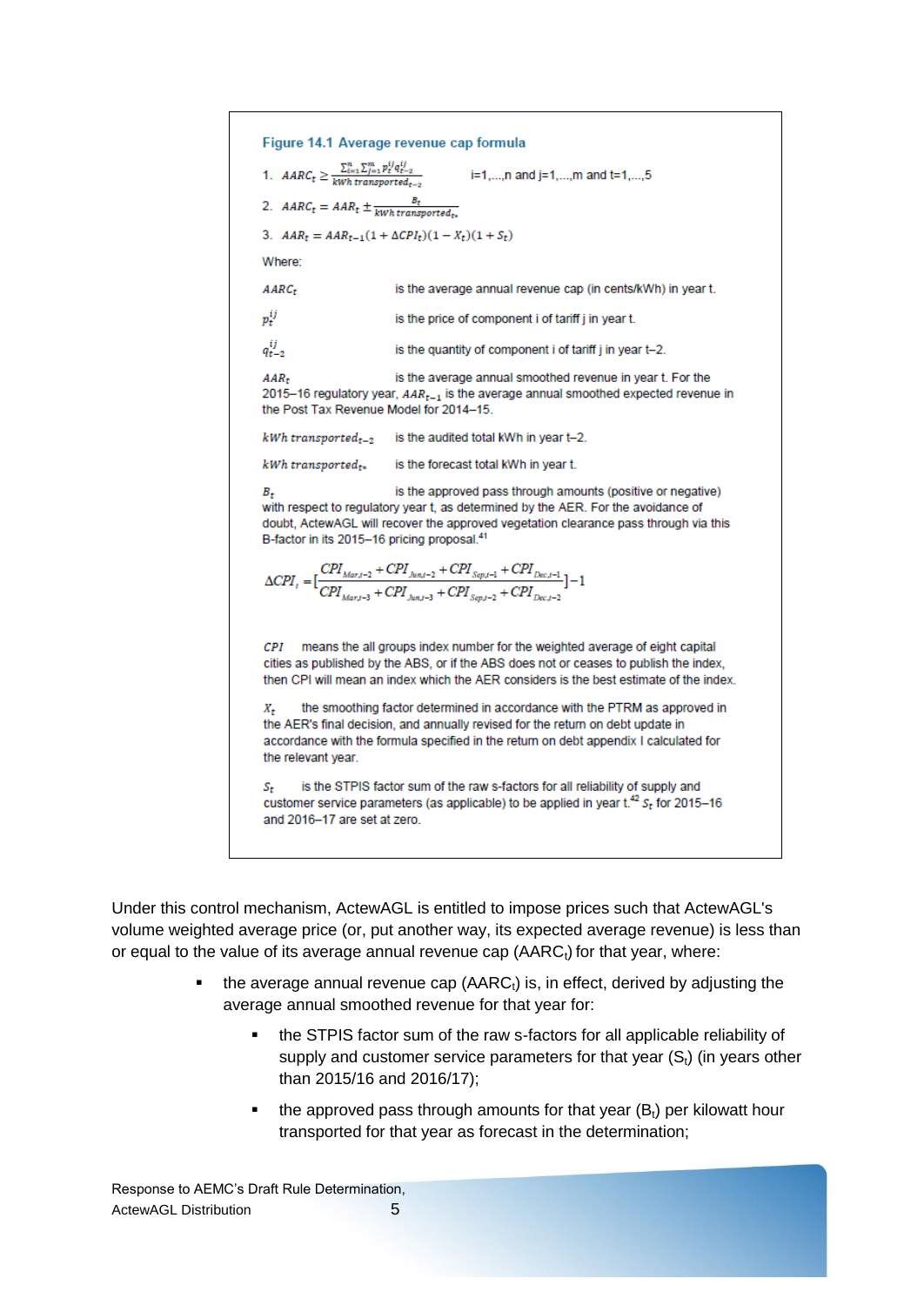**Figure 14.1 Average revenue cap formula**

1. $AARC_t \geq \frac{\sum_{i=1}^{n}\sum_{j=1}^{m} p_t^{ij} q_{t-2}^{ij}}{kWh\ transported_{t-2}}$  i=1,...,n and j=1,...,m and t=1,...,5

2. $AARC_t = AAR_t \pm \frac{B_t}{kWh\ transported_{t*}}$

3. $AAR_t = AAR_{t-1}(1 + \Delta CPI_t)(1 - X_t)(1 + S_t)$

Where:

$AARC_t$ is the average annual revenue cap (in cents/kWh) in year t.

$p_t^{ij}$ is the price of component i of tariff j in year t.

$q_{t-2}^{ij}$ is the quantity of component i of tariff j in year t–2.

$AAR_t$ is the average annual smoothed revenue in year t. For the 2015–16 regulatory year, $AAR_{t-1}$ is the average annual smoothed expected revenue in the Post Tax Revenue Model for 2014–15.

$kWh\ transported_{t-2}$ is the audited total kWh in year t–2.

$kWh\ transported_{t*}$ is the forecast total kWh in year t.

$B_t$ is the approved pass through amounts (positive or negative) with respect to regulatory year t, as determined by the AER. For the avoidance of doubt, ActewAGL will recover the approved vegetation clearance pass through via this B-factor in its 2015–16 pricing proposal.[41]

$$\Delta CPI_t = \left[\frac{CPI_{Mar,t-2} + CPI_{Jun,t-2} + CPI_{Sep,t-1} + CPI_{Dec,t-1}}{CPI_{Mar,t-3} + CPI_{Jun,t-3} + CPI_{Sep,t-2} + CPI_{Dec,t-2}}\right] - 1$$

$CPI$ means the all groups index number for the weighted average of eight capital cities as published by the ABS, or if the ABS does not or ceases to publish the index, then CPI will mean an index which the AER considers is the best estimate of the index.

$X_t$ the smoothing factor determined in accordance with the PTRM as approved in the AER's final decision, and annually revised for the return on debt update in accordance with the formula specified in the return on debt appendix I calculated for the relevant year.

$S_t$ is the STPIS factor sum of the raw s-factors for all reliability of supply and customer service parameters (as applicable) to be applied in year t.[42] $S_t$ for 2015–16 and 2016–17 are set at zero.

Under this control mechanism, ActewAGL is entitled to impose prices such that ActewAGL's volume weighted average price (or, put another way, its expected average revenue) is less than or equal to the value of its average annual revenue cap ($AARC_t$) for that year, where:

- the average annual revenue cap ($AARC_t$) is, in effect, derived by adjusting the average annual smoothed revenue for that year for:
  - the STPIS factor sum of the raw s-factors for all applicable reliability of supply and customer service parameters for that year ($S_t$) (in years other than 2015/16 and 2016/17);
  - the approved pass through amounts for that year ($B_t$) per kilowatt hour transported for that year as forecast in the determination;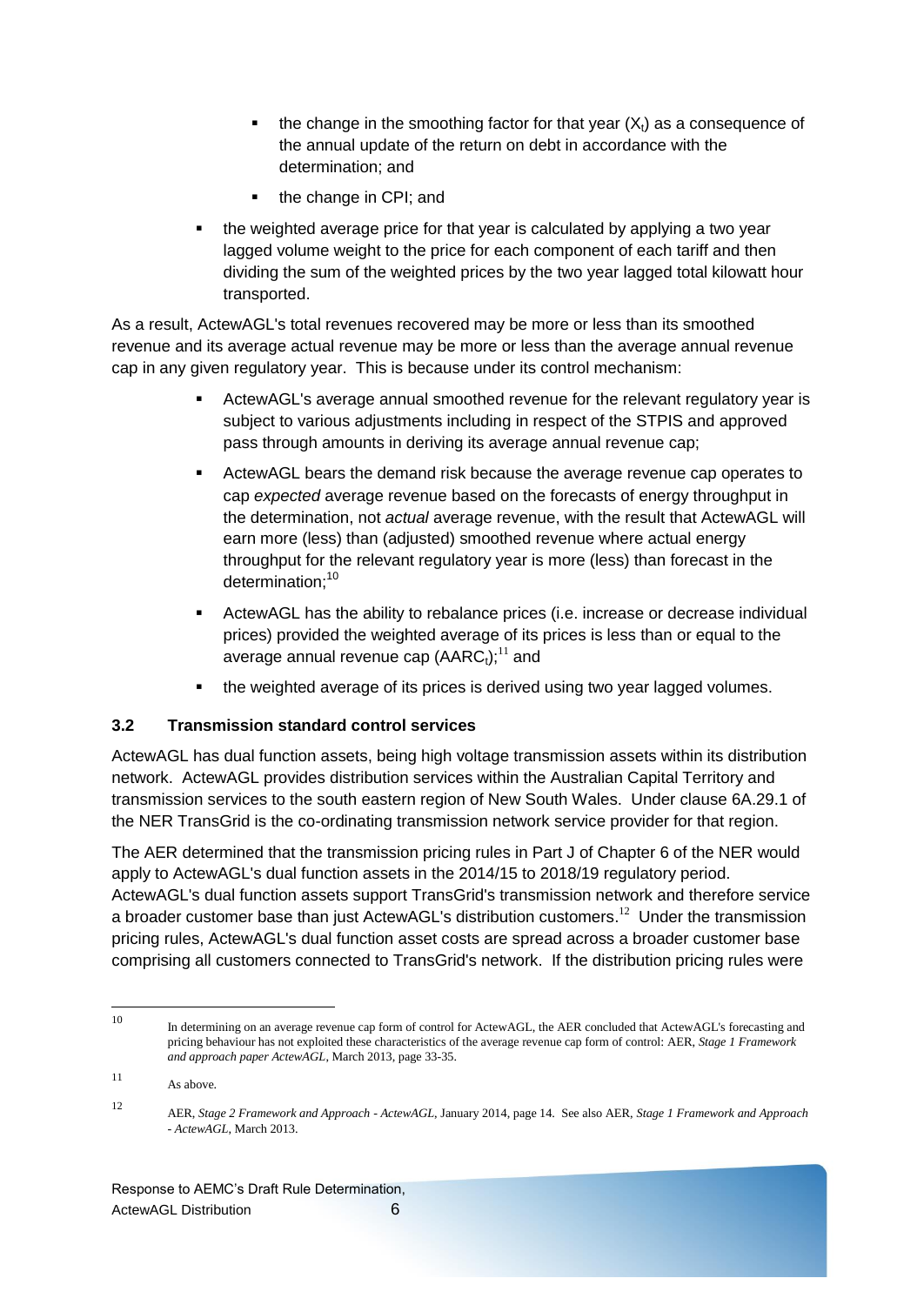- the change in the smoothing factor for that year ($X_t$) as a consequence of the annual update of the return on debt in accordance with the determination; and
  - the change in CPI; and
- the weighted average price for that year is calculated by applying a two year lagged volume weight to the price for each component of each tariff and then dividing the sum of the weighted prices by the two year lagged total kilowatt hour transported.

As a result, ActewAGL's total revenues recovered may be more or less than its smoothed revenue and its average actual revenue may be more or less than the average annual revenue cap in any given regulatory year. This is because under its control mechanism:

- ActewAGL's average annual smoothed revenue for the relevant regulatory year is subject to various adjustments including in respect of the STPIS and approved pass through amounts in deriving its average annual revenue cap;
- ActewAGL bears the demand risk because the average revenue cap operates to cap *expected* average revenue based on the forecasts of energy throughput in the determination, not *actual* average revenue, with the result that ActewAGL will earn more (less) than (adjusted) smoothed revenue where actual energy throughput for the relevant regulatory year is more (less) than forecast in the determination;[10]
- ActewAGL has the ability to rebalance prices (i.e. increase or decrease individual prices) provided the weighted average of its prices is less than or equal to the average annual revenue cap ($AARC_t$);[11] and
- the weighted average of its prices is derived using two year lagged volumes.

### 3.2 Transmission standard control services

ActewAGL has dual function assets, being high voltage transmission assets within its distribution network. ActewAGL provides distribution services within the Australian Capital Territory and transmission services to the south eastern region of New South Wales. Under clause 6A.29.1 of the NER TransGrid is the co-ordinating transmission network service provider for that region.

The AER determined that the transmission pricing rules in Part J of Chapter 6 of the NER would apply to ActewAGL's dual function assets in the 2014/15 to 2018/19 regulatory period. ActewAGL's dual function assets support TransGrid's transmission network and therefore service a broader customer base than just ActewAGL's distribution customers.[12] Under the transmission pricing rules, ActewAGL's dual function asset costs are spread across a broader customer base comprising all customers connected to TransGrid's network. If the distribution pricing rules were

---

[10] In determining on an average revenue cap form of control for ActewAGL, the AER concluded that ActewAGL's forecasting and pricing behaviour has not exploited these characteristics of the average revenue cap form of control: AER, *Stage 1 Framework and approach paper ActewAGL*, March 2013, page 33-35.

[11] As above.

[12] AER, *Stage 2 Framework and Approach - ActewAGL*, January 2014, page 14. See also AER, *Stage 1 Framework and Approach - ActewAGL*, March 2013.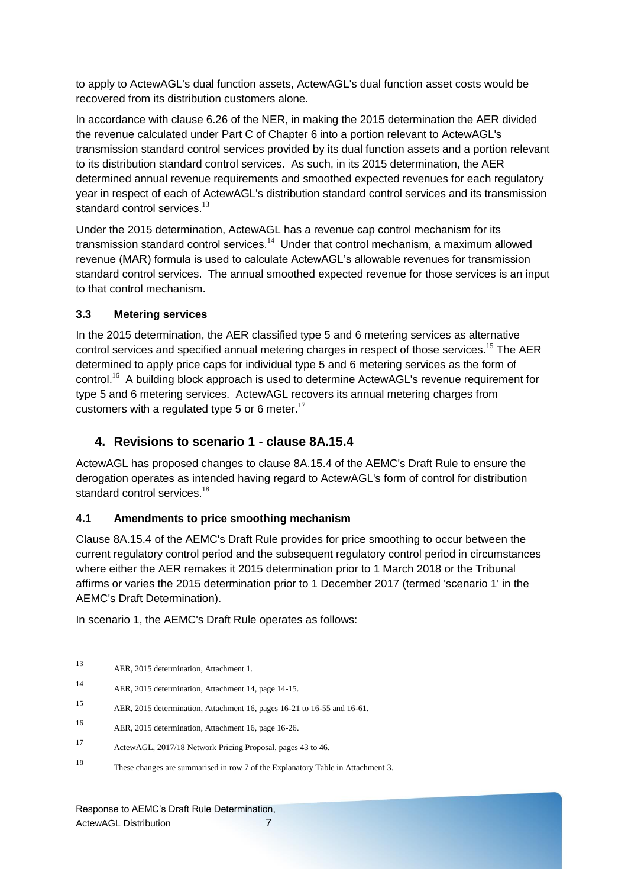to apply to ActewAGL's dual function assets, ActewAGL's dual function asset costs would be recovered from its distribution customers alone.

In accordance with clause 6.26 of the NER, in making the 2015 determination the AER divided the revenue calculated under Part C of Chapter 6 into a portion relevant to ActewAGL's transmission standard control services provided by its dual function assets and a portion relevant to its distribution standard control services. As such, in its 2015 determination, the AER determined annual revenue requirements and smoothed expected revenues for each regulatory year in respect of each of ActewAGL's distribution standard control services and its transmission standard control services.[13]

Under the 2015 determination, ActewAGL has a revenue cap control mechanism for its transmission standard control services.[14] Under that control mechanism, a maximum allowed revenue (MAR) formula is used to calculate ActewAGL's allowable revenues for transmission standard control services. The annual smoothed expected revenue for those services is an input to that control mechanism.

### 3.3 Metering services

In the 2015 determination, the AER classified type 5 and 6 metering services as alternative control services and specified annual metering charges in respect of those services.[15] The AER determined to apply price caps for individual type 5 and 6 metering services as the form of control.[16] A building block approach is used to determine ActewAGL's revenue requirement for type 5 and 6 metering services. ActewAGL recovers its annual metering charges from customers with a regulated type 5 or 6 meter.[17]

## 4. Revisions to scenario 1 - clause 8A.15.4

ActewAGL has proposed changes to clause 8A.15.4 of the AEMC's Draft Rule to ensure the derogation operates as intended having regard to ActewAGL's form of control for distribution standard control services.[18]

### 4.1 Amendments to price smoothing mechanism

Clause 8A.15.4 of the AEMC's Draft Rule provides for price smoothing to occur between the current regulatory control period and the subsequent regulatory control period in circumstances where either the AER remakes it 2015 determination prior to 1 March 2018 or the Tribunal affirms or varies the 2015 determination prior to 1 December 2017 (termed 'scenario 1' in the AEMC's Draft Determination).

In scenario 1, the AEMC's Draft Rule operates as follows:

---

[13] AER, 2015 determination, Attachment 1.

[14] AER, 2015 determination, Attachment 14, page 14-15.

[15] AER, 2015 determination, Attachment 16, pages 16-21 to 16-55 and 16-61.

[16] AER, 2015 determination, Attachment 16, page 16-26.

[17] ActewAGL, 2017/18 Network Pricing Proposal, pages 43 to 46.

[18] These changes are summarised in row 7 of the Explanatory Table in Attachment 3.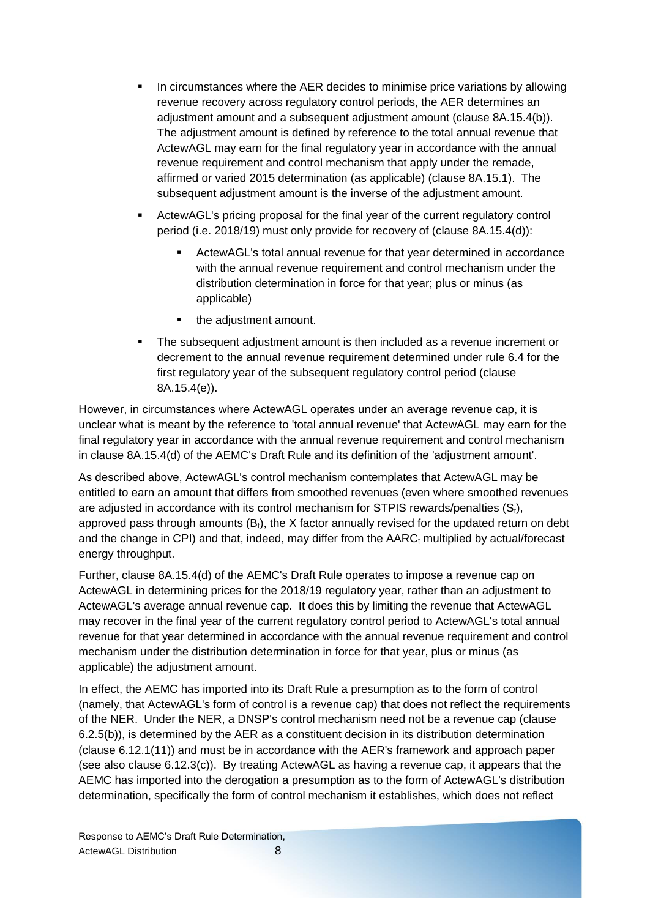- In circumstances where the AER decides to minimise price variations by allowing revenue recovery across regulatory control periods, the AER determines an adjustment amount and a subsequent adjustment amount (clause 8A.15.4(b)). The adjustment amount is defined by reference to the total annual revenue that ActewAGL may earn for the final regulatory year in accordance with the annual revenue requirement and control mechanism that apply under the remade, affirmed or varied 2015 determination (as applicable) (clause 8A.15.1). The subsequent adjustment amount is the inverse of the adjustment amount.
- ActewAGL's pricing proposal for the final year of the current regulatory control period (i.e. 2018/19) must only provide for recovery of (clause 8A.15.4(d)):
  - ActewAGL's total annual revenue for that year determined in accordance with the annual revenue requirement and control mechanism under the distribution determination in force for that year; plus or minus (as applicable)
  - the adjustment amount.
- The subsequent adjustment amount is then included as a revenue increment or decrement to the annual revenue requirement determined under rule 6.4 for the first regulatory year of the subsequent regulatory control period (clause 8A.15.4(e)).

However, in circumstances where ActewAGL operates under an average revenue cap, it is unclear what is meant by the reference to 'total annual revenue' that ActewAGL may earn for the final regulatory year in accordance with the annual revenue requirement and control mechanism in clause 8A.15.4(d) of the AEMC's Draft Rule and its definition of the 'adjustment amount'.

As described above, ActewAGL's control mechanism contemplates that ActewAGL may be entitled to earn an amount that differs from smoothed revenues (even where smoothed revenues are adjusted in accordance with its control mechanism for STPIS rewards/penalties ($S_t$), approved pass through amounts ($B_t$), the X factor annually revised for the updated return on debt and the change in CPI) and that, indeed, may differ from the $AARC_t$ multiplied by actual/forecast energy throughput.

Further, clause 8A.15.4(d) of the AEMC's Draft Rule operates to impose a revenue cap on ActewAGL in determining prices for the 2018/19 regulatory year, rather than an adjustment to ActewAGL's average annual revenue cap. It does this by limiting the revenue that ActewAGL may recover in the final year of the current regulatory control period to ActewAGL's total annual revenue for that year determined in accordance with the annual revenue requirement and control mechanism under the distribution determination in force for that year, plus or minus (as applicable) the adjustment amount.

In effect, the AEMC has imported into its Draft Rule a presumption as to the form of control (namely, that ActewAGL's form of control is a revenue cap) that does not reflect the requirements of the NER. Under the NER, a DNSP's control mechanism need not be a revenue cap (clause 6.2.5(b)), is determined by the AER as a constituent decision in its distribution determination (clause 6.12.1(11)) and must be in accordance with the AER's framework and approach paper (see also clause 6.12.3(c)). By treating ActewAGL as having a revenue cap, it appears that the AEMC has imported into the derogation a presumption as to the form of ActewAGL's distribution determination, specifically the form of control mechanism it establishes, which does not reflect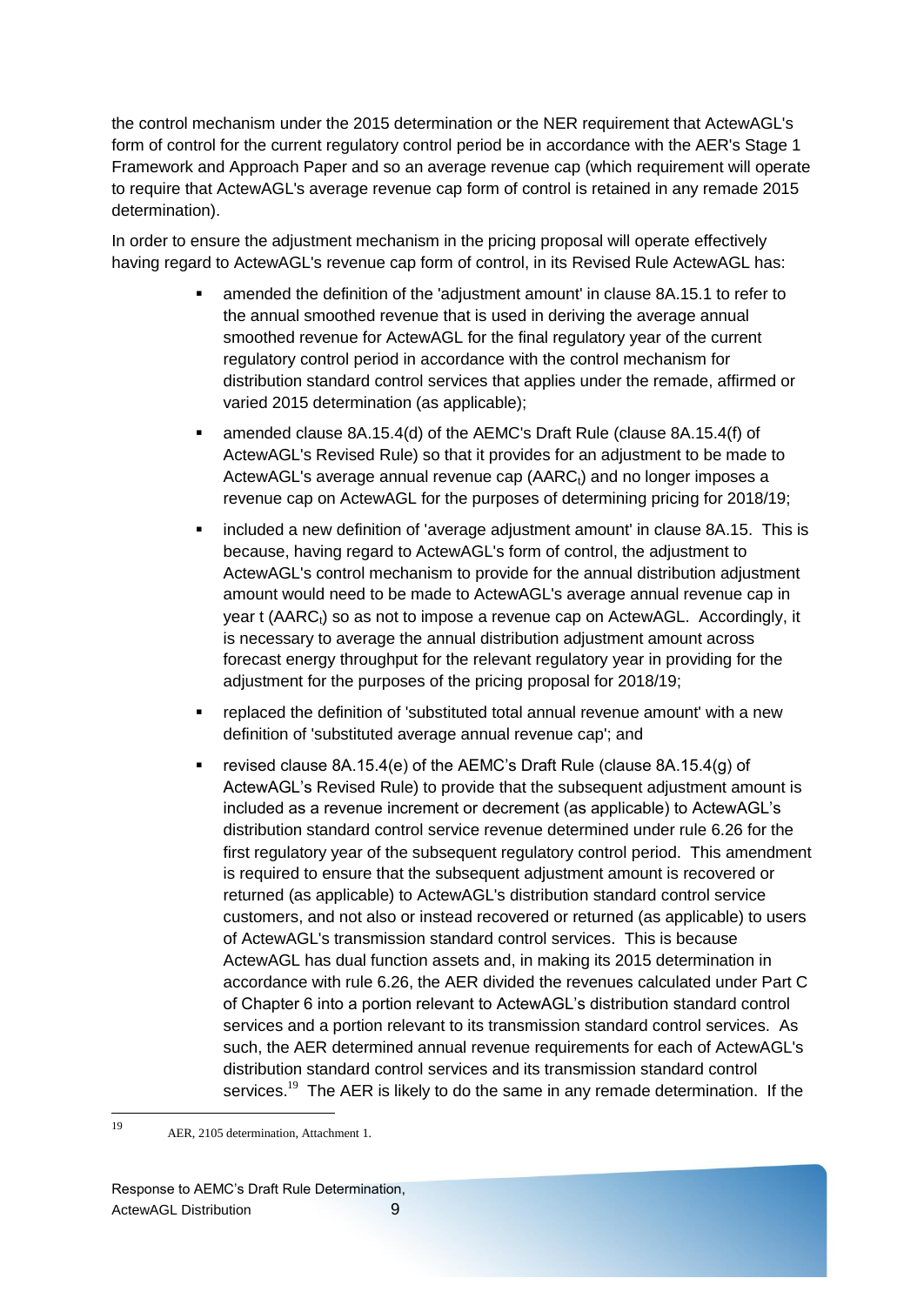the control mechanism under the 2015 determination or the NER requirement that ActewAGL's form of control for the current regulatory control period be in accordance with the AER's Stage 1 Framework and Approach Paper and so an average revenue cap (which requirement will operate to require that ActewAGL's average revenue cap form of control is retained in any remade 2015 determination).

In order to ensure the adjustment mechanism in the pricing proposal will operate effectively having regard to ActewAGL's revenue cap form of control, in its Revised Rule ActewAGL has:

- amended the definition of the 'adjustment amount' in clause 8A.15.1 to refer to the annual smoothed revenue that is used in deriving the average annual smoothed revenue for ActewAGL for the final regulatory year of the current regulatory control period in accordance with the control mechanism for distribution standard control services that applies under the remade, affirmed or varied 2015 determination (as applicable);
- amended clause 8A.15.4(d) of the AEMC's Draft Rule (clause 8A.15.4(f) of ActewAGL's Revised Rule) so that it provides for an adjustment to be made to ActewAGL's average annual revenue cap ($AARC_t$) and no longer imposes a revenue cap on ActewAGL for the purposes of determining pricing for 2018/19;
- included a new definition of 'average adjustment amount' in clause 8A.15. This is because, having regard to ActewAGL's form of control, the adjustment to ActewAGL's control mechanism to provide for the annual distribution adjustment amount would need to be made to ActewAGL's average annual revenue cap in year t ($AARC_t$) so as not to impose a revenue cap on ActewAGL. Accordingly, it is necessary to average the annual distribution adjustment amount across forecast energy throughput for the relevant regulatory year in providing for the adjustment for the purposes of the pricing proposal for 2018/19;
- replaced the definition of 'substituted total annual revenue amount' with a new definition of 'substituted average annual revenue cap'; and
- revised clause 8A.15.4(e) of the AEMC's Draft Rule (clause 8A.15.4(g) of ActewAGL's Revised Rule) to provide that the subsequent adjustment amount is included as a revenue increment or decrement (as applicable) to ActewAGL's distribution standard control service revenue determined under rule 6.26 for the first regulatory year of the subsequent regulatory control period. This amendment is required to ensure that the subsequent adjustment amount is recovered or returned (as applicable) to ActewAGL's distribution standard control service customers, and not also or instead recovered or returned (as applicable) to users of ActewAGL's transmission standard control services. This is because ActewAGL has dual function assets and, in making its 2015 determination in accordance with rule 6.26, the AER divided the revenues calculated under Part C of Chapter 6 into a portion relevant to ActewAGL's distribution standard control services and a portion relevant to its transmission standard control services. As such, the AER determined annual revenue requirements for each of ActewAGL's distribution standard control services and its transmission standard control services.[19] The AER is likely to do the same in any remade determination. If the

[19] AER, 2105 determination, Attachment 1.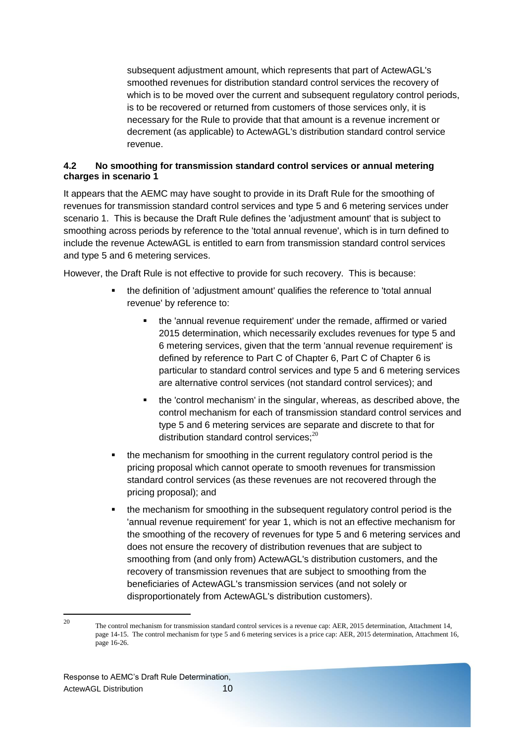subsequent adjustment amount, which represents that part of ActewAGL's smoothed revenues for distribution standard control services the recovery of which is to be moved over the current and subsequent regulatory control periods, is to be recovered or returned from customers of those services only, it is necessary for the Rule to provide that that amount is a revenue increment or decrement (as applicable) to ActewAGL's distribution standard control service revenue.

### 4.2 No smoothing for transmission standard control services or annual metering charges in scenario 1

It appears that the AEMC may have sought to provide in its Draft Rule for the smoothing of revenues for transmission standard control services and type 5 and 6 metering services under scenario 1. This is because the Draft Rule defines the 'adjustment amount' that is subject to smoothing across periods by reference to the 'total annual revenue', which is in turn defined to include the revenue ActewAGL is entitled to earn from transmission standard control services and type 5 and 6 metering services.

However, the Draft Rule is not effective to provide for such recovery. This is because:

- the definition of 'adjustment amount' qualifies the reference to 'total annual revenue' by reference to:
    - the 'annual revenue requirement' under the remade, affirmed or varied 2015 determination, which necessarily excludes revenues for type 5 and 6 metering services, given that the term 'annual revenue requirement' is defined by reference to Part C of Chapter 6, Part C of Chapter 6 is particular to standard control services and type 5 and 6 metering services are alternative control services (not standard control services); and
    - the 'control mechanism' in the singular, whereas, as described above, the control mechanism for each of transmission standard control services and type 5 and 6 metering services are separate and discrete to that for distribution standard control services;[20]
- the mechanism for smoothing in the current regulatory control period is the pricing proposal which cannot operate to smooth revenues for transmission standard control services (as these revenues are not recovered through the pricing proposal); and
- the mechanism for smoothing in the subsequent regulatory control period is the 'annual revenue requirement' for year 1, which is not an effective mechanism for the smoothing of the recovery of revenues for type 5 and 6 metering services and does not ensure the recovery of distribution revenues that are subject to smoothing from (and only from) ActewAGL's distribution customers, and the recovery of transmission revenues that are subject to smoothing from the beneficiaries of ActewAGL's transmission services (and not solely or disproportionately from ActewAGL's distribution customers).

---

[20] The control mechanism for transmission standard control services is a revenue cap: AER, 2015 determination, Attachment 14, page 14-15. The control mechanism for type 5 and 6 metering services is a price cap: AER, 2015 determination, Attachment 16, page 16-26.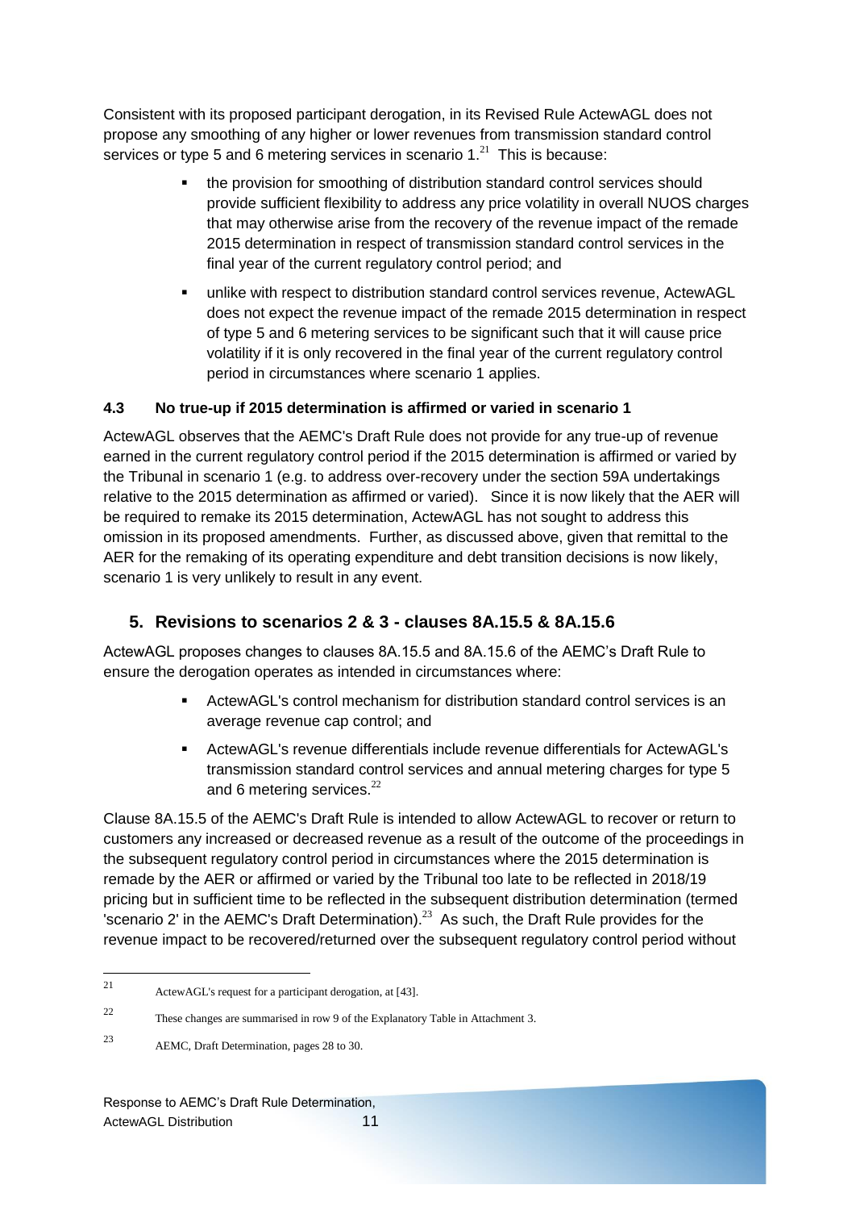Consistent with its proposed participant derogation, in its Revised Rule ActewAGL does not propose any smoothing of any higher or lower revenues from transmission standard control services or type 5 and 6 metering services in scenario 1.[21] This is because:

- the provision for smoothing of distribution standard control services should provide sufficient flexibility to address any price volatility in overall NUOS charges that may otherwise arise from the recovery of the revenue impact of the remade 2015 determination in respect of transmission standard control services in the final year of the current regulatory control period; and
- unlike with respect to distribution standard control services revenue, ActewAGL does not expect the revenue impact of the remade 2015 determination in respect of type 5 and 6 metering services to be significant such that it will cause price volatility if it is only recovered in the final year of the current regulatory control period in circumstances where scenario 1 applies.

#### 4.3 No true-up if 2015 determination is affirmed or varied in scenario 1

ActewAGL observes that the AEMC's Draft Rule does not provide for any true-up of revenue earned in the current regulatory control period if the 2015 determination is affirmed or varied by the Tribunal in scenario 1 (e.g. to address over-recovery under the section 59A undertakings relative to the 2015 determination as affirmed or varied). Since it is now likely that the AER will be required to remake its 2015 determination, ActewAGL has not sought to address this omission in its proposed amendments. Further, as discussed above, given that remittal to the AER for the remaking of its operating expenditure and debt transition decisions is now likely, scenario 1 is very unlikely to result in any event.

### 5. Revisions to scenarios 2 & 3 - clauses 8A.15.5 & 8A.15.6

ActewAGL proposes changes to clauses 8A.15.5 and 8A.15.6 of the AEMC's Draft Rule to ensure the derogation operates as intended in circumstances where:

- ActewAGL's control mechanism for distribution standard control services is an average revenue cap control; and
- ActewAGL's revenue differentials include revenue differentials for ActewAGL's transmission standard control services and annual metering charges for type 5 and 6 metering services.[22]

Clause 8A.15.5 of the AEMC's Draft Rule is intended to allow ActewAGL to recover or return to customers any increased or decreased revenue as a result of the outcome of the proceedings in the subsequent regulatory control period in circumstances where the 2015 determination is remade by the AER or affirmed or varied by the Tribunal too late to be reflected in 2018/19 pricing but in sufficient time to be reflected in the subsequent distribution determination (termed 'scenario 2' in the AEMC's Draft Determination).[23] As such, the Draft Rule provides for the revenue impact to be recovered/returned over the subsequent regulatory control period without

---

[21] ActewAGL's request for a participant derogation, at [43].

[22] These changes are summarised in row 9 of the Explanatory Table in Attachment 3.

[23] AEMC, Draft Determination, pages 28 to 30.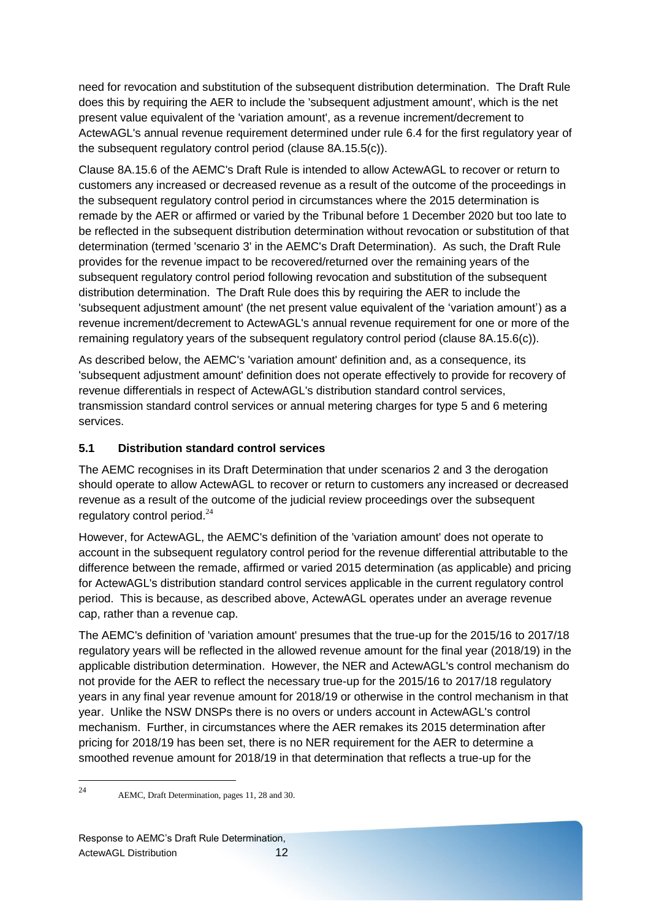need for revocation and substitution of the subsequent distribution determination. The Draft Rule does this by requiring the AER to include the 'subsequent adjustment amount', which is the net present value equivalent of the 'variation amount', as a revenue increment/decrement to ActewAGL's annual revenue requirement determined under rule 6.4 for the first regulatory year of the subsequent regulatory control period (clause 8A.15.5(c)).

Clause 8A.15.6 of the AEMC's Draft Rule is intended to allow ActewAGL to recover or return to customers any increased or decreased revenue as a result of the outcome of the proceedings in the subsequent regulatory control period in circumstances where the 2015 determination is remade by the AER or affirmed or varied by the Tribunal before 1 December 2020 but too late to be reflected in the subsequent distribution determination without revocation or substitution of that determination (termed 'scenario 3' in the AEMC's Draft Determination). As such, the Draft Rule provides for the revenue impact to be recovered/returned over the remaining years of the subsequent regulatory control period following revocation and substitution of the subsequent distribution determination. The Draft Rule does this by requiring the AER to include the 'subsequent adjustment amount' (the net present value equivalent of the 'variation amount') as a revenue increment/decrement to ActewAGL's annual revenue requirement for one or more of the remaining regulatory years of the subsequent regulatory control period (clause 8A.15.6(c)).

As described below, the AEMC's 'variation amount' definition and, as a consequence, its 'subsequent adjustment amount' definition does not operate effectively to provide for recovery of revenue differentials in respect of ActewAGL's distribution standard control services, transmission standard control services or annual metering charges for type 5 and 6 metering services.

## 5.1 Distribution standard control services

The AEMC recognises in its Draft Determination that under scenarios 2 and 3 the derogation should operate to allow ActewAGL to recover or return to customers any increased or decreased revenue as a result of the outcome of the judicial review proceedings over the subsequent regulatory control period.[24]

However, for ActewAGL, the AEMC's definition of the 'variation amount' does not operate to account in the subsequent regulatory control period for the revenue differential attributable to the difference between the remade, affirmed or varied 2015 determination (as applicable) and pricing for ActewAGL's distribution standard control services applicable in the current regulatory control period. This is because, as described above, ActewAGL operates under an average revenue cap, rather than a revenue cap.

The AEMC's definition of 'variation amount' presumes that the true-up for the 2015/16 to 2017/18 regulatory years will be reflected in the allowed revenue amount for the final year (2018/19) in the applicable distribution determination. However, the NER and ActewAGL's control mechanism do not provide for the AER to reflect the necessary true-up for the 2015/16 to 2017/18 regulatory years in any final year revenue amount for 2018/19 or otherwise in the control mechanism in that year. Unlike the NSW DNSPs there is no overs or unders account in ActewAGL's control mechanism. Further, in circumstances where the AER remakes its 2015 determination after pricing for 2018/19 has been set, there is no NER requirement for the AER to determine a smoothed revenue amount for 2018/19 in that determination that reflects a true-up for the

[24] AEMC, Draft Determination, pages 11, 28 and 30.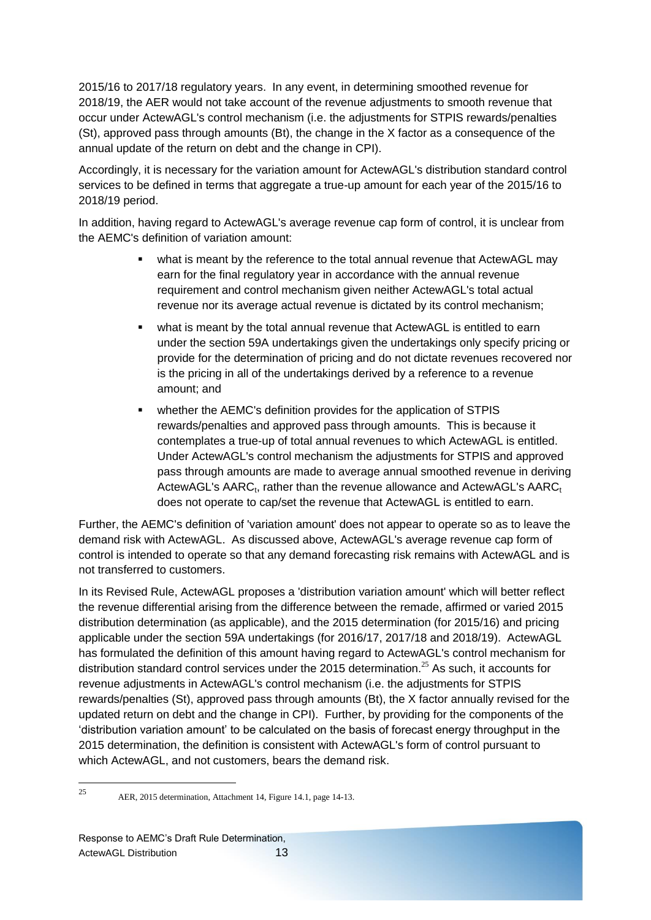2015/16 to 2017/18 regulatory years. In any event, in determining smoothed revenue for 2018/19, the AER would not take account of the revenue adjustments to smooth revenue that occur under ActewAGL's control mechanism (i.e. the adjustments for STPIS rewards/penalties (St), approved pass through amounts (Bt), the change in the X factor as a consequence of the annual update of the return on debt and the change in CPI).

Accordingly, it is necessary for the variation amount for ActewAGL's distribution standard control services to be defined in terms that aggregate a true-up amount for each year of the 2015/16 to 2018/19 period.

In addition, having regard to ActewAGL's average revenue cap form of control, it is unclear from the AEMC's definition of variation amount:

- what is meant by the reference to the total annual revenue that ActewAGL may earn for the final regulatory year in accordance with the annual revenue requirement and control mechanism given neither ActewAGL's total actual revenue nor its average actual revenue is dictated by its control mechanism;
- what is meant by the total annual revenue that ActewAGL is entitled to earn under the section 59A undertakings given the undertakings only specify pricing or provide for the determination of pricing and do not dictate revenues recovered nor is the pricing in all of the undertakings derived by a reference to a revenue amount; and
- whether the AEMC's definition provides for the application of STPIS rewards/penalties and approved pass through amounts. This is because it contemplates a true-up of total annual revenues to which ActewAGL is entitled. Under ActewAGL's control mechanism the adjustments for STPIS and approved pass through amounts are made to average annual smoothed revenue in deriving ActewAGL's $AARC_t$, rather than the revenue allowance and ActewAGL's $AARC_t$ does not operate to cap/set the revenue that ActewAGL is entitled to earn.

Further, the AEMC's definition of 'variation amount' does not appear to operate so as to leave the demand risk with ActewAGL. As discussed above, ActewAGL's average revenue cap form of control is intended to operate so that any demand forecasting risk remains with ActewAGL and is not transferred to customers.

In its Revised Rule, ActewAGL proposes a 'distribution variation amount' which will better reflect the revenue differential arising from the difference between the remade, affirmed or varied 2015 distribution determination (as applicable), and the 2015 determination (for 2015/16) and pricing applicable under the section 59A undertakings (for 2016/17, 2017/18 and 2018/19). ActewAGL has formulated the definition of this amount having regard to ActewAGL's control mechanism for distribution standard control services under the 2015 determination.[25] As such, it accounts for revenue adjustments in ActewAGL's control mechanism (i.e. the adjustments for STPIS rewards/penalties (St), approved pass through amounts (Bt), the X factor annually revised for the updated return on debt and the change in CPI). Further, by providing for the components of the 'distribution variation amount' to be calculated on the basis of forecast energy throughput in the 2015 determination, the definition is consistent with ActewAGL's form of control pursuant to which ActewAGL, and not customers, bears the demand risk.

[25] AER, 2015 determination, Attachment 14, Figure 14.1, page 14-13.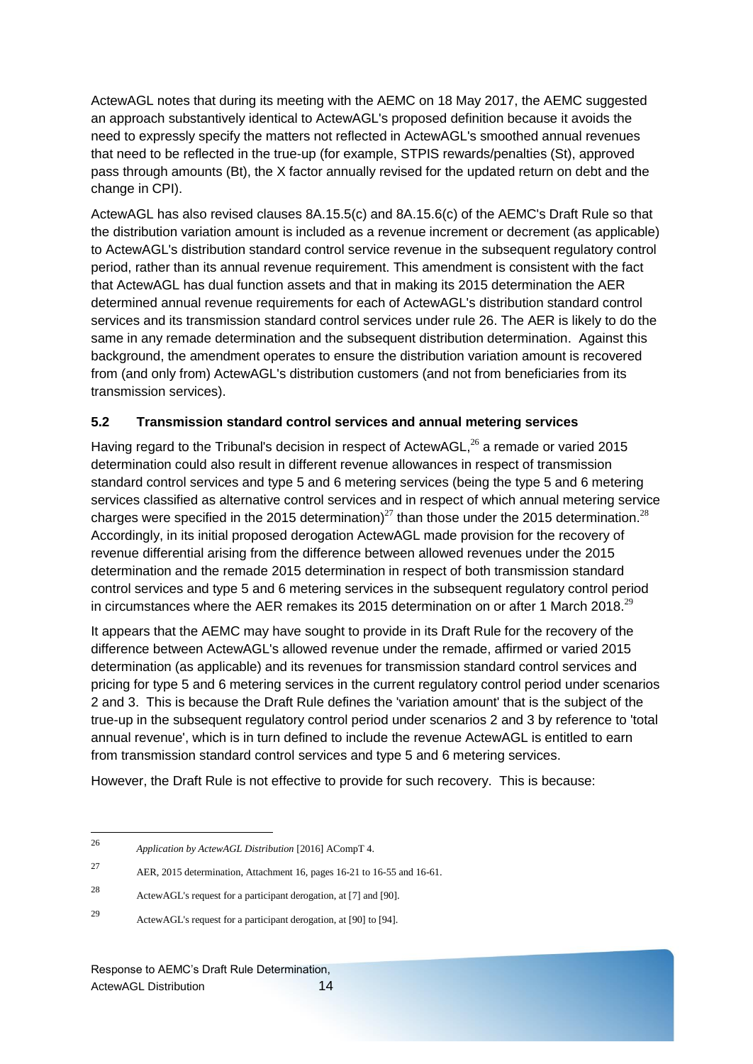ActewAGL notes that during its meeting with the AEMC on 18 May 2017, the AEMC suggested an approach substantively identical to ActewAGL's proposed definition because it avoids the need to expressly specify the matters not reflected in ActewAGL's smoothed annual revenues that need to be reflected in the true-up (for example, STPIS rewards/penalties (St), approved pass through amounts (Bt), the X factor annually revised for the updated return on debt and the change in CPI).

ActewAGL has also revised clauses 8A.15.5(c) and 8A.15.6(c) of the AEMC's Draft Rule so that the distribution variation amount is included as a revenue increment or decrement (as applicable) to ActewAGL's distribution standard control service revenue in the subsequent regulatory control period, rather than its annual revenue requirement. This amendment is consistent with the fact that ActewAGL has dual function assets and that in making its 2015 determination the AER determined annual revenue requirements for each of ActewAGL's distribution standard control services and its transmission standard control services under rule 26. The AER is likely to do the same in any remade determination and the subsequent distribution determination. Against this background, the amendment operates to ensure the distribution variation amount is recovered from (and only from) ActewAGL's distribution customers (and not from beneficiaries from its transmission services).

### 5.2 Transmission standard control services and annual metering services

Having regard to the Tribunal's decision in respect of ActewAGL,[26] a remade or varied 2015 determination could also result in different revenue allowances in respect of transmission standard control services and type 5 and 6 metering services (being the type 5 and 6 metering services classified as alternative control services and in respect of which annual metering service charges were specified in the 2015 determination)[27] than those under the 2015 determination.[28] Accordingly, in its initial proposed derogation ActewAGL made provision for the recovery of revenue differential arising from the difference between allowed revenues under the 2015 determination and the remade 2015 determination in respect of both transmission standard control services and type 5 and 6 metering services in the subsequent regulatory control period in circumstances where the AER remakes its 2015 determination on or after 1 March 2018.[29]

It appears that the AEMC may have sought to provide in its Draft Rule for the recovery of the difference between ActewAGL's allowed revenue under the remade, affirmed or varied 2015 determination (as applicable) and its revenues for transmission standard control services and pricing for type 5 and 6 metering services in the current regulatory control period under scenarios 2 and 3. This is because the Draft Rule defines the 'variation amount' that is the subject of the true-up in the subsequent regulatory control period under scenarios 2 and 3 by reference to 'total annual revenue', which is in turn defined to include the revenue ActewAGL is entitled to earn from transmission standard control services and type 5 and 6 metering services.

However, the Draft Rule is not effective to provide for such recovery. This is because:

---

[26] *Application by ActewAGL Distribution* [2016] ACompT 4.

[27] AER, 2015 determination, Attachment 16, pages 16-21 to 16-55 and 16-61.

[28] ActewAGL's request for a participant derogation, at [7] and [90].

[29] ActewAGL's request for a participant derogation, at [90] to [94].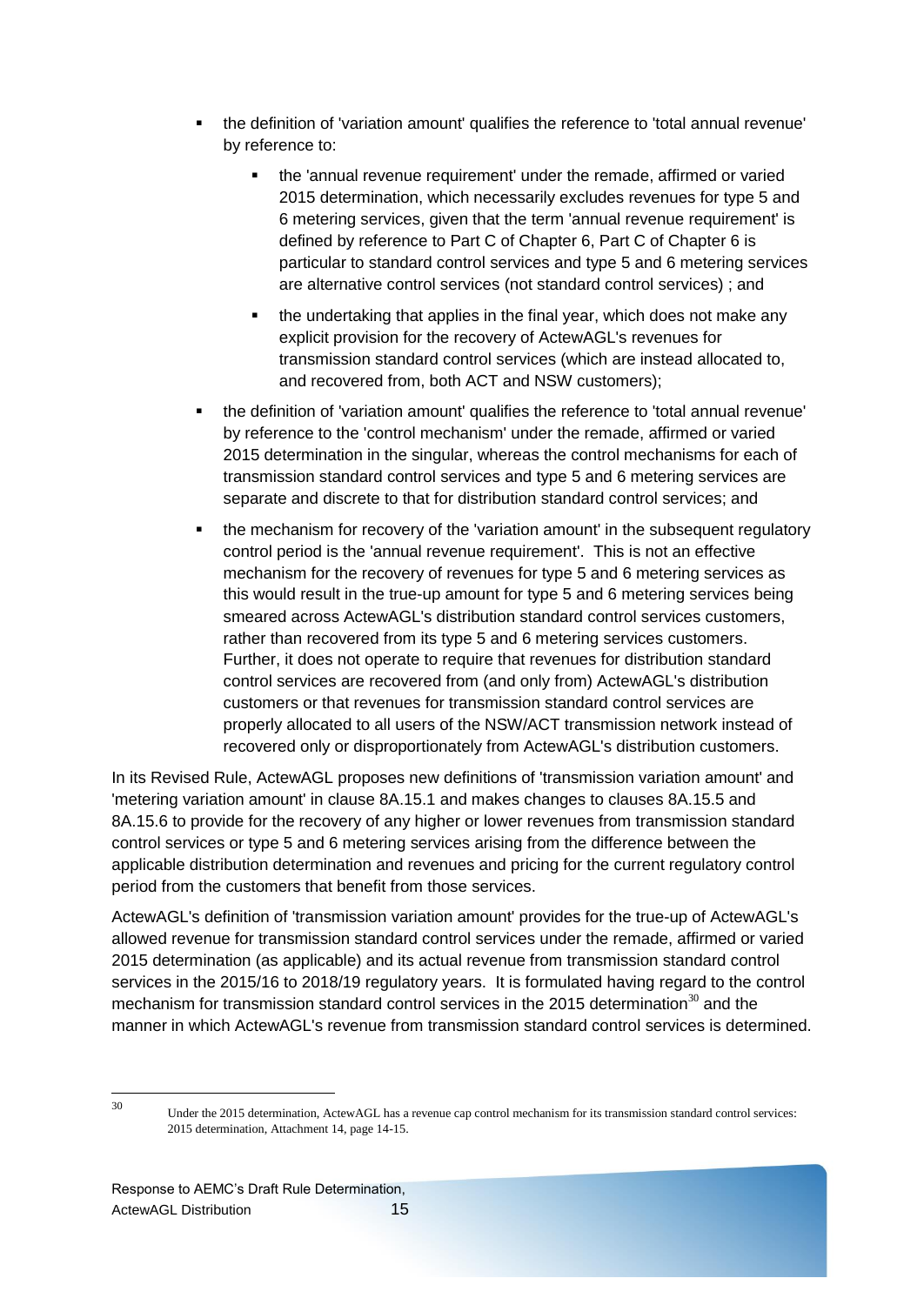- the definition of 'variation amount' qualifies the reference to 'total annual revenue' by reference to:
  - the 'annual revenue requirement' under the remade, affirmed or varied 2015 determination, which necessarily excludes revenues for type 5 and 6 metering services, given that the term 'annual revenue requirement' is defined by reference to Part C of Chapter 6, Part C of Chapter 6 is particular to standard control services and type 5 and 6 metering services are alternative control services (not standard control services) ; and
  - the undertaking that applies in the final year, which does not make any explicit provision for the recovery of ActewAGL's revenues for transmission standard control services (which are instead allocated to, and recovered from, both ACT and NSW customers);
- the definition of 'variation amount' qualifies the reference to 'total annual revenue' by reference to the 'control mechanism' under the remade, affirmed or varied 2015 determination in the singular, whereas the control mechanisms for each of transmission standard control services and type 5 and 6 metering services are separate and discrete to that for distribution standard control services; and
- the mechanism for recovery of the 'variation amount' in the subsequent regulatory control period is the 'annual revenue requirement'. This is not an effective mechanism for the recovery of revenues for type 5 and 6 metering services as this would result in the true-up amount for type 5 and 6 metering services being smeared across ActewAGL's distribution standard control services customers, rather than recovered from its type 5 and 6 metering services customers. Further, it does not operate to require that revenues for distribution standard control services are recovered from (and only from) ActewAGL's distribution customers or that revenues for transmission standard control services are properly allocated to all users of the NSW/ACT transmission network instead of recovered only or disproportionately from ActewAGL's distribution customers.

In its Revised Rule, ActewAGL proposes new definitions of 'transmission variation amount' and 'metering variation amount' in clause 8A.15.1 and makes changes to clauses 8A.15.5 and 8A.15.6 to provide for the recovery of any higher or lower revenues from transmission standard control services or type 5 and 6 metering services arising from the difference between the applicable distribution determination and revenues and pricing for the current regulatory control period from the customers that benefit from those services.

ActewAGL's definition of 'transmission variation amount' provides for the true-up of ActewAGL's allowed revenue for transmission standard control services under the remade, affirmed or varied 2015 determination (as applicable) and its actual revenue from transmission standard control services in the 2015/16 to 2018/19 regulatory years. It is formulated having regard to the control mechanism for transmission standard control services in the 2015 determination[30] and the manner in which ActewAGL's revenue from transmission standard control services is determined.

---

[30] Under the 2015 determination, ActewAGL has a revenue cap control mechanism for its transmission standard control services: 2015 determination, Attachment 14, page 14-15.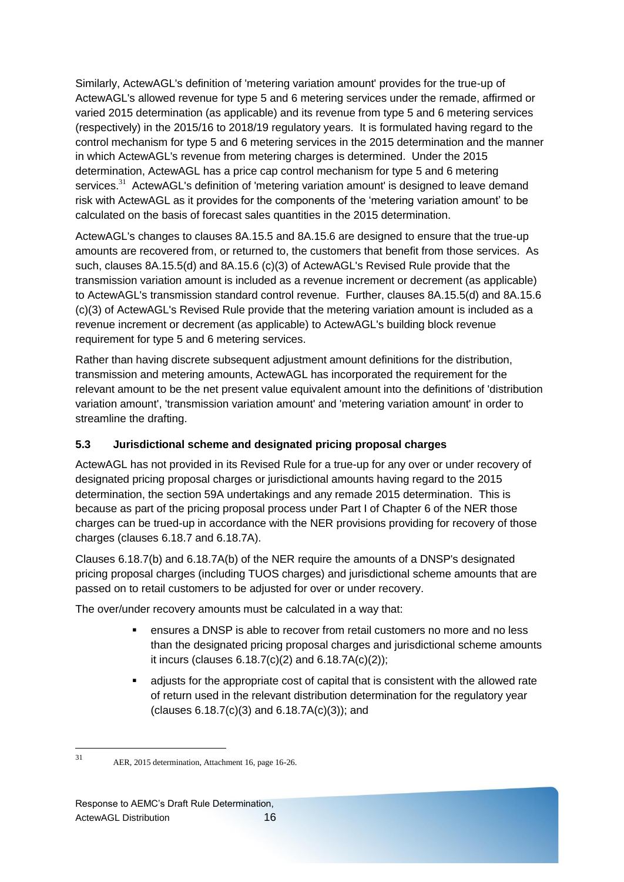Similarly, ActewAGL's definition of 'metering variation amount' provides for the true-up of ActewAGL's allowed revenue for type 5 and 6 metering services under the remade, affirmed or varied 2015 determination (as applicable) and its revenue from type 5 and 6 metering services (respectively) in the 2015/16 to 2018/19 regulatory years. It is formulated having regard to the control mechanism for type 5 and 6 metering services in the 2015 determination and the manner in which ActewAGL's revenue from metering charges is determined. Under the 2015 determination, ActewAGL has a price cap control mechanism for type 5 and 6 metering services.[31] ActewAGL's definition of 'metering variation amount' is designed to leave demand risk with ActewAGL as it provides for the components of the 'metering variation amount' to be calculated on the basis of forecast sales quantities in the 2015 determination.

ActewAGL's changes to clauses 8A.15.5 and 8A.15.6 are designed to ensure that the true-up amounts are recovered from, or returned to, the customers that benefit from those services. As such, clauses 8A.15.5(d) and 8A.15.6 (c)(3) of ActewAGL's Revised Rule provide that the transmission variation amount is included as a revenue increment or decrement (as applicable) to ActewAGL's transmission standard control revenue. Further, clauses 8A.15.5(d) and 8A.15.6 (c)(3) of ActewAGL's Revised Rule provide that the metering variation amount is included as a revenue increment or decrement (as applicable) to ActewAGL's building block revenue requirement for type 5 and 6 metering services.

Rather than having discrete subsequent adjustment amount definitions for the distribution, transmission and metering amounts, ActewAGL has incorporated the requirement for the relevant amount to be the net present value equivalent amount into the definitions of 'distribution variation amount', 'transmission variation amount' and 'metering variation amount' in order to streamline the drafting.

### 5.3 Jurisdictional scheme and designated pricing proposal charges

ActewAGL has not provided in its Revised Rule for a true-up for any over or under recovery of designated pricing proposal charges or jurisdictional amounts having regard to the 2015 determination, the section 59A undertakings and any remade 2015 determination. This is because as part of the pricing proposal process under Part I of Chapter 6 of the NER those charges can be trued-up in accordance with the NER provisions providing for recovery of those charges (clauses 6.18.7 and 6.18.7A).

Clauses 6.18.7(b) and 6.18.7A(b) of the NER require the amounts of a DNSP's designated pricing proposal charges (including TUOS charges) and jurisdictional scheme amounts that are passed on to retail customers to be adjusted for over or under recovery.

The over/under recovery amounts must be calculated in a way that:

- ensures a DNSP is able to recover from retail customers no more and no less than the designated pricing proposal charges and jurisdictional scheme amounts it incurs (clauses 6.18.7(c)(2) and 6.18.7A(c)(2));
- adjusts for the appropriate cost of capital that is consistent with the allowed rate of return used in the relevant distribution determination for the regulatory year (clauses 6.18.7(c)(3) and 6.18.7A(c)(3)); and

[31] AER, 2015 determination, Attachment 16, page 16-26.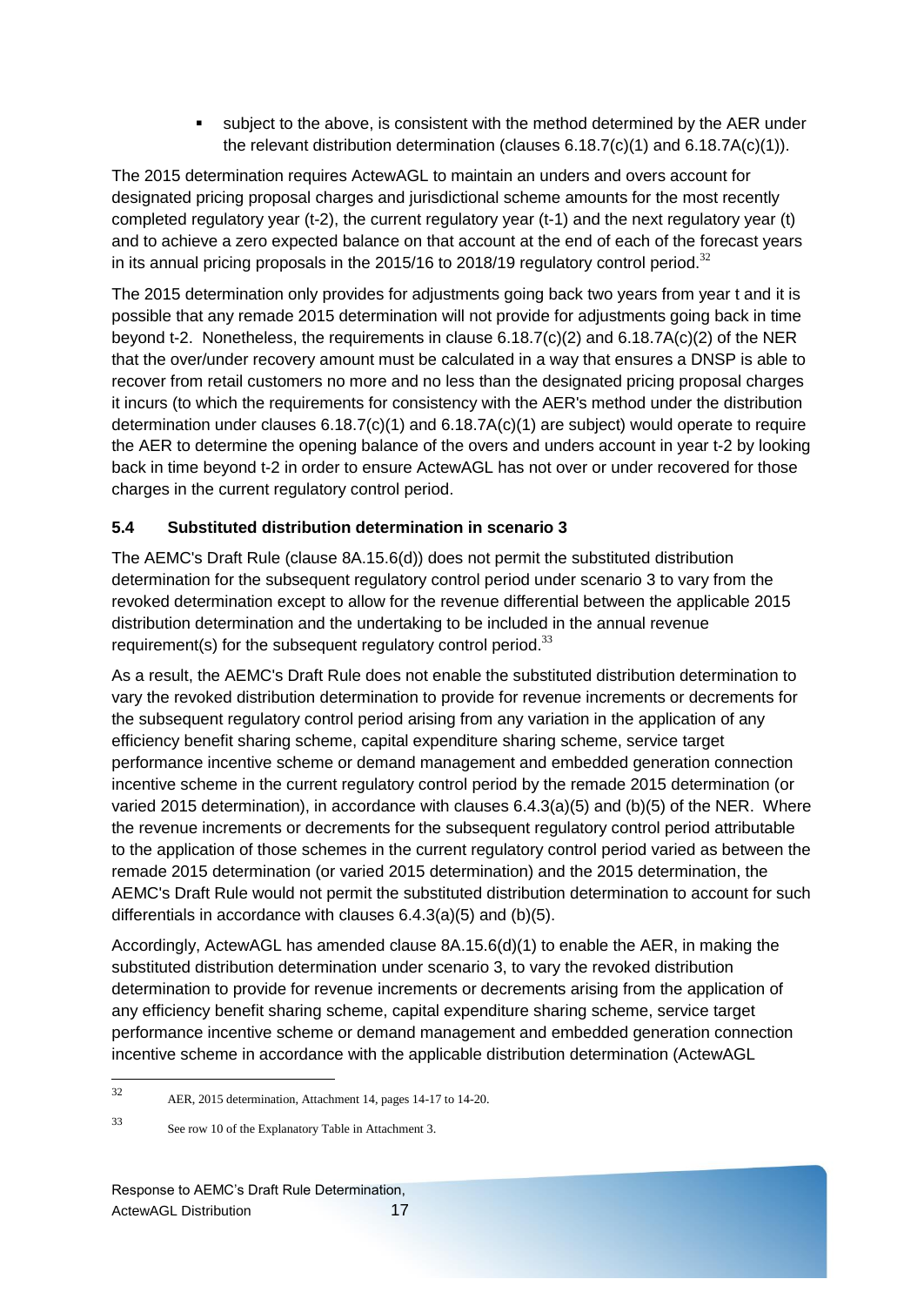- subject to the above, is consistent with the method determined by the AER under the relevant distribution determination (clauses 6.18.7(c)(1) and 6.18.7A(c)(1)).

The 2015 determination requires ActewAGL to maintain an unders and overs account for designated pricing proposal charges and jurisdictional scheme amounts for the most recently completed regulatory year (t-2), the current regulatory year (t-1) and the next regulatory year (t) and to achieve a zero expected balance on that account at the end of each of the forecast years in its annual pricing proposals in the 2015/16 to 2018/19 regulatory control period.[32]

The 2015 determination only provides for adjustments going back two years from year t and it is possible that any remade 2015 determination will not provide for adjustments going back in time beyond t-2. Nonetheless, the requirements in clause 6.18.7(c)(2) and 6.18.7A(c)(2) of the NER that the over/under recovery amount must be calculated in a way that ensures a DNSP is able to recover from retail customers no more and no less than the designated pricing proposal charges it incurs (to which the requirements for consistency with the AER's method under the distribution determination under clauses 6.18.7(c)(1) and 6.18.7A(c)(1) are subject) would operate to require the AER to determine the opening balance of the overs and unders account in year t-2 by looking back in time beyond t-2 in order to ensure ActewAGL has not over or under recovered for those charges in the current regulatory control period.

### 5.4 Substituted distribution determination in scenario 3

The AEMC's Draft Rule (clause 8A.15.6(d)) does not permit the substituted distribution determination for the subsequent regulatory control period under scenario 3 to vary from the revoked determination except to allow for the revenue differential between the applicable 2015 distribution determination and the undertaking to be included in the annual revenue requirement(s) for the subsequent regulatory control period.[33]

As a result, the AEMC's Draft Rule does not enable the substituted distribution determination to vary the revoked distribution determination to provide for revenue increments or decrements for the subsequent regulatory control period arising from any variation in the application of any efficiency benefit sharing scheme, capital expenditure sharing scheme, service target performance incentive scheme or demand management and embedded generation connection incentive scheme in the current regulatory control period by the remade 2015 determination (or varied 2015 determination), in accordance with clauses 6.4.3(a)(5) and (b)(5) of the NER. Where the revenue increments or decrements for the subsequent regulatory control period attributable to the application of those schemes in the current regulatory control period varied as between the remade 2015 determination (or varied 2015 determination) and the 2015 determination, the AEMC's Draft Rule would not permit the substituted distribution determination to account for such differentials in accordance with clauses 6.4.3(a)(5) and (b)(5).

Accordingly, ActewAGL has amended clause 8A.15.6(d)(1) to enable the AER, in making the substituted distribution determination under scenario 3, to vary the revoked distribution determination to provide for revenue increments or decrements arising from the application of any efficiency benefit sharing scheme, capital expenditure sharing scheme, service target performance incentive scheme or demand management and embedded generation connection incentive scheme in accordance with the applicable distribution determination (ActewAGL

---

[32] AER, 2015 determination, Attachment 14, pages 14-17 to 14-20.

[33] See row 10 of the Explanatory Table in Attachment 3.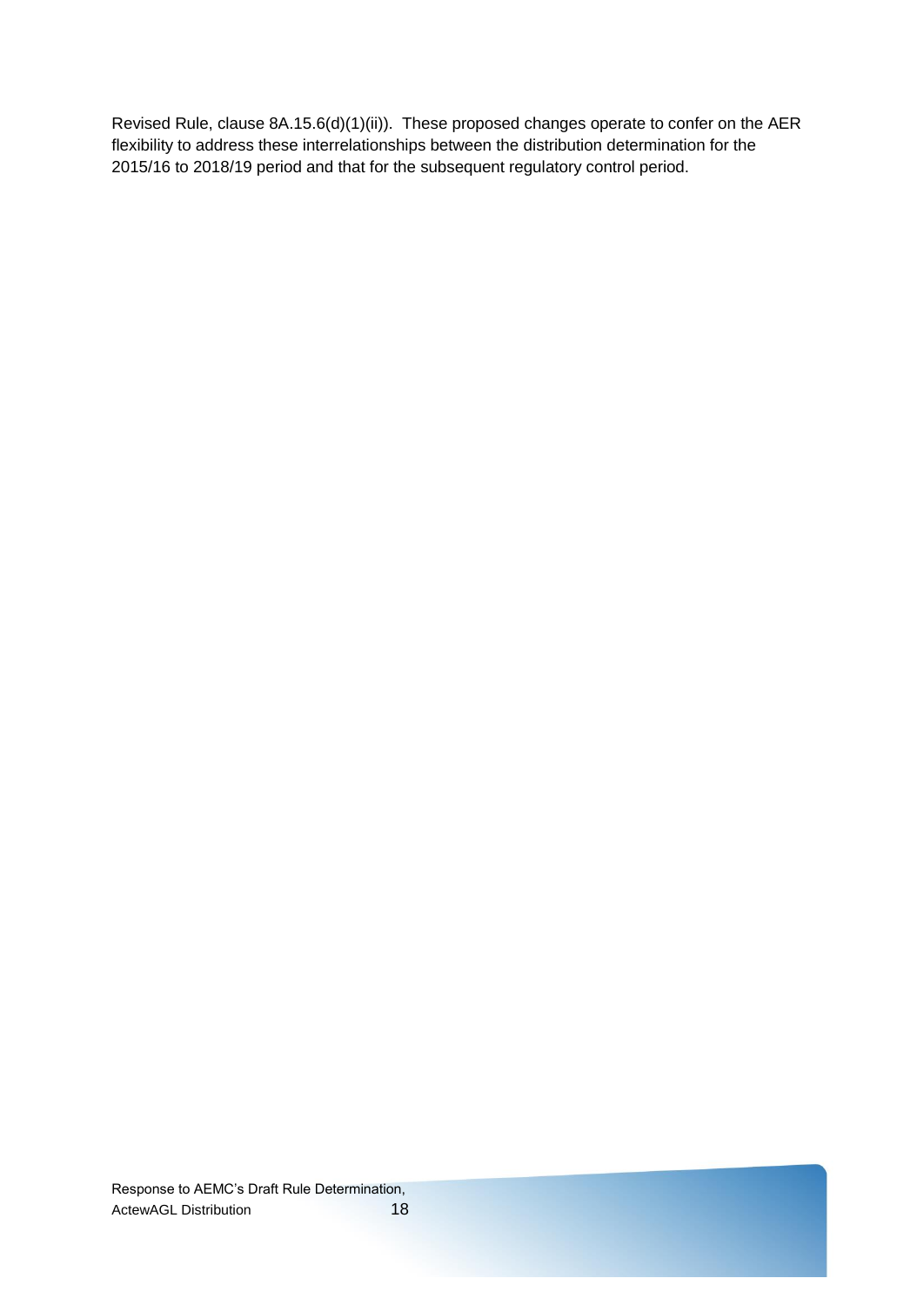Revised Rule, clause 8A.15.6(d)(1)(ii)). These proposed changes operate to confer on the AER flexibility to address these interrelationships between the distribution determination for the 2015/16 to 2018/19 period and that for the subsequent regulatory control period.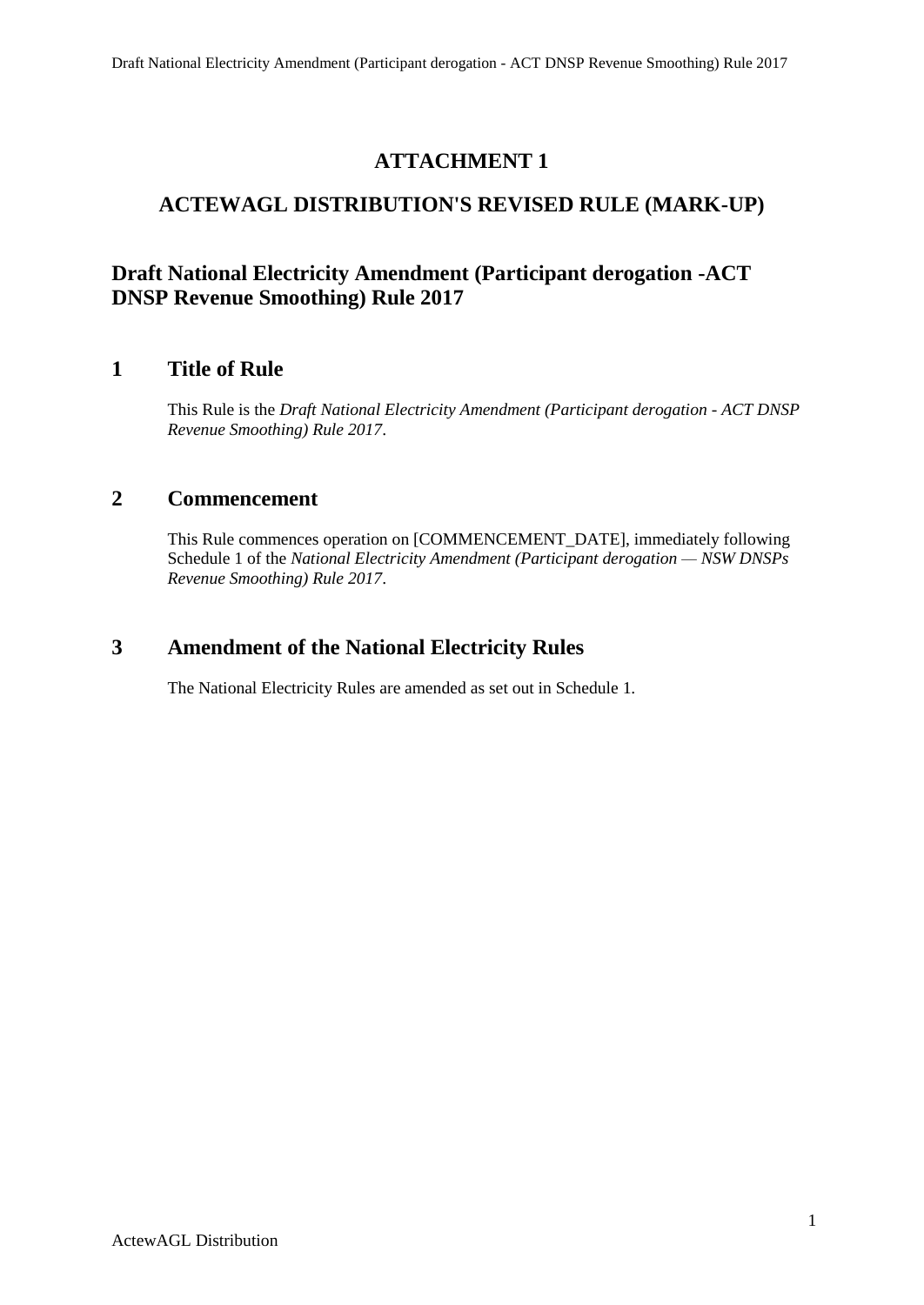# ATTACHMENT 1

## ACTEWAGL DISTRIBUTION'S REVISED RULE (MARK-UP)

## Draft National Electricity Amendment (Participant derogation -ACT DNSP Revenue Smoothing) Rule 2017

## 1 Title of Rule

This Rule is the *Draft National Electricity Amendment (Participant derogation - ACT DNSP Revenue Smoothing) Rule 2017*.

## 2 Commencement

This Rule commences operation on [COMMENCEMENT_DATE], immediately following Schedule 1 of the *National Electricity Amendment (Participant derogation — NSW DNSPs Revenue Smoothing) Rule 2017*.

## 3 Amendment of the National Electricity Rules

The National Electricity Rules are amended as set out in Schedule 1.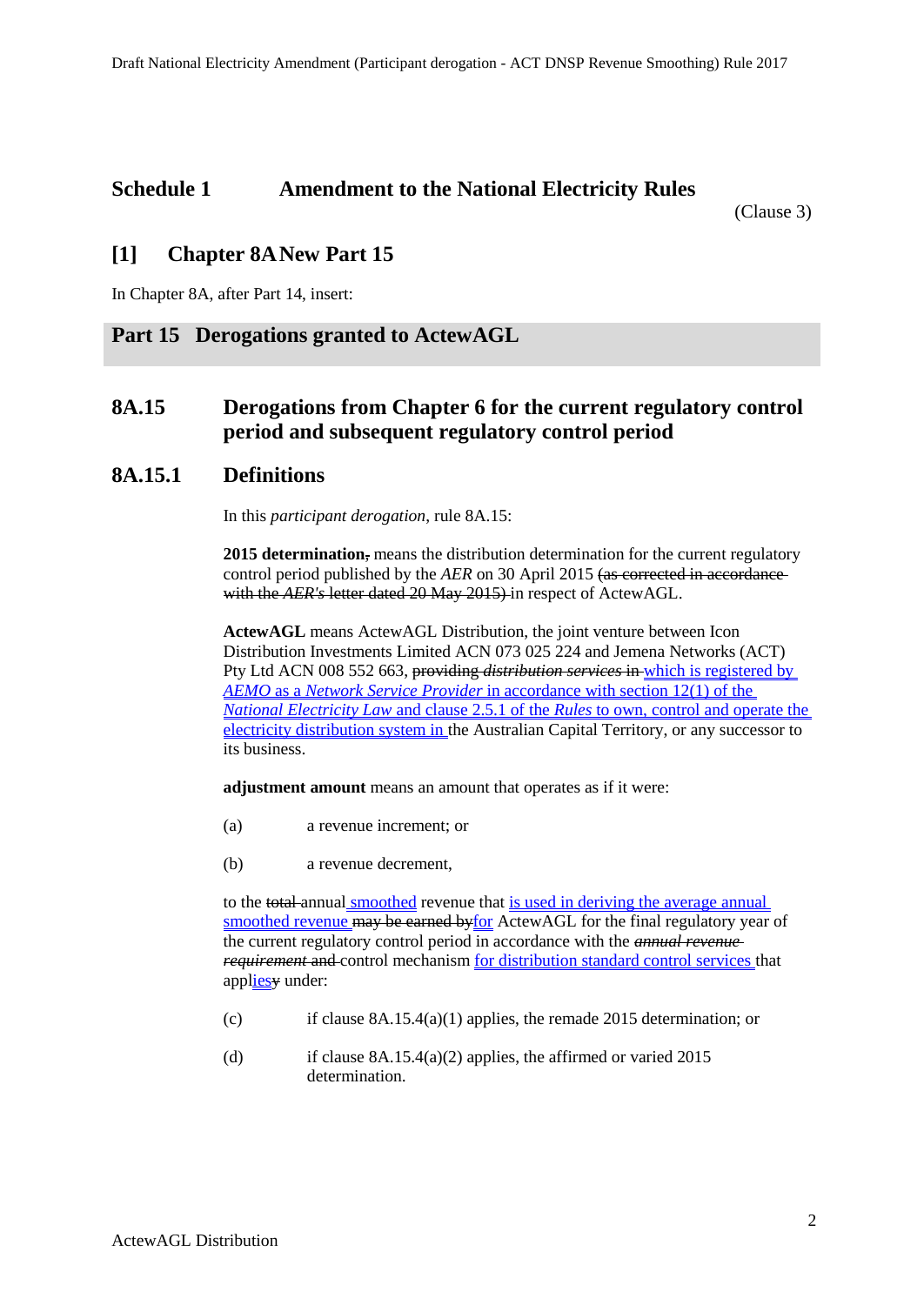## Schedule 1 Amendment to the National Electricity Rules

(Clause 3)

## [1] Chapter 8A New Part 15

In Chapter 8A, after Part 14, insert:

## Part 15 Derogations granted to ActewAGL

### 8A.15 Derogations from Chapter 6 for the current regulatory control period and subsequent regulatory control period

### 8A.15.1 Definitions

In this *participant derogation*, rule 8A.15:

**2015 determination,** means the distribution determination for the current regulatory control period published by the *AER* on 30 April 2015 (as corrected in accordance with the *AER's* letter dated 20 May 2015) in respect of ActewAGL.

**ActewAGL** means ActewAGL Distribution, the joint venture between Icon Distribution Investments Limited ACN 073 025 224 and Jemena Networks (ACT) Pty Ltd ACN 008 552 663, providing *distribution services* in which is registered by *AEMO* as a *Network Service Provider* in accordance with section 12(1) of the *National Electricity Law* and clause 2.5.1 of the *Rules* to own, control and operate the electricity distribution system in the Australian Capital Territory, or any successor to its business.

**adjustment amount** means an amount that operates as if it were:

(a) a revenue increment; or

(b) a revenue decrement,

to the total annual smoothed revenue that is used in deriving the average annual smoothed revenue may be earned byfor ActewAGL for the final regulatory year of the current regulatory control period in accordance with the *annual revenue requirement* and control mechanism for distribution standard control services that appliesy under:

(c) if clause 8A.15.4(a)(1) applies, the remade 2015 determination; or

(d) if clause 8A.15.4(a)(2) applies, the affirmed or varied 2015 determination.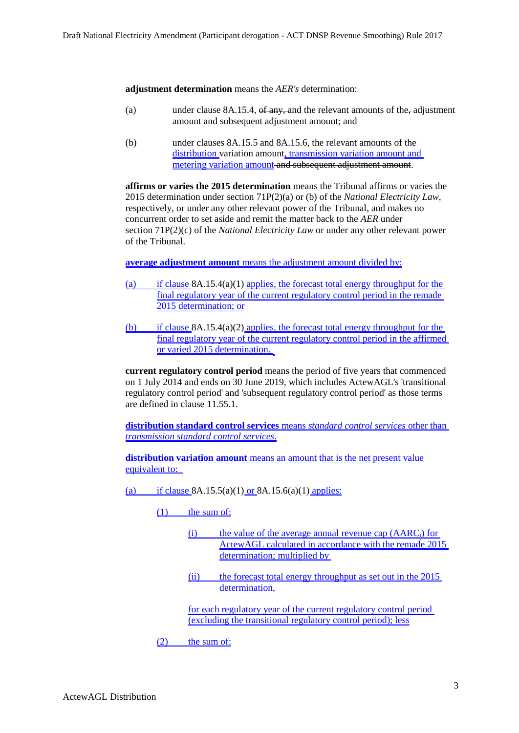**adjustment determination** means the *AER's* determination:

(a) under clause 8A.15.4, ~~of any,~~ and the relevant amounts of the~~,~~ adjustment amount and subsequent adjustment amount; and

(b) under clauses 8A.15.5 and 8A.15.6, the relevant amounts of the distribution variation amount, transmission variation amount and metering variation amount ~~and subsequent adjustment amount~~.

**affirms or varies the 2015 determination** means the Tribunal affirms or varies the 2015 determination under section 71P(2)(a) or (b) of the *National Electricity Law*, respectively, or under any other relevant power of the Tribunal, and makes no concurrent order to set aside and remit the matter back to the *AER* under section 71P(2)(c) of the *National Electricity Law* or under any other relevant power of the Tribunal.

**average adjustment amount** means the adjustment amount divided by:

(a) if clause 8A.15.4(a)(1) applies, the forecast total energy throughput for the final regulatory year of the current regulatory control period in the remade 2015 determination; or

(b) if clause 8A.15.4(a)(2) applies, the forecast total energy throughput for the final regulatory year of the current regulatory control period in the affirmed or varied 2015 determination.

**current regulatory control period** means the period of five years that commenced on 1 July 2014 and ends on 30 June 2019, which includes ActewAGL's 'transitional regulatory control period' and 'subsequent regulatory control period' as those terms are defined in clause 11.55.1.

**distribution standard control services** means *standard control services* other than *transmission standard control services*.

**distribution variation amount** means an amount that is the net present value equivalent to:

(a) if clause 8A.15.5(a)(1) or 8A.15.6(a)(1) applies:

(1) the sum of:

(i) the value of the average annual revenue cap ($AARC_t$) for ActewAGL calculated in accordance with the remade 2015 determination; multiplied by

(ii) the forecast total energy throughput as set out in the 2015 determination,

for each regulatory year of the current regulatory control period (excluding the transitional regulatory control period); less

(2) the sum of: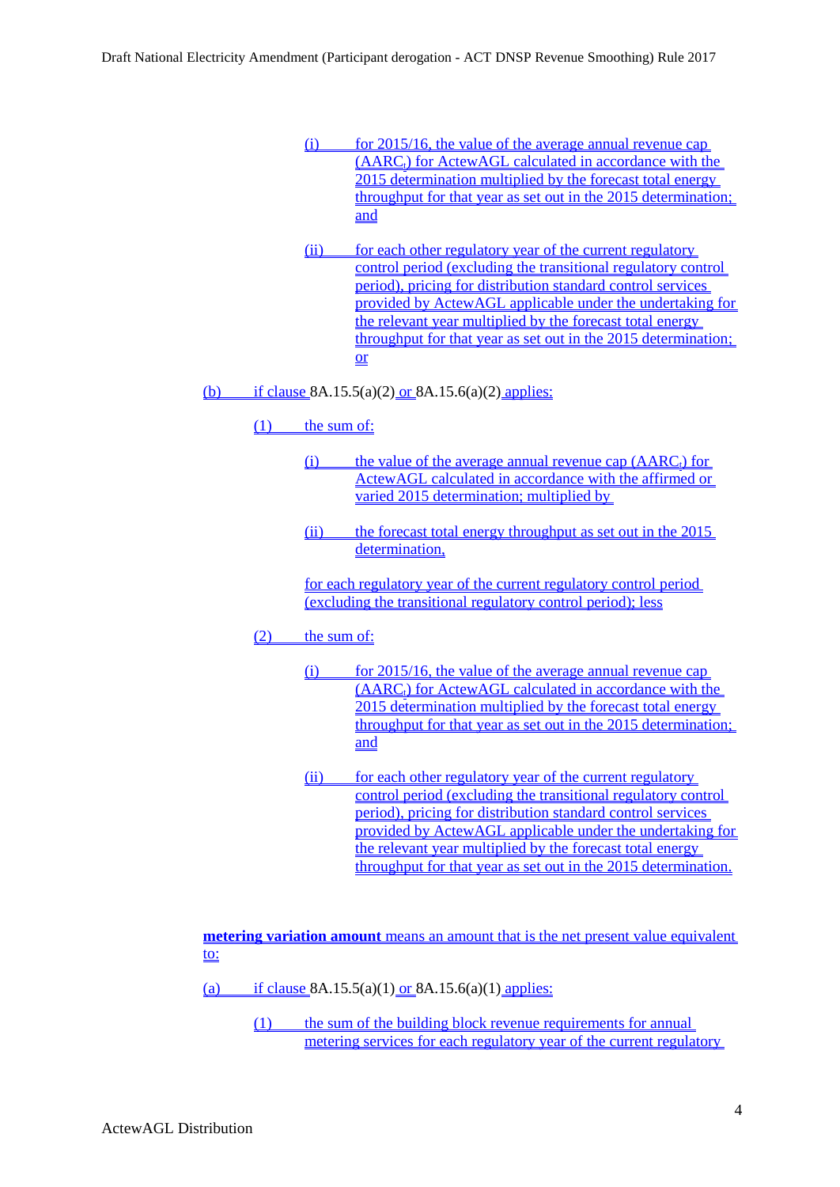(i) for 2015/16, the value of the average annual revenue cap ($AARC_t$) for ActewAGL calculated in accordance with the 2015 determination multiplied by the forecast total energy throughput for that year as set out in the 2015 determination; and

(ii) for each other regulatory year of the current regulatory control period (excluding the transitional regulatory control period), pricing for distribution standard control services provided by ActewAGL applicable under the undertaking for the relevant year multiplied by the forecast total energy throughput for that year as set out in the 2015 determination; or

(b) if clause 8A.15.5(a)(2) or 8A.15.6(a)(2) applies:

(1) the sum of:

(i) the value of the average annual revenue cap ($AARC_t$) for ActewAGL calculated in accordance with the affirmed or varied 2015 determination; multiplied by

(ii) the forecast total energy throughput as set out in the 2015 determination,

for each regulatory year of the current regulatory control period (excluding the transitional regulatory control period); less

(2) the sum of:

(i) for 2015/16, the value of the average annual revenue cap ($AARC_t$) for ActewAGL calculated in accordance with the 2015 determination multiplied by the forecast total energy throughput for that year as set out in the 2015 determination; and

(ii) for each other regulatory year of the current regulatory control period (excluding the transitional regulatory control period), pricing for distribution standard control services provided by ActewAGL applicable under the undertaking for the relevant year multiplied by the forecast total energy throughput for that year as set out in the 2015 determination.

**metering variation amount** means an amount that is the net present value equivalent to:

(a) if clause 8A.15.5(a)(1) or 8A.15.6(a)(1) applies:

(1) the sum of the building block revenue requirements for annual metering services for each regulatory year of the current regulatory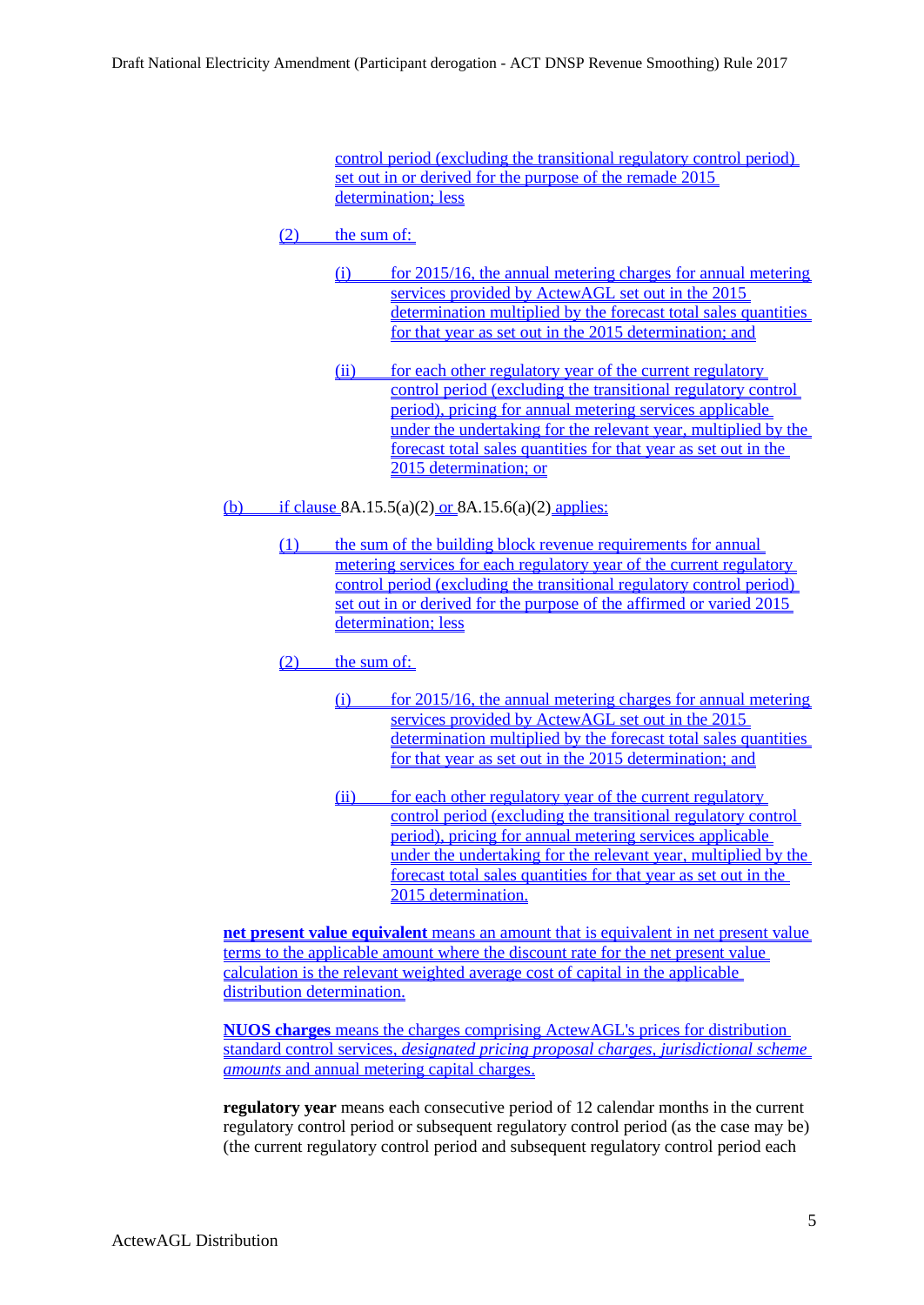control period (excluding the transitional regulatory control period) set out in or derived for the purpose of the remade 2015 determination; less

(2) the sum of:

(i) for 2015/16, the annual metering charges for annual metering services provided by ActewAGL set out in the 2015 determination multiplied by the forecast total sales quantities for that year as set out in the 2015 determination; and

(ii) for each other regulatory year of the current regulatory control period (excluding the transitional regulatory control period), pricing for annual metering services applicable under the undertaking for the relevant year, multiplied by the forecast total sales quantities for that year as set out in the 2015 determination; or

(b) if clause 8A.15.5(a)(2) or 8A.15.6(a)(2) applies:

(1) the sum of the building block revenue requirements for annual metering services for each regulatory year of the current regulatory control period (excluding the transitional regulatory control period) set out in or derived for the purpose of the affirmed or varied 2015 determination; less

(2) the sum of:

(i) for 2015/16, the annual metering charges for annual metering services provided by ActewAGL set out in the 2015 determination multiplied by the forecast total sales quantities for that year as set out in the 2015 determination; and

(ii) for each other regulatory year of the current regulatory control period (excluding the transitional regulatory control period), pricing for annual metering services applicable under the undertaking for the relevant year, multiplied by the forecast total sales quantities for that year as set out in the 2015 determination.

**net present value equivalent** means an amount that is equivalent in net present value terms to the applicable amount where the discount rate for the net present value calculation is the relevant weighted average cost of capital in the applicable distribution determination.

**NUOS charges** means the charges comprising ActewAGL's prices for distribution standard control services, *designated pricing proposal charges*, *jurisdictional scheme amounts* and annual metering capital charges.

**regulatory year** means each consecutive period of 12 calendar months in the current regulatory control period or subsequent regulatory control period (as the case may be) (the current regulatory control period and subsequent regulatory control period each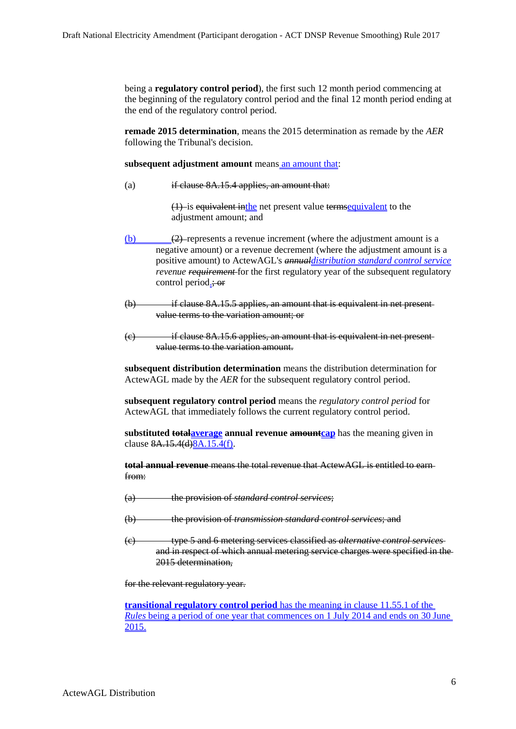being a **regulatory control period**), the first such 12 month period commencing at the beginning of the regulatory control period and the final 12 month period ending at the end of the regulatory control period.

**remade 2015 determination**, means the 2015 determination as remade by the *AER* following the Tribunal's decision.

**subsequent adjustment amount** means an amount that:

(a) ~~if clause 8A.15.4 applies, an amount that:~~

~~(1)~~ is ~~equivalent in~~the net present value ~~terms~~equivalent to the adjustment amount; and

(b) ~~(2)~~ represents a revenue increment (where the adjustment amount is a negative amount) or a revenue decrement (where the adjustment amount is a positive amount) to ActewAGL's ~~*annual*~~*distribution standard control service revenue* ~~*requirement*~~ for the first regulatory year of the subsequent regulatory control period.~~; or~~

~~(b) if clause 8A.15.5 applies, an amount that is equivalent in net present value terms to the variation amount; or~~

~~(c) if clause 8A.15.6 applies, an amount that is equivalent in net present value terms to the variation amount.~~

**subsequent distribution determination** means the distribution determination for ActewAGL made by the *AER* for the subsequent regulatory control period.

**subsequent regulatory control period** means the *regulatory control period* for ActewAGL that immediately follows the current regulatory control period.

**substituted ~~total~~average annual revenue ~~amount~~cap** has the meaning given in clause ~~8A.15.4(d)~~8A.15.4(f).

~~**total annual revenue** means the total revenue that ActewAGL is entitled to earn from:~~

~~(a) the provision of *standard control services*;~~

~~(b) the provision of *transmission standard control services*; and~~

~~(c) type 5 and 6 metering services classified as *alternative control services* and in respect of which annual metering service charges were specified in the 2015 determination,~~

~~for the relevant regulatory year.~~

**transitional regulatory control period** has the meaning in clause 11.55.1 of the *Rules* being a period of one year that commences on 1 July 2014 and ends on 30 June 2015.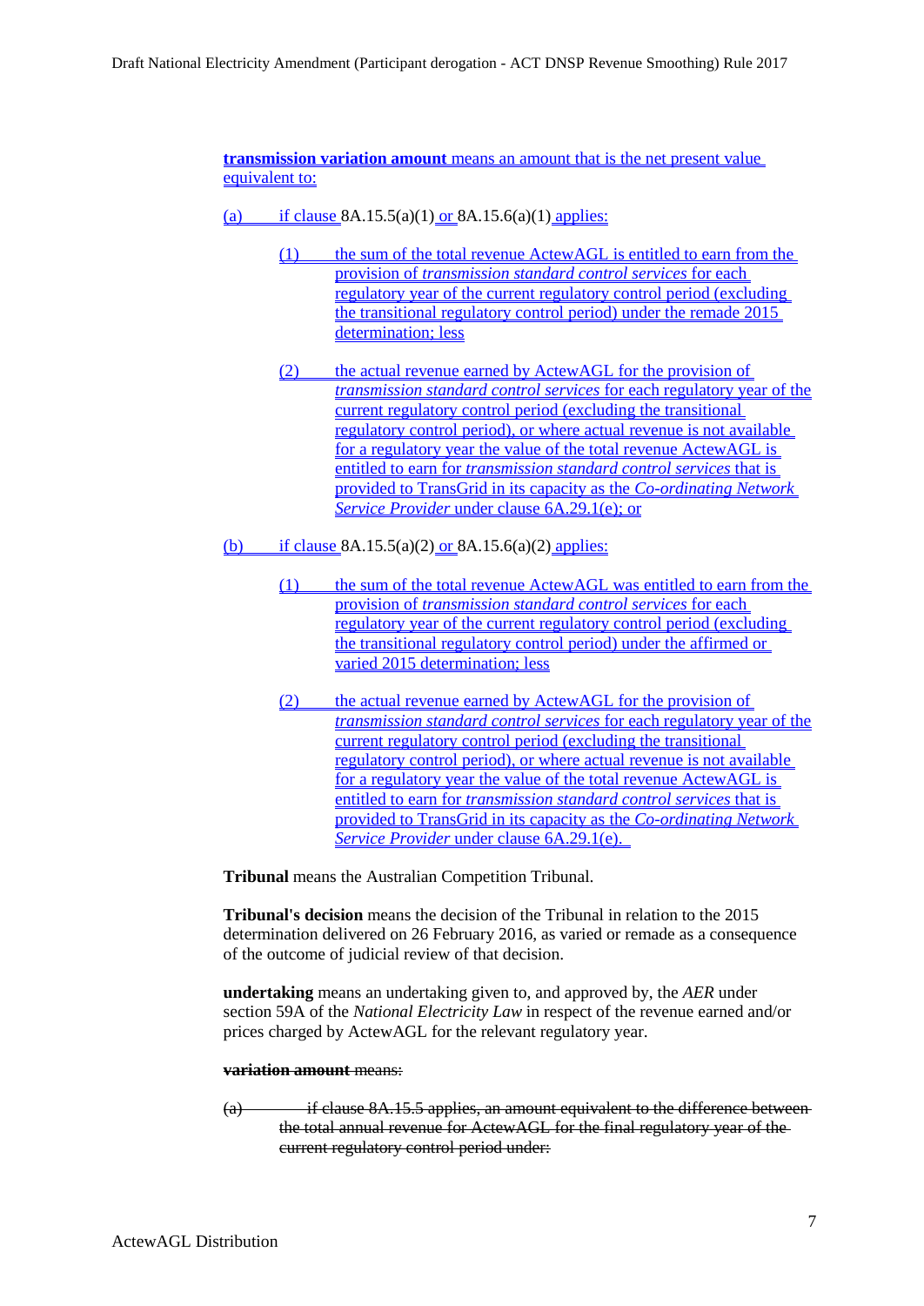**transmission variation amount** means an amount that is the net present value equivalent to:

(a) if clause 8A.15.5(a)(1) or 8A.15.6(a)(1) applies:

(1) the sum of the total revenue ActewAGL is entitled to earn from the provision of *transmission standard control services* for each regulatory year of the current regulatory control period (excluding the transitional regulatory control period) under the remade 2015 determination; less

(2) the actual revenue earned by ActewAGL for the provision of *transmission standard control services* for each regulatory year of the current regulatory control period (excluding the transitional regulatory control period), or where actual revenue is not available for a regulatory year the value of the total revenue ActewAGL is entitled to earn for *transmission standard control services* that is provided to TransGrid in its capacity as the *Co-ordinating Network Service Provider* under clause 6A.29.1(e); or

(b) if clause 8A.15.5(a)(2) or 8A.15.6(a)(2) applies:

(1) the sum of the total revenue ActewAGL was entitled to earn from the provision of *transmission standard control services* for each regulatory year of the current regulatory control period (excluding the transitional regulatory control period) under the affirmed or varied 2015 determination; less

(2) the actual revenue earned by ActewAGL for the provision of *transmission standard control services* for each regulatory year of the current regulatory control period (excluding the transitional regulatory control period), or where actual revenue is not available for a regulatory year the value of the total revenue ActewAGL is entitled to earn for *transmission standard control services* that is provided to TransGrid in its capacity as the *Co-ordinating Network Service Provider* under clause 6A.29.1(e).

**Tribunal** means the Australian Competition Tribunal.

**Tribunal's decision** means the decision of the Tribunal in relation to the 2015 determination delivered on 26 February 2016, as varied or remade as a consequence of the outcome of judicial review of that decision.

**undertaking** means an undertaking given to, and approved by, the *AER* under section 59A of the *National Electricity Law* in respect of the revenue earned and/or prices charged by ActewAGL for the relevant regulatory year.

~~**variation amount** means:~~

~~(a) if clause 8A.15.5 applies, an amount equivalent to the difference between the total annual revenue for ActewAGL for the final regulatory year of the current regulatory control period under:~~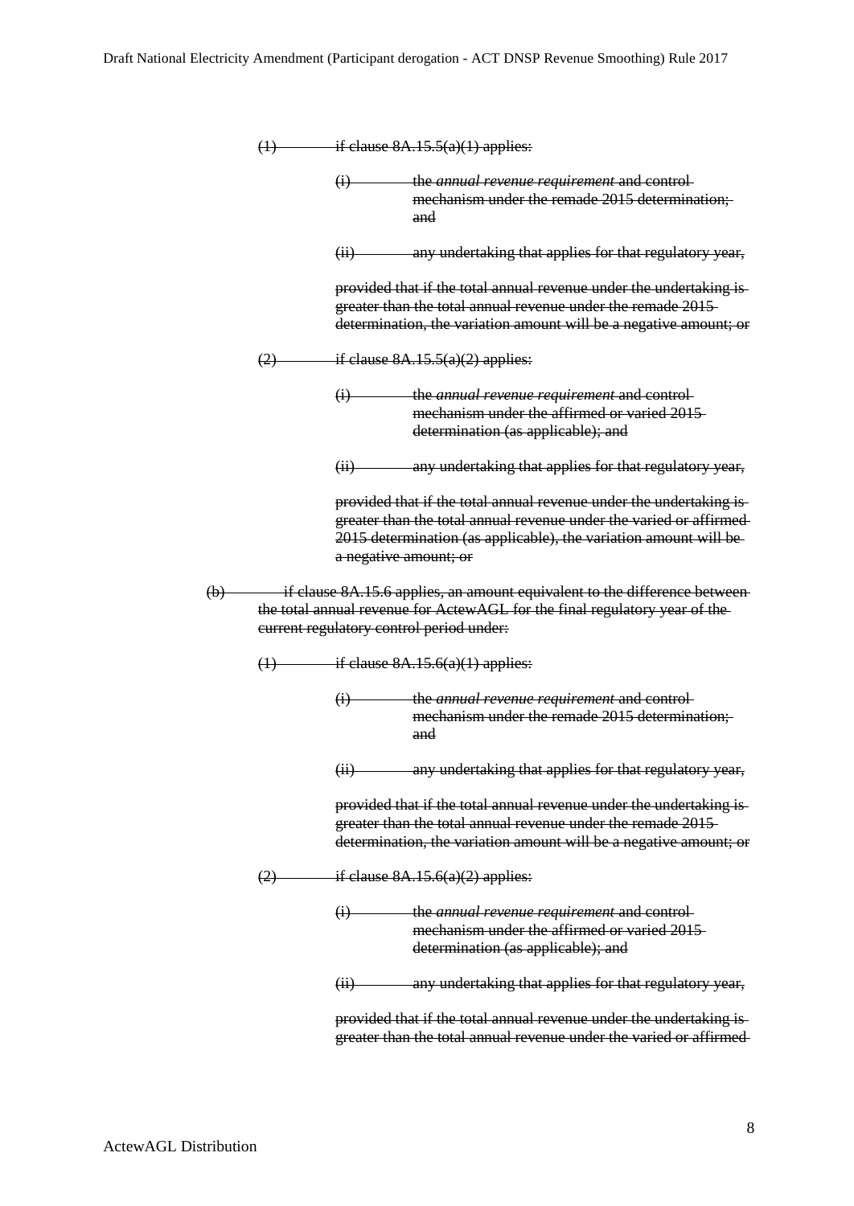~~(1) if clause 8A.15.5(a)(1) applies:~~

~~(i) the *annual revenue requirement* and control mechanism under the remade 2015 determination; and~~

~~(ii) any undertaking that applies for that regulatory year,~~

~~provided that if the total annual revenue under the undertaking is greater than the total annual revenue under the remade 2015 determination, the variation amount will be a negative amount; or~~

~~(2) if clause 8A.15.5(a)(2) applies:~~

~~(i) the *annual revenue requirement* and control mechanism under the affirmed or varied 2015 determination (as applicable); and~~

~~(ii) any undertaking that applies for that regulatory year,~~

~~provided that if the total annual revenue under the undertaking is greater than the total annual revenue under the varied or affirmed 2015 determination (as applicable), the variation amount will be a negative amount; or~~

~~(b) if clause 8A.15.6 applies, an amount equivalent to the difference between the total annual revenue for ActewAGL for the final regulatory year of the current regulatory control period under:~~

~~(1) if clause 8A.15.6(a)(1) applies:~~

~~(i) the *annual revenue requirement* and control mechanism under the remade 2015 determination; and~~

~~(ii) any undertaking that applies for that regulatory year,~~

~~provided that if the total annual revenue under the undertaking is greater than the total annual revenue under the remade 2015 determination, the variation amount will be a negative amount; or~~

~~(2) if clause 8A.15.6(a)(2) applies:~~

~~(i) the *annual revenue requirement* and control mechanism under the affirmed or varied 2015 determination (as applicable); and~~

~~(ii) any undertaking that applies for that regulatory year,~~

~~provided that if the total annual revenue under the undertaking is greater than the total annual revenue under the varied or affirmed~~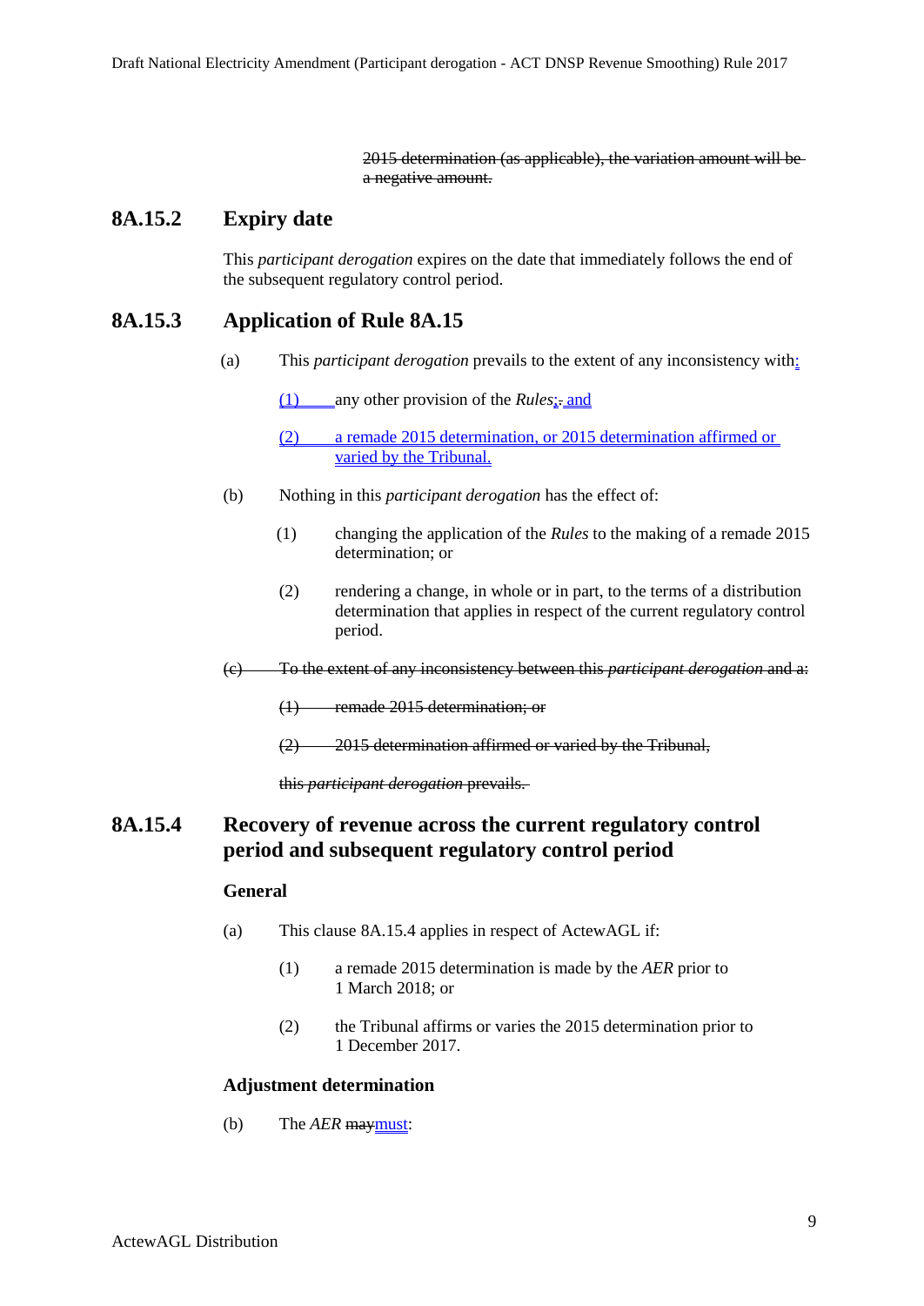~~2015 determination (as applicable), the variation amount will be a negative amount.~~

### 8A.15.2 Expiry date

This *participant derogation* expires on the date that immediately follows the end of the subsequent regulatory control period.

### 8A.15.3 Application of Rule 8A.15

(a) This *participant derogation* prevails to the extent of any inconsistency with:

(1) any other provision of the *Rules*;~~.~~ and

(2) a remade 2015 determination, or 2015 determination affirmed or varied by the Tribunal.

(b) Nothing in this *participant derogation* has the effect of:

(1) changing the application of the *Rules* to the making of a remade 2015 determination; or

(2) rendering a change, in whole or in part, to the terms of a distribution determination that applies in respect of the current regulatory control period.

~~(c) To the extent of any inconsistency between this *participant derogation* and a:~~

~~(1) remade 2015 determination; or~~

~~(2) 2015 determination affirmed or varied by the Tribunal,~~

~~this *participant derogation* prevails.~~

### 8A.15.4 Recovery of revenue across the current regulatory control period and subsequent regulatory control period

**General**

(a) This clause 8A.15.4 applies in respect of ActewAGL if:

(1) a remade 2015 determination is made by the *AER* prior to 1 March 2018; or

(2) the Tribunal affirms or varies the 2015 determination prior to 1 December 2017.

**Adjustment determination**

(b) The *AER* ~~may~~must: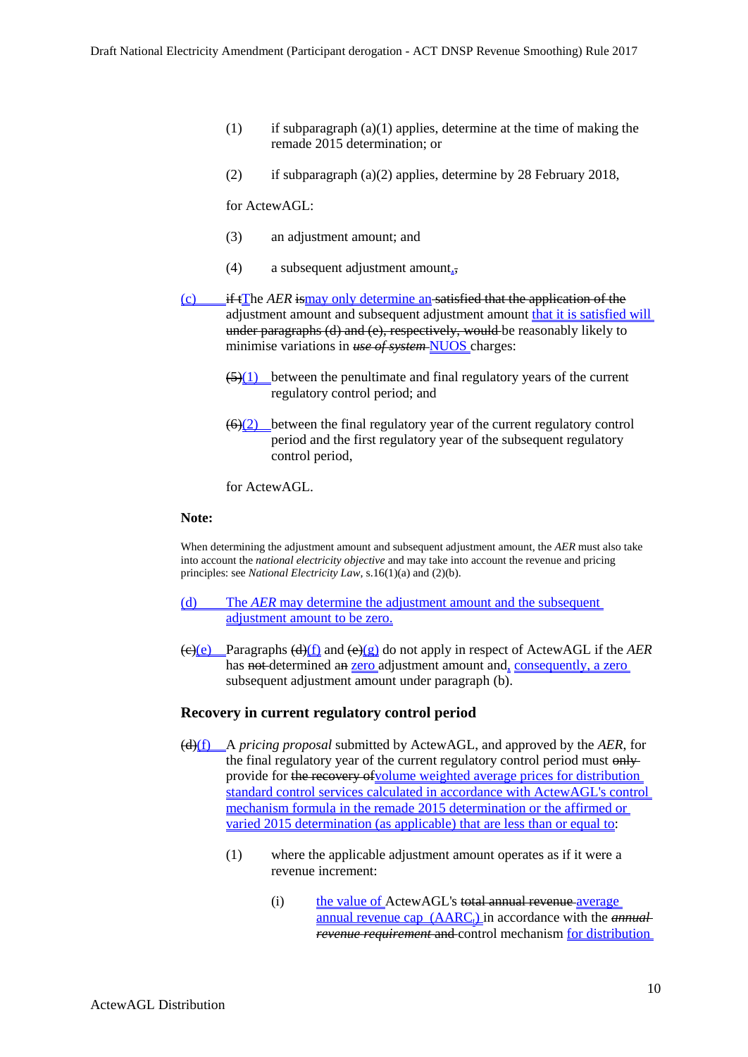(1) if subparagraph (a)(1) applies, determine at the time of making the remade 2015 determination; or

(2) if subparagraph (a)(2) applies, determine by 28 February 2018,

for ActewAGL:

(3) an adjustment amount; and

(4) a subsequent adjustment amount<u>.</u>~~,~~

<u>(c)</u> ~~if t~~<u>T</u>he *AER* ~~is~~<u>may only determine an</u> ~~satisfied that the application of the~~ adjustment amount and subsequent adjustment amount <u>that it is satisfied will</u> ~~under paragraphs (d) and (e), respectively, would~~ be reasonably likely to minimise variations in ~~*use of system*~~ <u>NUOS</u> charges:

~~(5)~~<u>(1)</u> between the penultimate and final regulatory years of the current regulatory control period; and

~~(6)~~<u>(2)</u> between the final regulatory year of the current regulatory control period and the first regulatory year of the subsequent regulatory control period,

for ActewAGL.

**Note:**

When determining the adjustment amount and subsequent adjustment amount, the *AER* must also take into account the *national electricity objective* and may take into account the revenue and pricing principles: see *National Electricity Law*, s.16(1)(a) and (2)(b).

<u>(d) The *AER* may determine the adjustment amount and the subsequent adjustment amount to be zero.</u>

~~(c)~~<u>(e)</u> Paragraphs ~~(d)~~<u>(f)</u> and ~~(e)~~<u>(g)</u> do not apply in respect of ActewAGL if the *AER* has ~~not~~ determined a~~n~~ <u>zero</u> adjustment amount and<u>,</u> <u>consequently, a zero</u> subsequent adjustment amount under paragraph (b).

### Recovery in current regulatory control period

~~(d)~~<u>(f)</u> A *pricing proposal* submitted by ActewAGL, and approved by the *AER*, for the final regulatory year of the current regulatory control period must ~~only~~ provide for ~~the recovery of~~<u>volume weighted average prices for distribution standard control services calculated in accordance with ActewAGL's control mechanism formula in the remade 2015 determination or the affirmed or varied 2015 determination (as applicable) that are less than or equal to</u>:

(1) where the applicable adjustment amount operates as if it were a revenue increment:

(i) <u>the value of</u> ActewAGL's ~~total annual revenue~~ <u>average annual revenue cap (AARC,)</u> in accordance with the ~~*annual revenue requirement*~~ ~~and~~ control mechanism <u>for distribution</u>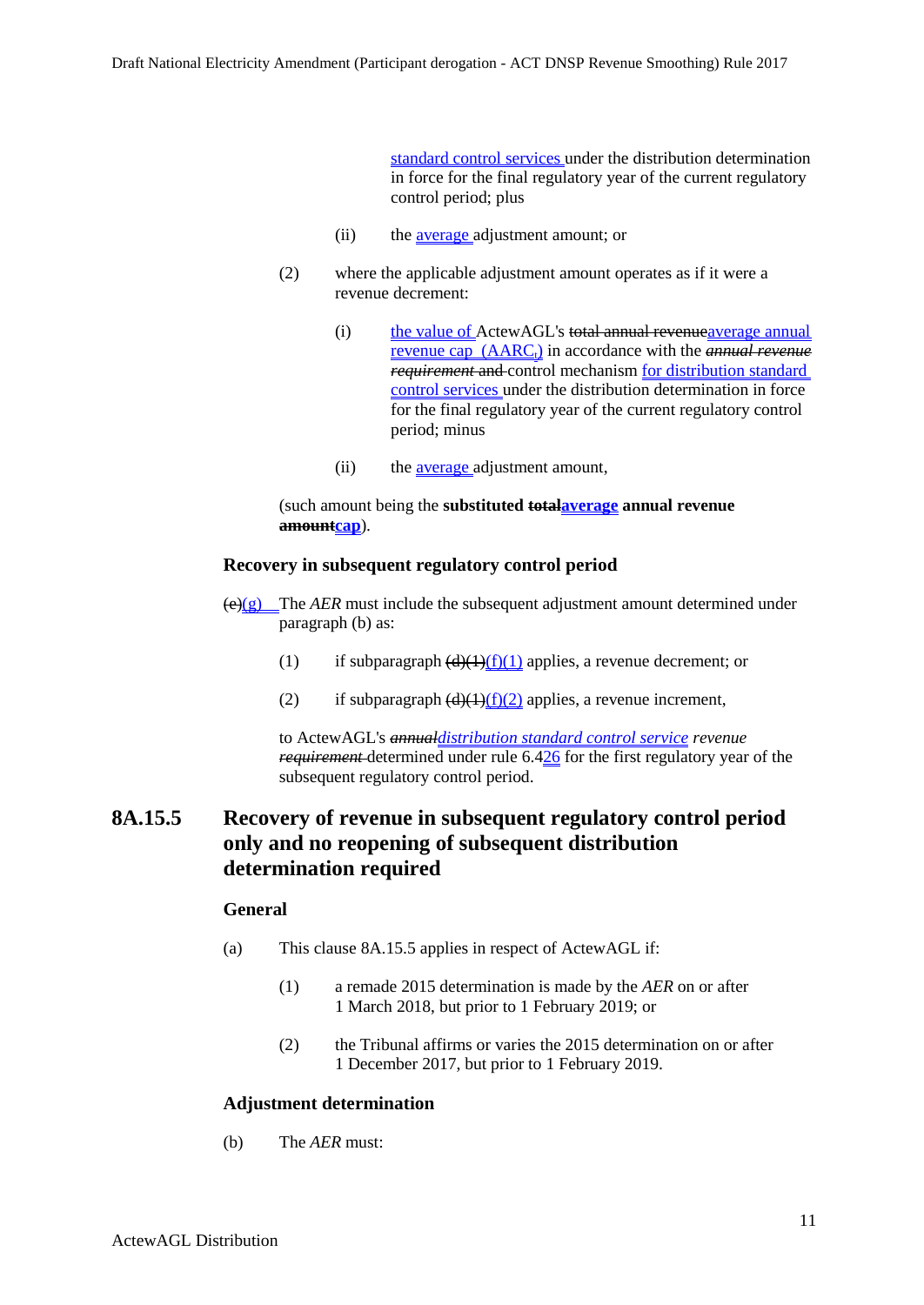standard control services under the distribution determination in force for the final regulatory year of the current regulatory control period; plus

(ii) the average adjustment amount; or

(2) where the applicable adjustment amount operates as if it were a revenue decrement:

(i) the value of ActewAGL's ~~total annual revenue~~average annual revenue cap (AARC$_t$) in accordance with the ~~*annual revenue requirement*~~ ~~and~~ control mechanism for distribution standard control services under the distribution determination in force for the final regulatory year of the current regulatory control period; minus

(ii) the average adjustment amount,

(such amount being the **substituted ~~total~~average annual revenue ~~amount~~cap**).

**Recovery in subsequent regulatory control period**

~~(e)~~(g) The *AER* must include the subsequent adjustment amount determined under paragraph (b) as:

(1) if subparagraph ~~(d)(1)~~(f)(1) applies, a revenue decrement; or

(2) if subparagraph ~~(d)(1)~~(f)(2) applies, a revenue increment,

to ActewAGL's ~~*annual*~~*distribution standard control service revenue* ~~*requirement*~~ determined under rule 6.4~~2~~6 for the first regulatory year of the subsequent regulatory control period.

## 8A.15.5 Recovery of revenue in subsequent regulatory control period only and no reopening of subsequent distribution determination required

**General**

(a) This clause 8A.15.5 applies in respect of ActewAGL if:

(1) a remade 2015 determination is made by the *AER* on or after 1 March 2018, but prior to 1 February 2019; or

(2) the Tribunal affirms or varies the 2015 determination on or after 1 December 2017, but prior to 1 February 2019.

**Adjustment determination**

(b) The *AER* must: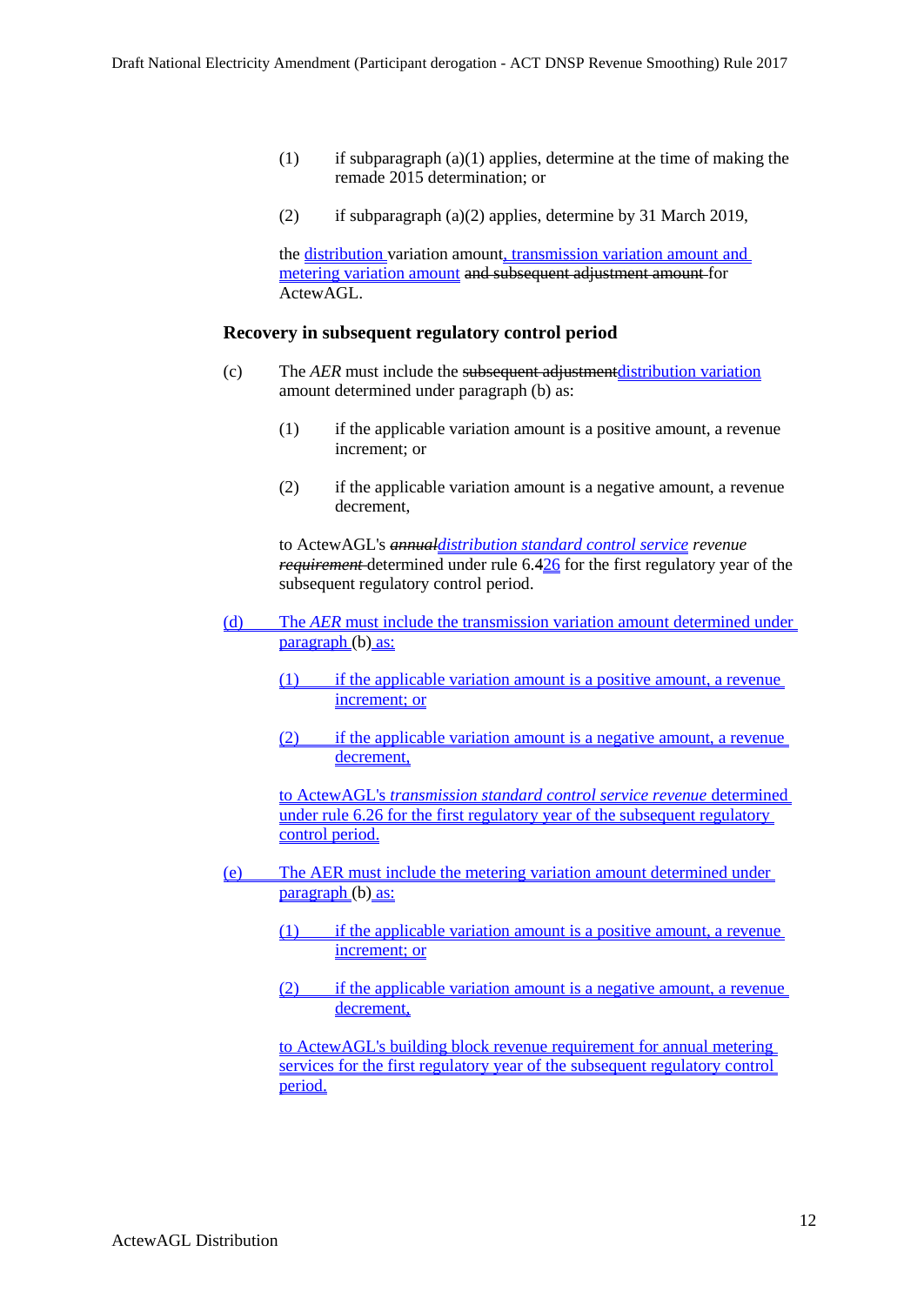(1) if subparagraph (a)(1) applies, determine at the time of making the remade 2015 determination; or

(2) if subparagraph (a)(2) applies, determine by 31 March 2019,

the distribution variation amount, transmission variation amount and metering variation amount ~~and subsequent adjustment amount~~ for ActewAGL.

### Recovery in subsequent regulatory control period

(c) The *AER* must include the ~~subsequent adjustment~~distribution variation amount determined under paragraph (b) as:

(1) if the applicable variation amount is a positive amount, a revenue increment; or

(2) if the applicable variation amount is a negative amount, a revenue decrement,

to ActewAGL's ~~*annual*~~*distribution standard control service revenue* ~~*requirement*~~ determined under rule 6.~~4~~26 for the first regulatory year of the subsequent regulatory control period.

(d) The *AER* must include the transmission variation amount determined under paragraph (b) as:

(1) if the applicable variation amount is a positive amount, a revenue increment; or

(2) if the applicable variation amount is a negative amount, a revenue decrement,

to ActewAGL's *transmission standard control service revenue* determined under rule 6.26 for the first regulatory year of the subsequent regulatory control period.

(e) The AER must include the metering variation amount determined under paragraph (b) as:

(1) if the applicable variation amount is a positive amount, a revenue increment; or

(2) if the applicable variation amount is a negative amount, a revenue decrement,

to ActewAGL's building block revenue requirement for annual metering services for the first regulatory year of the subsequent regulatory control period.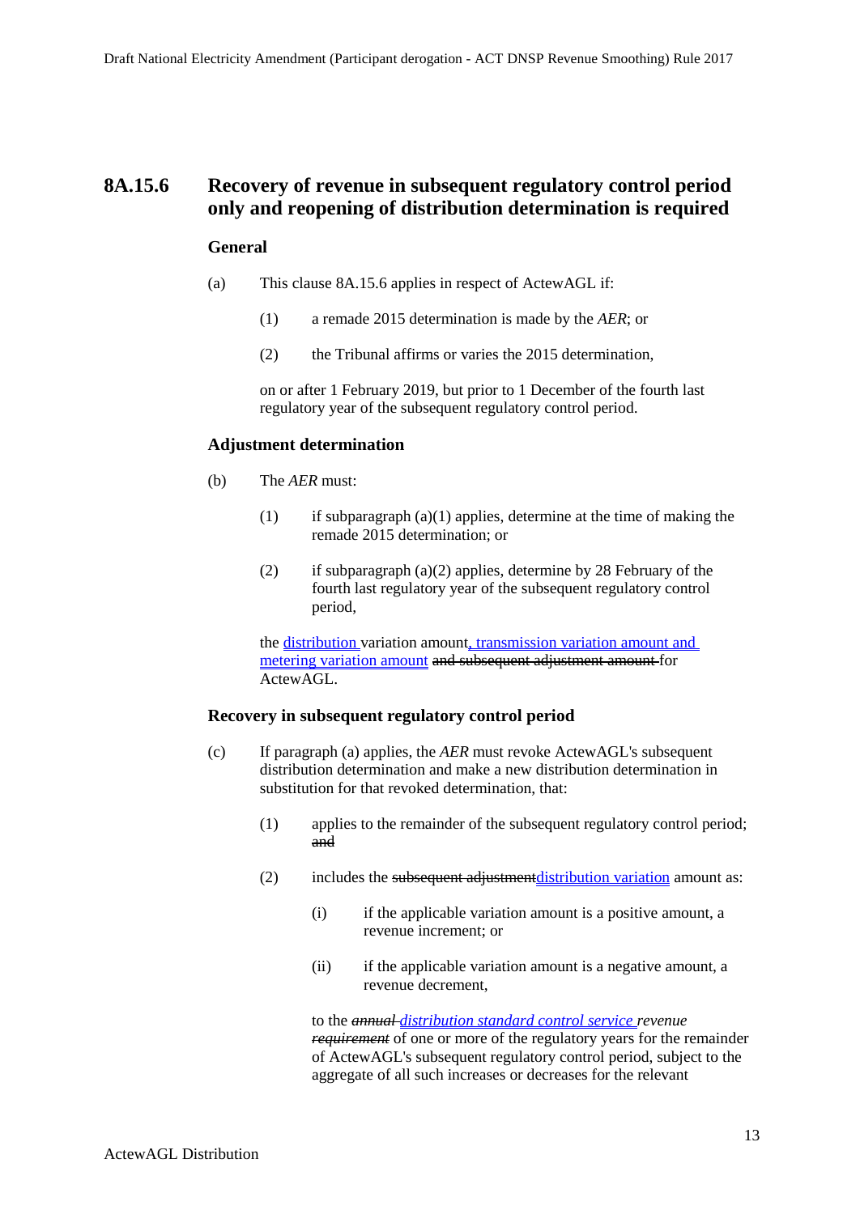## 8A.15.6 Recovery of revenue in subsequent regulatory control period only and reopening of distribution determination is required

### General

(a) This clause 8A.15.6 applies in respect of ActewAGL if:

(1) a remade 2015 determination is made by the *AER*; or

(2) the Tribunal affirms or varies the 2015 determination,

on or after 1 February 2019, but prior to 1 December of the fourth last regulatory year of the subsequent regulatory control period.

### Adjustment determination

(b) The *AER* must:

(1) if subparagraph (a)(1) applies, determine at the time of making the remade 2015 determination; or

(2) if subparagraph (a)(2) applies, determine by 28 February of the fourth last regulatory year of the subsequent regulatory control period,

the distribution variation amount, transmission variation amount and metering variation amount ~~and subsequent adjustment amount~~ for ActewAGL.

### Recovery in subsequent regulatory control period

(c) If paragraph (a) applies, the *AER* must revoke ActewAGL's subsequent distribution determination and make a new distribution determination in substitution for that revoked determination, that:

(1) applies to the remainder of the subsequent regulatory control period; ~~and~~

(2) includes the ~~subsequent adjustment~~distribution variation amount as:

(i) if the applicable variation amount is a positive amount, a revenue increment; or

(ii) if the applicable variation amount is a negative amount, a revenue decrement,

to the ~~*annual*~~ *distribution standard control service revenue* ~~*requirement*~~ of one or more of the regulatory years for the remainder of ActewAGL's subsequent regulatory control period, subject to the aggregate of all such increases or decreases for the relevant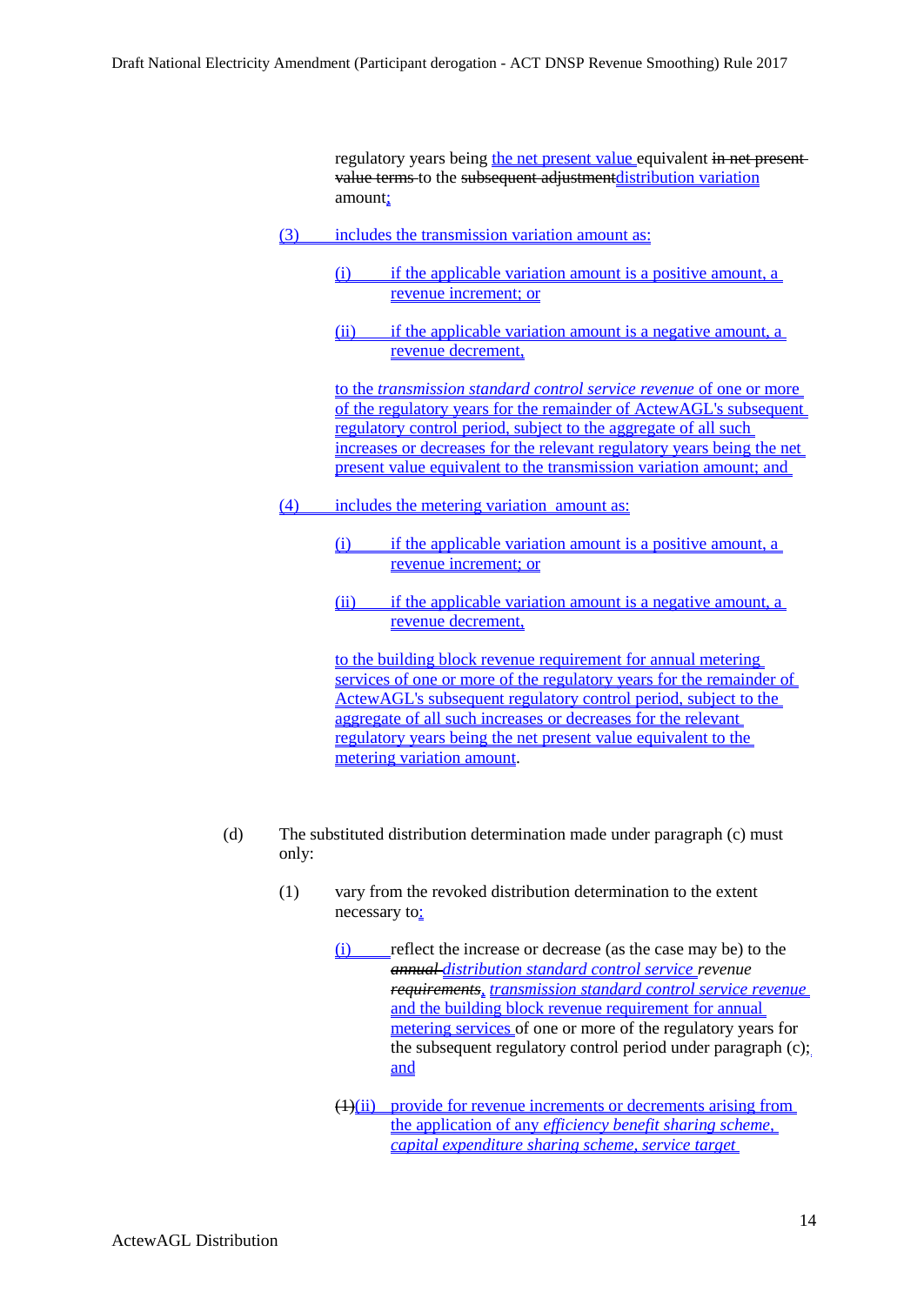regulatory years being the net present value equivalent ~~in net present value terms~~ to the ~~subsequent adjustment~~distribution variation amount;

(3) includes the transmission variation amount as:

(i) if the applicable variation amount is a positive amount, a revenue increment; or

(ii) if the applicable variation amount is a negative amount, a revenue decrement,

to the *transmission standard control service revenue* of one or more of the regulatory years for the remainder of ActewAGL's subsequent regulatory control period, subject to the aggregate of all such increases or decreases for the relevant regulatory years being the net present value equivalent to the transmission variation amount; and

(4) includes the metering variation amount as:

(i) if the applicable variation amount is a positive amount, a revenue increment; or

(ii) if the applicable variation amount is a negative amount, a revenue decrement,

to the building block revenue requirement for annual metering services of one or more of the regulatory years for the remainder of ActewAGL's subsequent regulatory control period, subject to the aggregate of all such increases or decreases for the relevant regulatory years being the net present value equivalent to the metering variation amount.

(d) The substituted distribution determination made under paragraph (c) must only:

(1) vary from the revoked distribution determination to the extent necessary to:

(i) reflect the increase or decrease (as the case may be) to the ~~*annual*~~ *distribution standard control service revenue* ~~*requirements*~~, *transmission standard control service revenue* and the building block revenue requirement for annual metering services of one or more of the regulatory years for the subsequent regulatory control period under paragraph (c);, and

~~(1)~~(ii) provide for revenue increments or decrements arising from the application of any *efficiency benefit sharing scheme*, *capital expenditure sharing scheme*, *service target*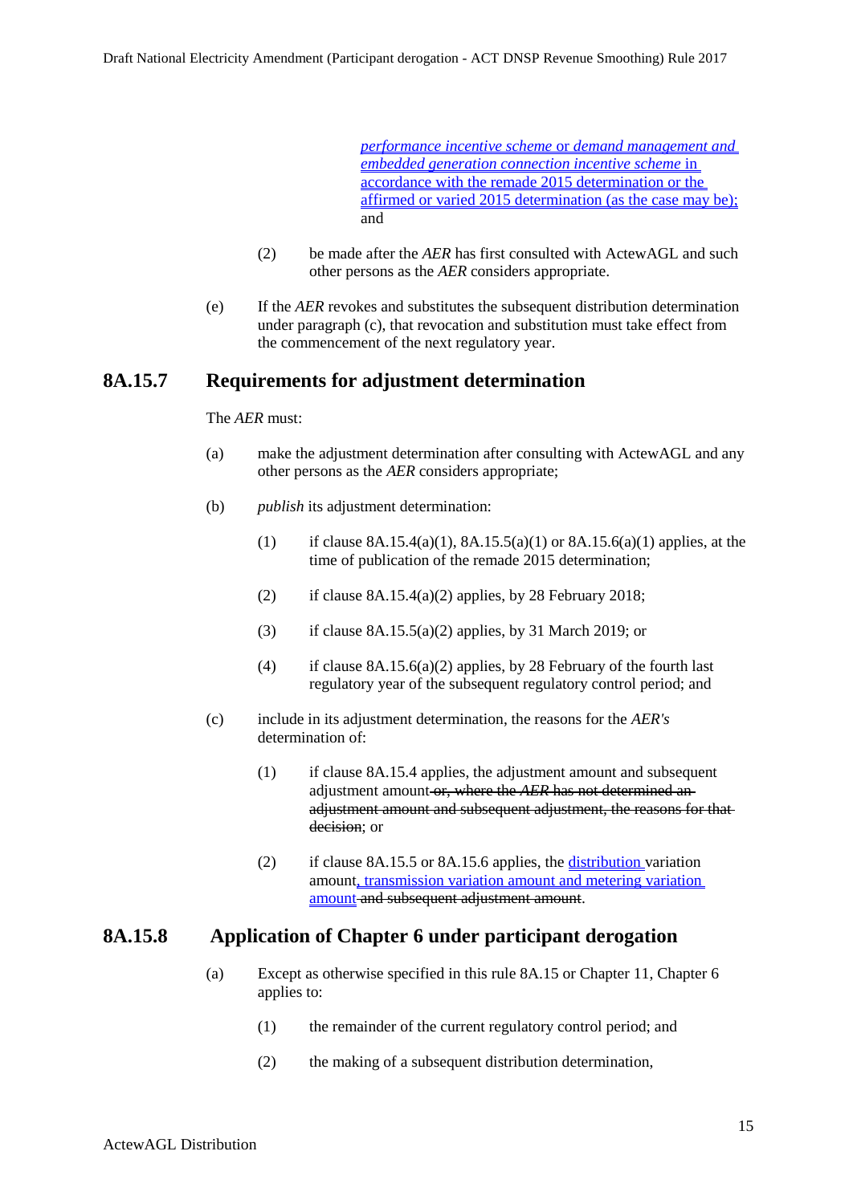*performance incentive scheme* or *demand management and embedded generation connection incentive scheme* in accordance with the remade 2015 determination or the affirmed or varied 2015 determination (as the case may be); and

(2) be made after the *AER* has first consulted with ActewAGL and such other persons as the *AER* considers appropriate.

(e) If the *AER* revokes and substitutes the subsequent distribution determination under paragraph (c), that revocation and substitution must take effect from the commencement of the next regulatory year.

## 8A.15.7 Requirements for adjustment determination

The *AER* must:

(a) make the adjustment determination after consulting with ActewAGL and any other persons as the *AER* considers appropriate;

(b) *publish* its adjustment determination:

(1) if clause 8A.15.4(a)(1), 8A.15.5(a)(1) or 8A.15.6(a)(1) applies, at the time of publication of the remade 2015 determination;

(2) if clause 8A.15.4(a)(2) applies, by 28 February 2018;

(3) if clause 8A.15.5(a)(2) applies, by 31 March 2019; or

(4) if clause 8A.15.6(a)(2) applies, by 28 February of the fourth last regulatory year of the subsequent regulatory control period; and

(c) include in its adjustment determination, the reasons for the *AER's* determination of:

(1) if clause 8A.15.4 applies, the adjustment amount and subsequent adjustment amount ~~or, where the *AER* has not determined an adjustment amount and subsequent adjustment, the reasons for that decision~~; or

(2) if clause 8A.15.5 or 8A.15.6 applies, the distribution variation amount, transmission variation amount and metering variation amount ~~and subsequent adjustment amount~~.

## 8A.15.8 Application of Chapter 6 under participant derogation

(a) Except as otherwise specified in this rule 8A.15 or Chapter 11, Chapter 6 applies to:

(1) the remainder of the current regulatory control period; and

(2) the making of a subsequent distribution determination,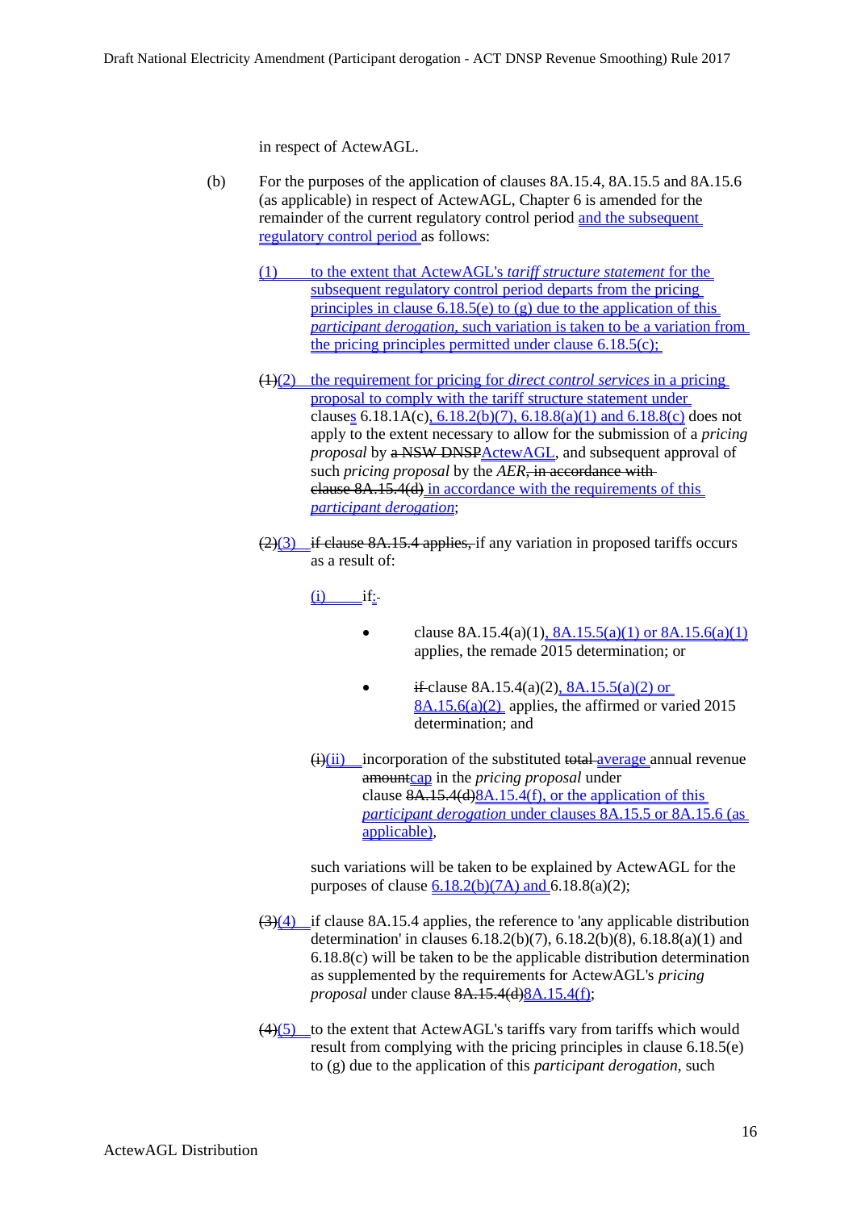in respect of ActewAGL.

(b) For the purposes of the application of clauses 8A.15.4, 8A.15.5 and 8A.15.6 (as applicable) in respect of ActewAGL, Chapter 6 is amended for the remainder of the current regulatory control period and the subsequent regulatory control period as follows:

(1) to the extent that ActewAGL's *tariff structure statement* for the subsequent regulatory control period departs from the pricing principles in clause 6.18.5(e) to (g) due to the application of this *participant derogation*, such variation is taken to be a variation from the pricing principles permitted under clause 6.18.5(c);

~~(1)~~(2) the requirement for pricing for *direct control services* in a pricing proposal to comply with the tariff structure statement under clauses 6.18.1A(c), 6.18.2(b)(7), 6.18.8(a)(1) and 6.18.8(c) does not apply to the extent necessary to allow for the submission of a *pricing proposal* by ~~a NSW DNSP~~ActewAGL, and subsequent approval of such *pricing proposal* by the *AER*~~, in accordance with clause 8A.15.4(d)~~ in accordance with the requirements of this *participant derogation*;

~~(2)~~(3) ~~if clause 8A.15.4 applies,~~ if any variation in proposed tariffs occurs as a result of:

(i) if:

- clause 8A.15.4(a)(1), 8A.15.5(a)(1) or 8A.15.6(a)(1) applies, the remade 2015 determination; or
- ~~if~~ clause 8A.15.4(a)(2), 8A.15.5(a)(2) or 8A.15.6(a)(2) applies, the affirmed or varied 2015 determination; and

~~(i)~~(ii) incorporation of the substituted ~~total~~ average annual revenue ~~amount~~cap in the *pricing proposal* under clause ~~8A.15.4(d)~~8A.15.4(f), or the application of this *participant derogation* under clauses 8A.15.5 or 8A.15.6 (as applicable),

such variations will be taken to be explained by ActewAGL for the purposes of clause 6.18.2(b)(7A) and 6.18.8(a)(2);

~~(3)~~(4) if clause 8A.15.4 applies, the reference to 'any applicable distribution determination' in clauses 6.18.2(b)(7), 6.18.2(b)(8), 6.18.8(a)(1) and 6.18.8(c) will be taken to be the applicable distribution determination as supplemented by the requirements for ActewAGL's *pricing proposal* under clause ~~8A.15.4(d)~~8A.15.4(f);

~~(4)~~(5) to the extent that ActewAGL's tariffs vary from tariffs which would result from complying with the pricing principles in clause 6.18.5(e) to (g) due to the application of this *participant derogation*, such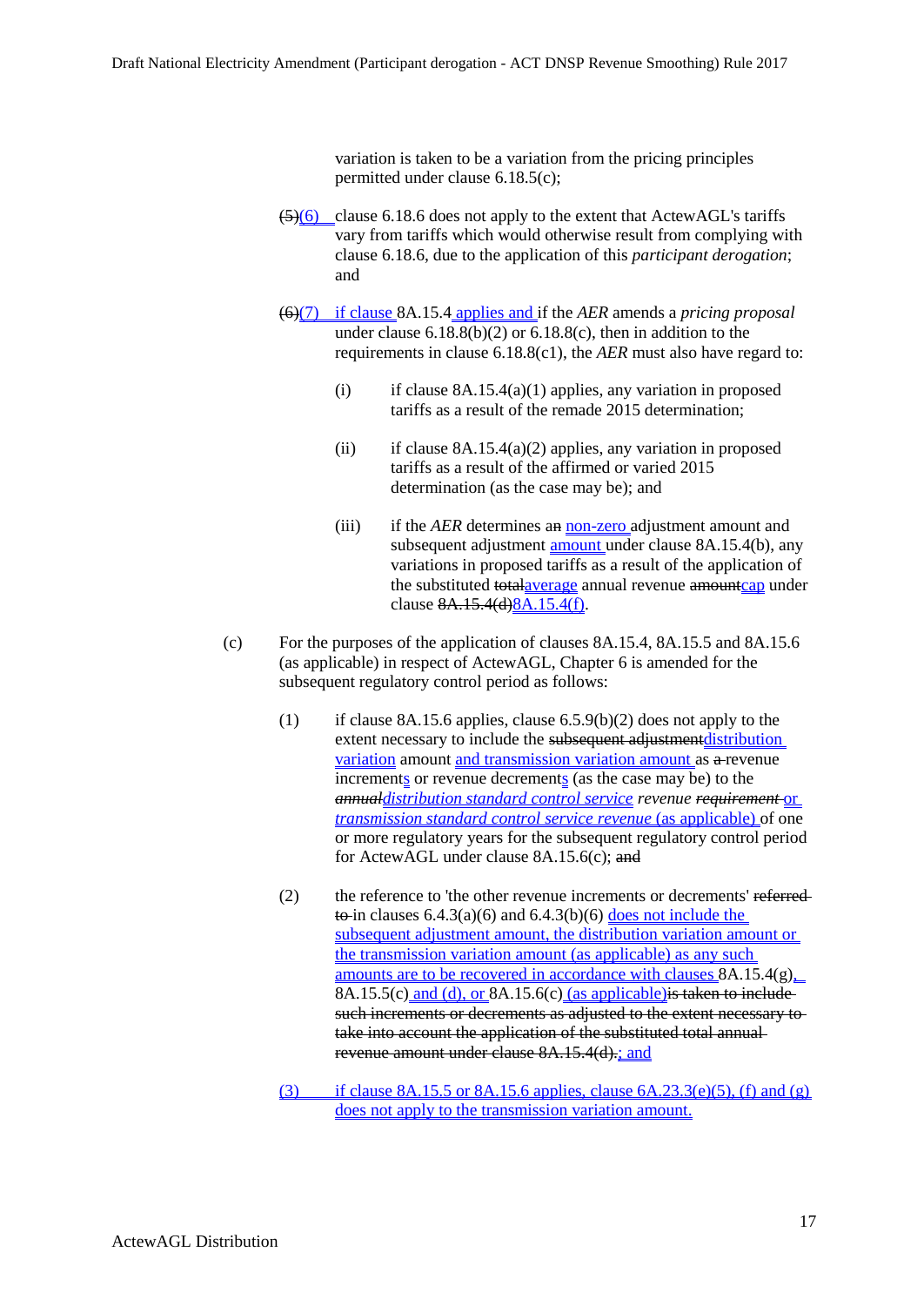variation is taken to be a variation from the pricing principles permitted under clause 6.18.5(c);

~~(5)~~(6) clause 6.18.6 does not apply to the extent that ActewAGL's tariffs vary from tariffs which would otherwise result from complying with clause 6.18.6, due to the application of this *participant derogation*; and

~~(6)~~(7) if clause 8A.15.4 applies and if the *AER* amends a *pricing proposal* under clause 6.18.8(b)(2) or 6.18.8(c), then in addition to the requirements in clause 6.18.8(c1), the *AER* must also have regard to:

(i) if clause 8A.15.4(a)(1) applies, any variation in proposed tariffs as a result of the remade 2015 determination;

(ii) if clause 8A.15.4(a)(2) applies, any variation in proposed tariffs as a result of the affirmed or varied 2015 determination (as the case may be); and

(iii) if the *AER* determines a~~n~~ non-zero adjustment amount and subsequent adjustment amount under clause 8A.15.4(b), any variations in proposed tariffs as a result of the application of the substituted ~~total~~average annual revenue ~~amount~~cap under clause ~~8A.15.4(d)~~8A.15.4(f).

(c) For the purposes of the application of clauses 8A.15.4, 8A.15.5 and 8A.15.6 (as applicable) in respect of ActewAGL, Chapter 6 is amended for the subsequent regulatory control period as follows:

(1) if clause 8A.15.6 applies, clause 6.5.9(b)(2) does not apply to the extent necessary to include the ~~subsequent adjustment~~distribution variation amount and transmission variation amount as ~~a~~ revenue increments or revenue decrements (as the case may be) to the ~~*annual*~~*distribution standard control service revenue* ~~*requirement*~~ or *transmission standard control service revenue* (as applicable) of one or more regulatory years for the subsequent regulatory control period for ActewAGL under clause 8A.15.6(c); ~~and~~

(2) the reference to 'the other revenue increments or decrements' ~~referred to~~ in clauses 6.4.3(a)(6) and 6.4.3(b)(6) does not include the subsequent adjustment amount, the distribution variation amount or the transmission variation amount (as applicable) as any such amounts are to be recovered in accordance with clauses 8A.15.4(g), 8A.15.5(c) and (d), or 8A.15.6(c) (as applicable)~~is taken to include such increments or decrements as adjusted to the extent necessary to take into account the application of the substituted total annual revenue amount under clause 8A.15.4(d).~~; and

(3) if clause 8A.15.5 or 8A.15.6 applies, clause 6A.23.3(e)(5), (f) and (g) does not apply to the transmission variation amount.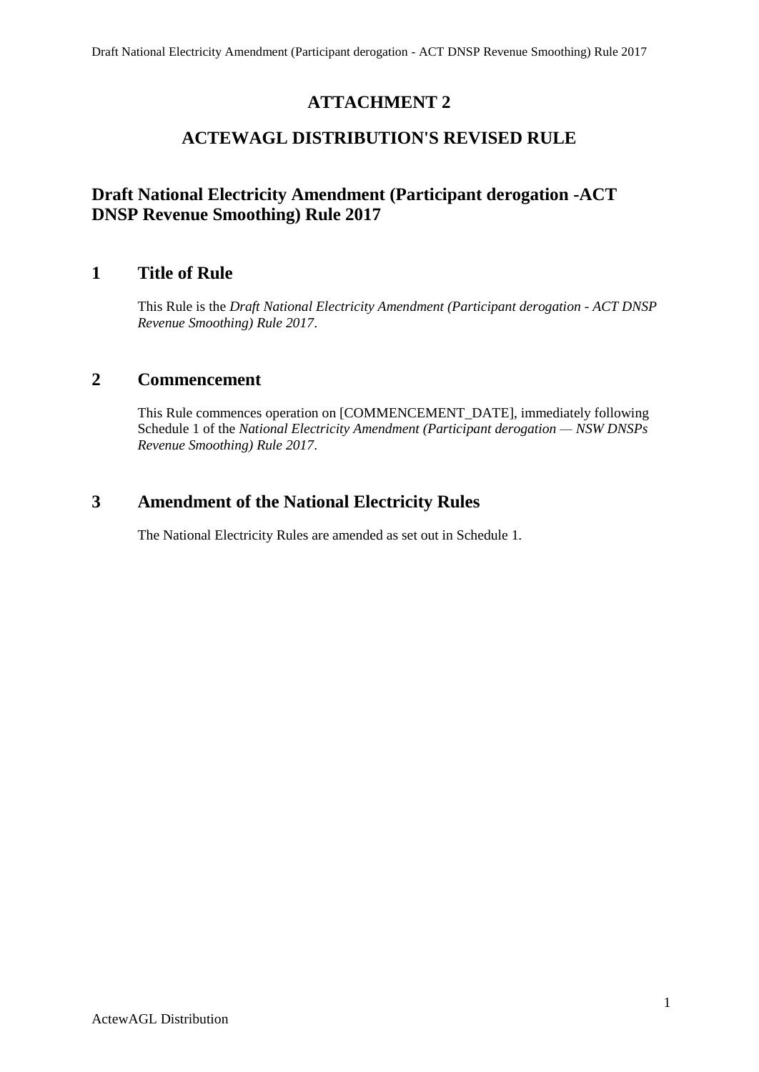# ATTACHMENT 2

# ACTEWAGL DISTRIBUTION'S REVISED RULE

## Draft National Electricity Amendment (Participant derogation -ACT DNSP Revenue Smoothing) Rule 2017

## 1 Title of Rule

This Rule is the *Draft National Electricity Amendment (Participant derogation - ACT DNSP Revenue Smoothing) Rule 2017*.

## 2 Commencement

This Rule commences operation on [COMMENCEMENT_DATE], immediately following Schedule 1 of the *National Electricity Amendment (Participant derogation — NSW DNSPs Revenue Smoothing) Rule 2017*.

## 3 Amendment of the National Electricity Rules

The National Electricity Rules are amended as set out in Schedule 1.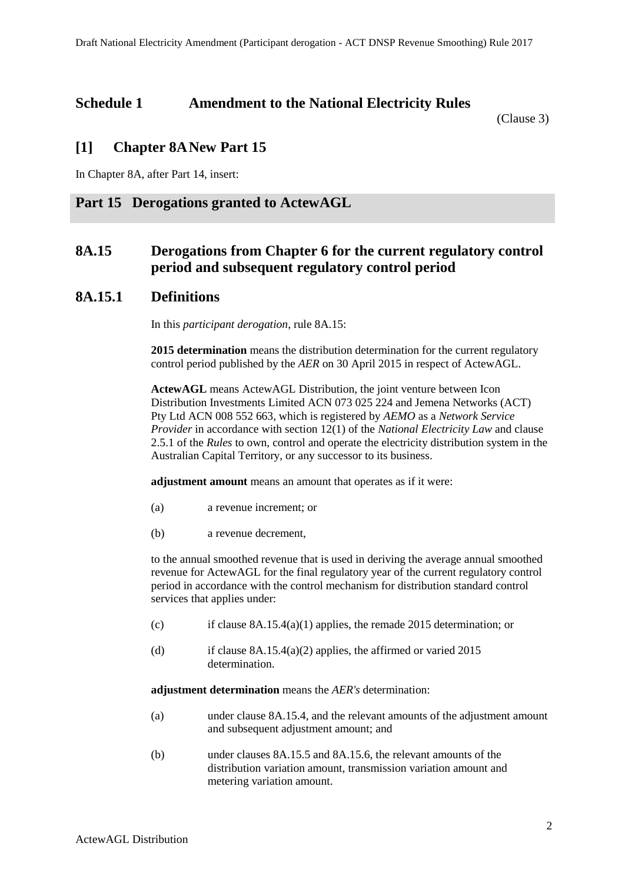# Schedule 1 Amendment to the National Electricity Rules

(Clause 3)

## [1] Chapter 8A New Part 15

In Chapter 8A, after Part 14, insert:

## Part 15 Derogations granted to ActewAGL

## 8A.15 Derogations from Chapter 6 for the current regulatory control period and subsequent regulatory control period

### 8A.15.1 Definitions

In this *participant derogation*, rule 8A.15:

**2015 determination** means the distribution determination for the current regulatory control period published by the *AER* on 30 April 2015 in respect of ActewAGL.

**ActewAGL** means ActewAGL Distribution, the joint venture between Icon Distribution Investments Limited ACN 073 025 224 and Jemena Networks (ACT) Pty Ltd ACN 008 552 663, which is registered by *AEMO* as a *Network Service Provider* in accordance with section 12(1) of the *National Electricity Law* and clause 2.5.1 of the *Rules* to own, control and operate the electricity distribution system in the Australian Capital Territory, or any successor to its business.

**adjustment amount** means an amount that operates as if it were:

(a) a revenue increment; or

(b) a revenue decrement,

to the annual smoothed revenue that is used in deriving the average annual smoothed revenue for ActewAGL for the final regulatory year of the current regulatory control period in accordance with the control mechanism for distribution standard control services that applies under:

(c) if clause 8A.15.4(a)(1) applies, the remade 2015 determination; or

(d) if clause 8A.15.4(a)(2) applies, the affirmed or varied 2015 determination.

**adjustment determination** means the *AER's* determination:

(a) under clause 8A.15.4, and the relevant amounts of the adjustment amount and subsequent adjustment amount; and

(b) under clauses 8A.15.5 and 8A.15.6, the relevant amounts of the distribution variation amount, transmission variation amount and metering variation amount.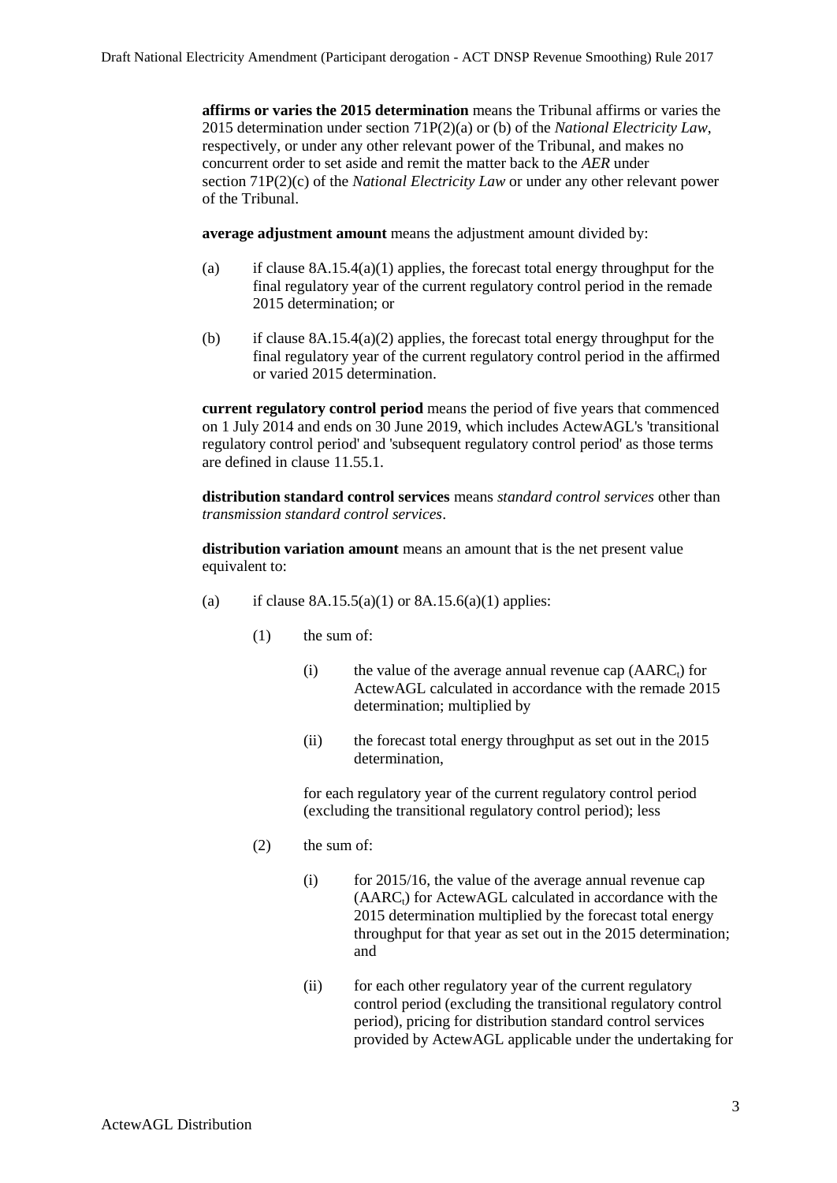**affirms or varies the 2015 determination** means the Tribunal affirms or varies the 2015 determination under section 71P(2)(a) or (b) of the *National Electricity Law*, respectively, or under any other relevant power of the Tribunal, and makes no concurrent order to set aside and remit the matter back to the *AER* under section 71P(2)(c) of the *National Electricity Law* or under any other relevant power of the Tribunal.

**average adjustment amount** means the adjustment amount divided by:

(a) if clause 8A.15.4(a)(1) applies, the forecast total energy throughput for the final regulatory year of the current regulatory control period in the remade 2015 determination; or

(b) if clause 8A.15.4(a)(2) applies, the forecast total energy throughput for the final regulatory year of the current regulatory control period in the affirmed or varied 2015 determination.

**current regulatory control period** means the period of five years that commenced on 1 July 2014 and ends on 30 June 2019, which includes ActewAGL's 'transitional regulatory control period' and 'subsequent regulatory control period' as those terms are defined in clause 11.55.1.

**distribution standard control services** means *standard control services* other than *transmission standard control services*.

**distribution variation amount** means an amount that is the net present value equivalent to:

(a) if clause 8A.15.5(a)(1) or 8A.15.6(a)(1) applies:

(1) the sum of:

(i) the value of the average annual revenue cap ($AARC_t$) for ActewAGL calculated in accordance with the remade 2015 determination; multiplied by

(ii) the forecast total energy throughput as set out in the 2015 determination,

for each regulatory year of the current regulatory control period (excluding the transitional regulatory control period); less

(2) the sum of:

(i) for 2015/16, the value of the average annual revenue cap ($AARC_t$) for ActewAGL calculated in accordance with the 2015 determination multiplied by the forecast total energy throughput for that year as set out in the 2015 determination; and

(ii) for each other regulatory year of the current regulatory control period (excluding the transitional regulatory control period), pricing for distribution standard control services provided by ActewAGL applicable under the undertaking for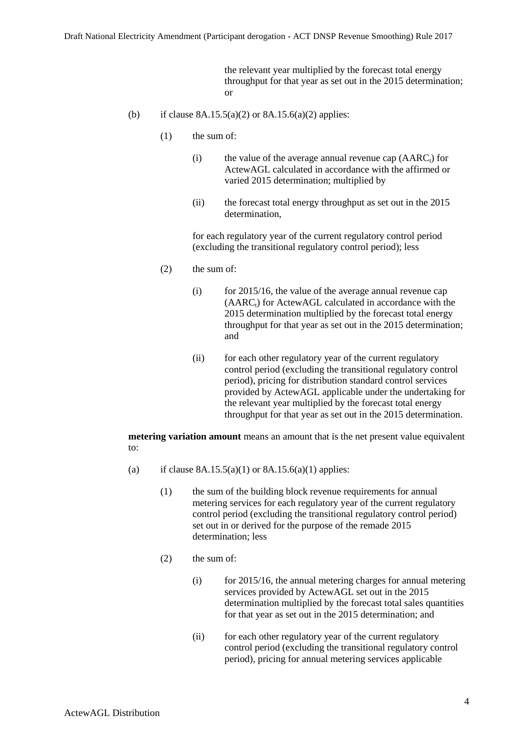the relevant year multiplied by the forecast total energy throughput for that year as set out in the 2015 determination; or

(b) if clause 8A.15.5(a)(2) or 8A.15.6(a)(2) applies:

(1) the sum of:

(i) the value of the average annual revenue cap ($AARC_t$) for ActewAGL calculated in accordance with the affirmed or varied 2015 determination; multiplied by

(ii) the forecast total energy throughput as set out in the 2015 determination,

for each regulatory year of the current regulatory control period (excluding the transitional regulatory control period); less

(2) the sum of:

(i) for 2015/16, the value of the average annual revenue cap ($AARC_t$) for ActewAGL calculated in accordance with the 2015 determination multiplied by the forecast total energy throughput for that year as set out in the 2015 determination; and

(ii) for each other regulatory year of the current regulatory control period (excluding the transitional regulatory control period), pricing for distribution standard control services provided by ActewAGL applicable under the undertaking for the relevant year multiplied by the forecast total energy throughput for that year as set out in the 2015 determination.

**metering variation amount** means an amount that is the net present value equivalent to:

(a) if clause 8A.15.5(a)(1) or 8A.15.6(a)(1) applies:

(1) the sum of the building block revenue requirements for annual metering services for each regulatory year of the current regulatory control period (excluding the transitional regulatory control period) set out in or derived for the purpose of the remade 2015 determination; less

(2) the sum of:

(i) for 2015/16, the annual metering charges for annual metering services provided by ActewAGL set out in the 2015 determination multiplied by the forecast total sales quantities for that year as set out in the 2015 determination; and

(ii) for each other regulatory year of the current regulatory control period (excluding the transitional regulatory control period), pricing for annual metering services applicable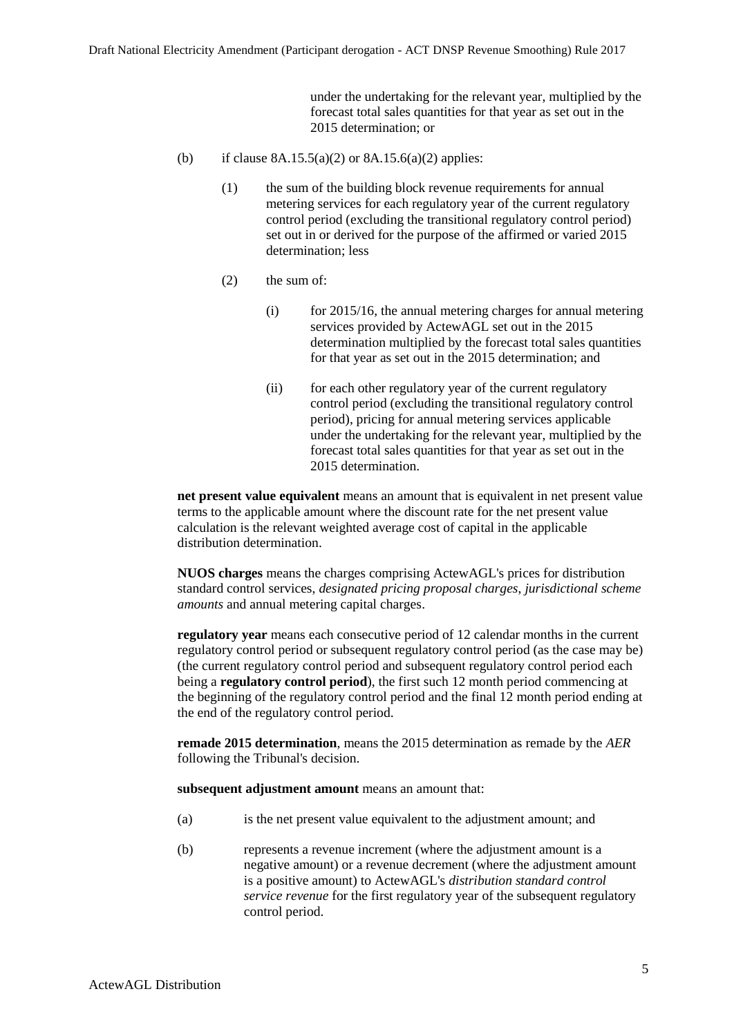under the undertaking for the relevant year, multiplied by the forecast total sales quantities for that year as set out in the 2015 determination; or

(b) if clause 8A.15.5(a)(2) or 8A.15.6(a)(2) applies:

(1) the sum of the building block revenue requirements for annual metering services for each regulatory year of the current regulatory control period (excluding the transitional regulatory control period) set out in or derived for the purpose of the affirmed or varied 2015 determination; less

(2) the sum of:

(i) for 2015/16, the annual metering charges for annual metering services provided by ActewAGL set out in the 2015 determination multiplied by the forecast total sales quantities for that year as set out in the 2015 determination; and

(ii) for each other regulatory year of the current regulatory control period (excluding the transitional regulatory control period), pricing for annual metering services applicable under the undertaking for the relevant year, multiplied by the forecast total sales quantities for that year as set out in the 2015 determination.

**net present value equivalent** means an amount that is equivalent in net present value terms to the applicable amount where the discount rate for the net present value calculation is the relevant weighted average cost of capital in the applicable distribution determination.

**NUOS charges** means the charges comprising ActewAGL's prices for distribution standard control services, *designated pricing proposal charges*, *jurisdictional scheme amounts* and annual metering capital charges.

**regulatory year** means each consecutive period of 12 calendar months in the current regulatory control period or subsequent regulatory control period (as the case may be) (the current regulatory control period and subsequent regulatory control period each being a **regulatory control period**), the first such 12 month period commencing at the beginning of the regulatory control period and the final 12 month period ending at the end of the regulatory control period.

**remade 2015 determination**, means the 2015 determination as remade by the *AER* following the Tribunal's decision.

**subsequent adjustment amount** means an amount that:

(a) is the net present value equivalent to the adjustment amount; and

(b) represents a revenue increment (where the adjustment amount is a negative amount) or a revenue decrement (where the adjustment amount is a positive amount) to ActewAGL's *distribution standard control service revenue* for the first regulatory year of the subsequent regulatory control period.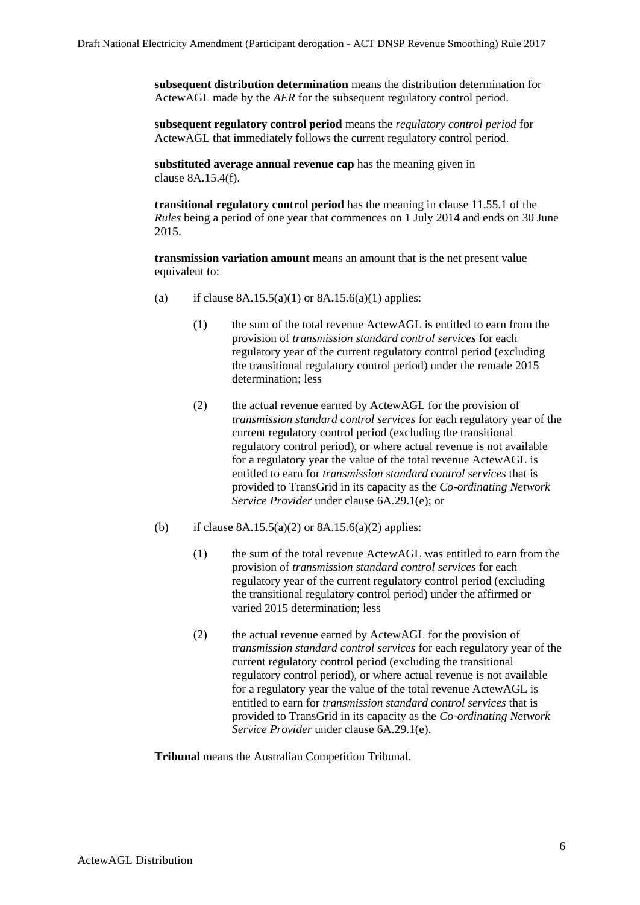**subsequent distribution determination** means the distribution determination for ActewAGL made by the *AER* for the subsequent regulatory control period.

**subsequent regulatory control period** means the *regulatory control period* for ActewAGL that immediately follows the current regulatory control period.

**substituted average annual revenue cap** has the meaning given in clause 8A.15.4(f).

**transitional regulatory control period** has the meaning in clause 11.55.1 of the *Rules* being a period of one year that commences on 1 July 2014 and ends on 30 June 2015.

**transmission variation amount** means an amount that is the net present value equivalent to:

(a) if clause 8A.15.5(a)(1) or 8A.15.6(a)(1) applies:

(1) the sum of the total revenue ActewAGL is entitled to earn from the provision of *transmission standard control services* for each regulatory year of the current regulatory control period (excluding the transitional regulatory control period) under the remade 2015 determination; less

(2) the actual revenue earned by ActewAGL for the provision of *transmission standard control services* for each regulatory year of the current regulatory control period (excluding the transitional regulatory control period), or where actual revenue is not available for a regulatory year the value of the total revenue ActewAGL is entitled to earn for *transmission standard control services* that is provided to TransGrid in its capacity as the *Co-ordinating Network Service Provider* under clause 6A.29.1(e); or

(b) if clause 8A.15.5(a)(2) or 8A.15.6(a)(2) applies:

(1) the sum of the total revenue ActewAGL was entitled to earn from the provision of *transmission standard control services* for each regulatory year of the current regulatory control period (excluding the transitional regulatory control period) under the affirmed or varied 2015 determination; less

(2) the actual revenue earned by ActewAGL for the provision of *transmission standard control services* for each regulatory year of the current regulatory control period (excluding the transitional regulatory control period), or where actual revenue is not available for a regulatory year the value of the total revenue ActewAGL is entitled to earn for *transmission standard control services* that is provided to TransGrid in its capacity as the *Co-ordinating Network Service Provider* under clause 6A.29.1(e).

**Tribunal** means the Australian Competition Tribunal.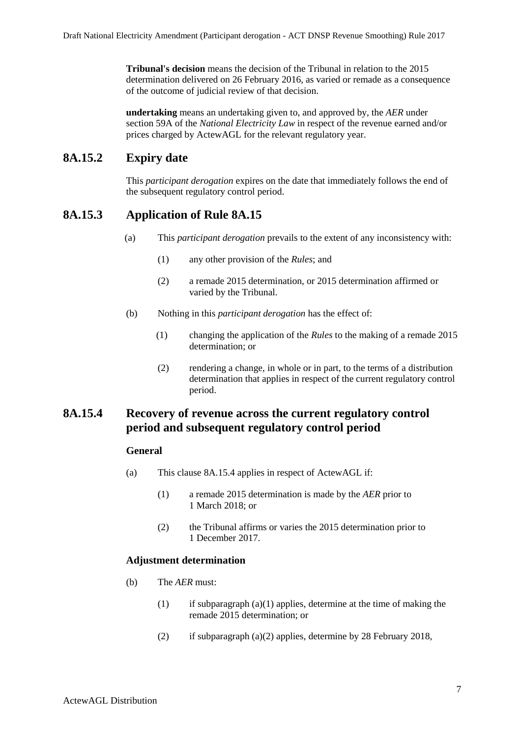**Tribunal's decision** means the decision of the Tribunal in relation to the 2015 determination delivered on 26 February 2016, as varied or remade as a consequence of the outcome of judicial review of that decision.

**undertaking** means an undertaking given to, and approved by, the *AER* under section 59A of the *National Electricity Law* in respect of the revenue earned and/or prices charged by ActewAGL for the relevant regulatory year.

## 8A.15.2 Expiry date

This *participant derogation* expires on the date that immediately follows the end of the subsequent regulatory control period.

## 8A.15.3 Application of Rule 8A.15

(a) This *participant derogation* prevails to the extent of any inconsistency with:

(1) any other provision of the *Rules*; and

(2) a remade 2015 determination, or 2015 determination affirmed or varied by the Tribunal.

(b) Nothing in this *participant derogation* has the effect of:

(1) changing the application of the *Rules* to the making of a remade 2015 determination; or

(2) rendering a change, in whole or in part, to the terms of a distribution determination that applies in respect of the current regulatory control period.

## 8A.15.4 Recovery of revenue across the current regulatory control period and subsequent regulatory control period

**General**

(a) This clause 8A.15.4 applies in respect of ActewAGL if:

(1) a remade 2015 determination is made by the *AER* prior to 1 March 2018; or

(2) the Tribunal affirms or varies the 2015 determination prior to 1 December 2017.

**Adjustment determination**

(b) The *AER* must:

(1) if subparagraph (a)(1) applies, determine at the time of making the remade 2015 determination; or

(2) if subparagraph (a)(2) applies, determine by 28 February 2018,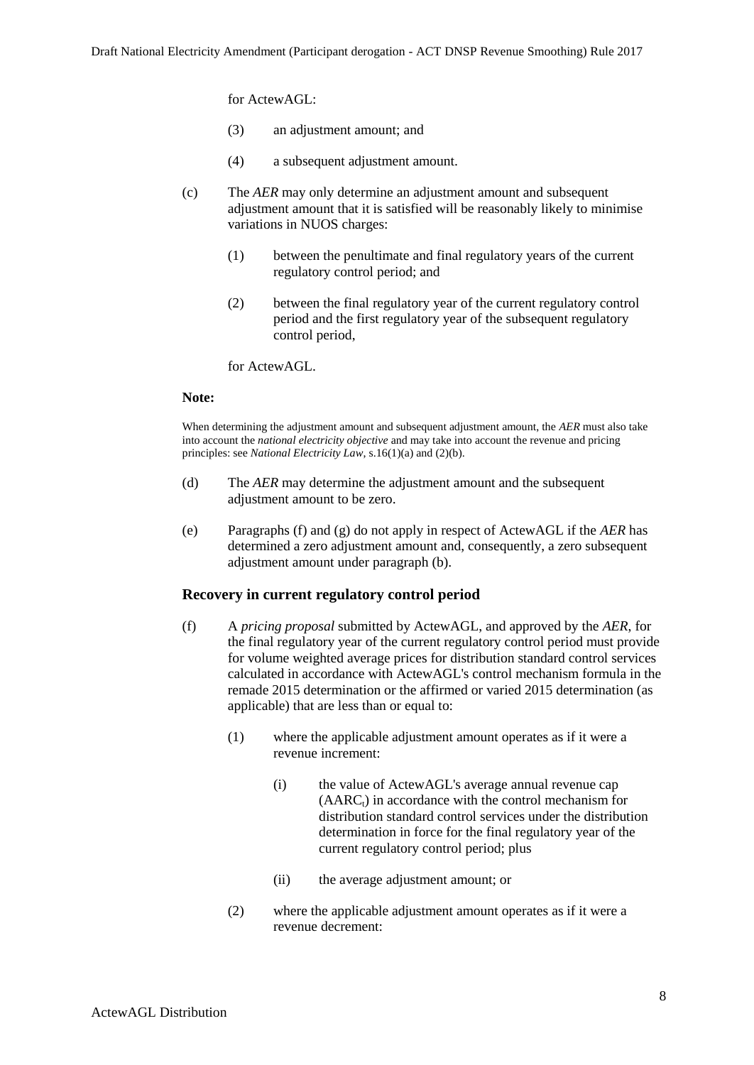for ActewAGL:

(3) an adjustment amount; and

(4) a subsequent adjustment amount.

(c) The *AER* may only determine an adjustment amount and subsequent adjustment amount that it is satisfied will be reasonably likely to minimise variations in NUOS charges:

(1) between the penultimate and final regulatory years of the current regulatory control period; and

(2) between the final regulatory year of the current regulatory control period and the first regulatory year of the subsequent regulatory control period,

for ActewAGL.

**Note:**

When determining the adjustment amount and subsequent adjustment amount, the *AER* must also take into account the *national electricity objective* and may take into account the revenue and pricing principles: see *National Electricity Law*, s.16(1)(a) and (2)(b).

(d) The *AER* may determine the adjustment amount and the subsequent adjustment amount to be zero.

(e) Paragraphs (f) and (g) do not apply in respect of ActewAGL if the *AER* has determined a zero adjustment amount and, consequently, a zero subsequent adjustment amount under paragraph (b).

### Recovery in current regulatory control period

(f) A *pricing proposal* submitted by ActewAGL, and approved by the *AER*, for the final regulatory year of the current regulatory control period must provide for volume weighted average prices for distribution standard control services calculated in accordance with ActewAGL's control mechanism formula in the remade 2015 determination or the affirmed or varied 2015 determination (as applicable) that are less than or equal to:

(1) where the applicable adjustment amount operates as if it were a revenue increment:

(i) the value of ActewAGL's average annual revenue cap ($AARC_t$) in accordance with the control mechanism for distribution standard control services under the distribution determination in force for the final regulatory year of the current regulatory control period; plus

(ii) the average adjustment amount; or

(2) where the applicable adjustment amount operates as if it were a revenue decrement: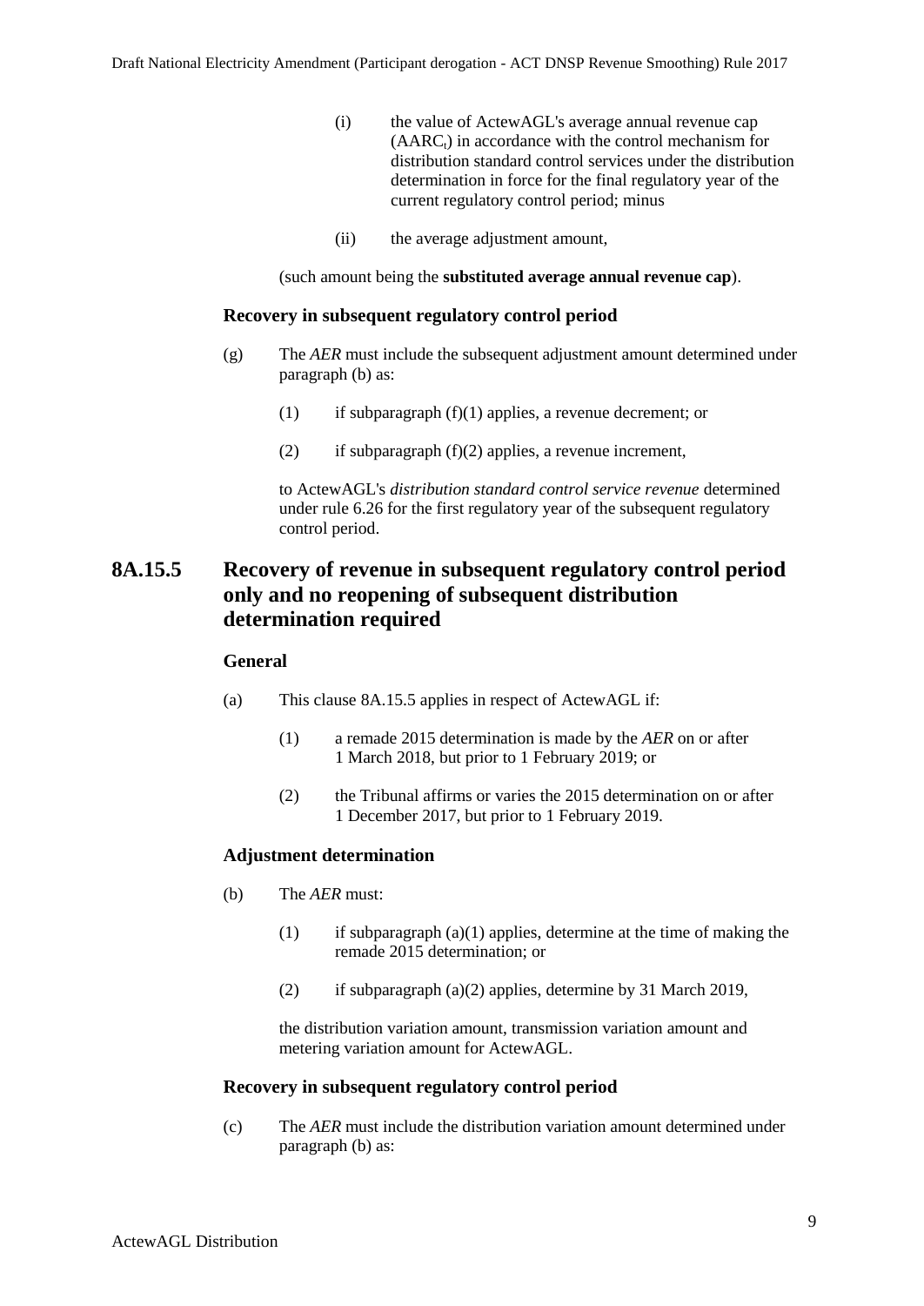(i) the value of ActewAGL's average annual revenue cap ($AARC_t$) in accordance with the control mechanism for distribution standard control services under the distribution determination in force for the final regulatory year of the current regulatory control period; minus

(ii) the average adjustment amount,

(such amount being the **substituted average annual revenue cap**).

**Recovery in subsequent regulatory control period**

(g) The *AER* must include the subsequent adjustment amount determined under paragraph (b) as:

(1) if subparagraph (f)(1) applies, a revenue decrement; or

(2) if subparagraph (f)(2) applies, a revenue increment,

to ActewAGL's *distribution standard control service revenue* determined under rule 6.26 for the first regulatory year of the subsequent regulatory control period.

## 8A.15.5 Recovery of revenue in subsequent regulatory control period only and no reopening of subsequent distribution determination required

**General**

(a) This clause 8A.15.5 applies in respect of ActewAGL if:

(1) a remade 2015 determination is made by the *AER* on or after 1 March 2018, but prior to 1 February 2019; or

(2) the Tribunal affirms or varies the 2015 determination on or after 1 December 2017, but prior to 1 February 2019.

**Adjustment determination**

(b) The *AER* must:

(1) if subparagraph (a)(1) applies, determine at the time of making the remade 2015 determination; or

(2) if subparagraph (a)(2) applies, determine by 31 March 2019,

the distribution variation amount, transmission variation amount and metering variation amount for ActewAGL.

**Recovery in subsequent regulatory control period**

(c) The *AER* must include the distribution variation amount determined under paragraph (b) as: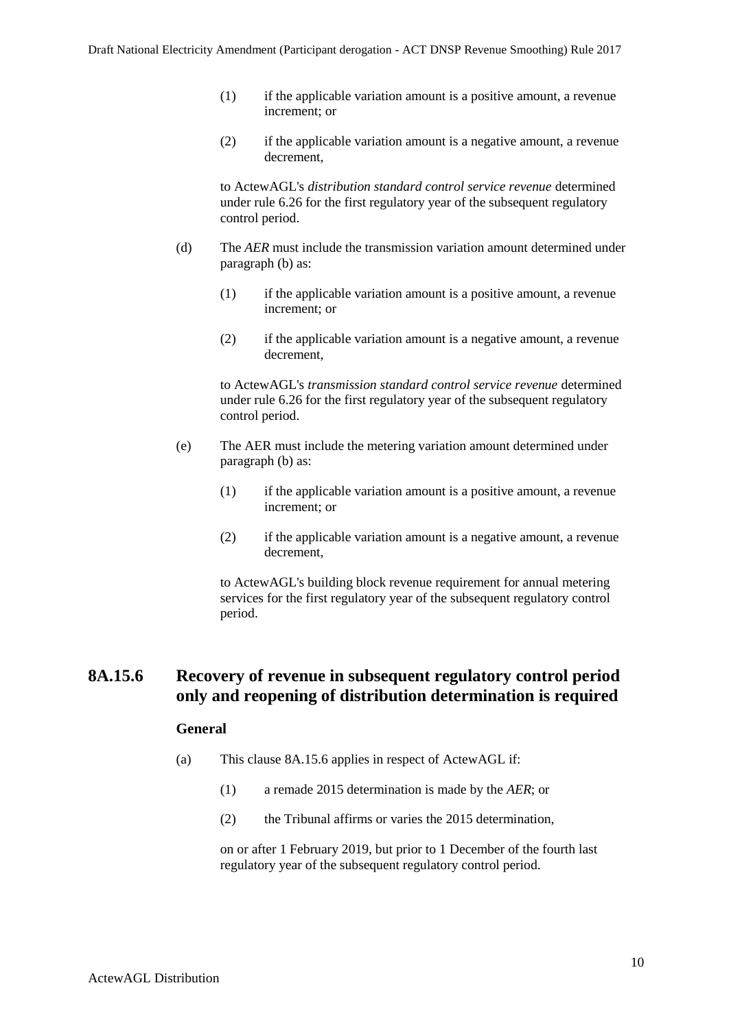(1) if the applicable variation amount is a positive amount, a revenue increment; or

(2) if the applicable variation amount is a negative amount, a revenue decrement,

to ActewAGL's *distribution standard control service revenue* determined under rule 6.26 for the first regulatory year of the subsequent regulatory control period.

(d) The *AER* must include the transmission variation amount determined under paragraph (b) as:

(1) if the applicable variation amount is a positive amount, a revenue increment; or

(2) if the applicable variation amount is a negative amount, a revenue decrement,

to ActewAGL's *transmission standard control service revenue* determined under rule 6.26 for the first regulatory year of the subsequent regulatory control period.

(e) The AER must include the metering variation amount determined under paragraph (b) as:

(1) if the applicable variation amount is a positive amount, a revenue increment; or

(2) if the applicable variation amount is a negative amount, a revenue decrement,

to ActewAGL's building block revenue requirement for annual metering services for the first regulatory year of the subsequent regulatory control period.

## 8A.15.6 Recovery of revenue in subsequent regulatory control period only and reopening of distribution determination is required

**General**

(a) This clause 8A.15.6 applies in respect of ActewAGL if:

(1) a remade 2015 determination is made by the *AER*; or

(2) the Tribunal affirms or varies the 2015 determination,

on or after 1 February 2019, but prior to 1 December of the fourth last regulatory year of the subsequent regulatory control period.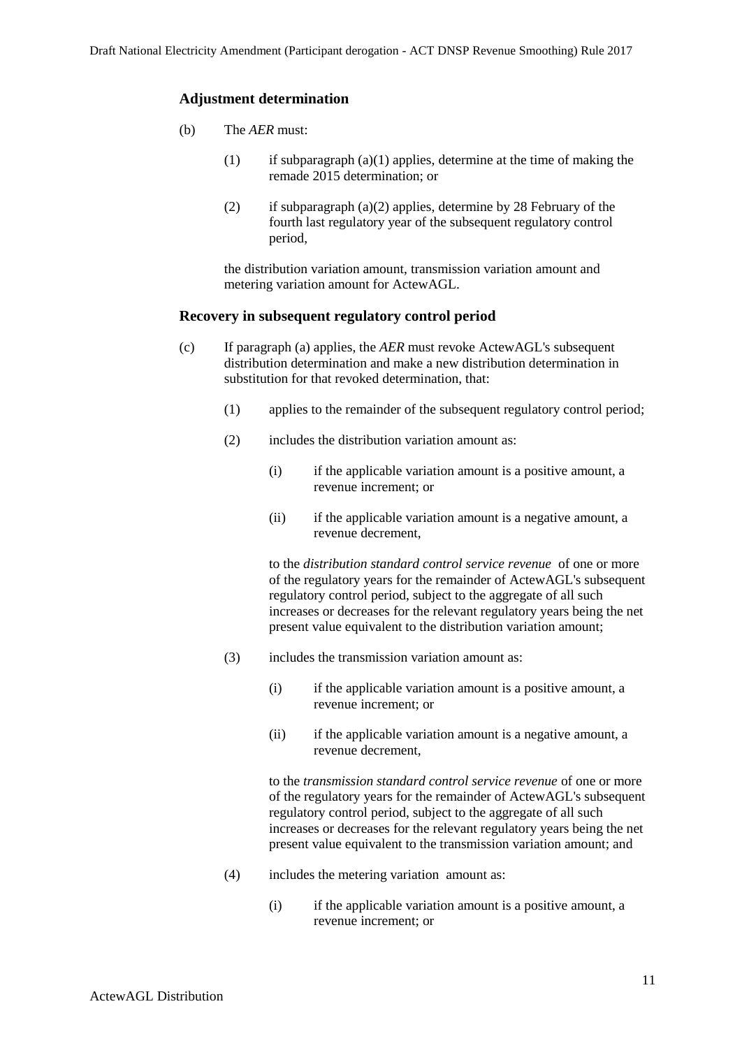### Adjustment determination

(b) The *AER* must:

(1) if subparagraph (a)(1) applies, determine at the time of making the remade 2015 determination; or

(2) if subparagraph (a)(2) applies, determine by 28 February of the fourth last regulatory year of the subsequent regulatory control period,

the distribution variation amount, transmission variation amount and metering variation amount for ActewAGL.

### Recovery in subsequent regulatory control period

(c) If paragraph (a) applies, the *AER* must revoke ActewAGL's subsequent distribution determination and make a new distribution determination in substitution for that revoked determination, that:

(1) applies to the remainder of the subsequent regulatory control period;

(2) includes the distribution variation amount as:

(i) if the applicable variation amount is a positive amount, a revenue increment; or

(ii) if the applicable variation amount is a negative amount, a revenue decrement,

to the *distribution standard control service revenue* of one or more of the regulatory years for the remainder of ActewAGL's subsequent regulatory control period, subject to the aggregate of all such increases or decreases for the relevant regulatory years being the net present value equivalent to the distribution variation amount;

(3) includes the transmission variation amount as:

(i) if the applicable variation amount is a positive amount, a revenue increment; or

(ii) if the applicable variation amount is a negative amount, a revenue decrement,

to the *transmission standard control service revenue* of one or more of the regulatory years for the remainder of ActewAGL's subsequent regulatory control period, subject to the aggregate of all such increases or decreases for the relevant regulatory years being the net present value equivalent to the transmission variation amount; and

(4) includes the metering variation amount as:

(i) if the applicable variation amount is a positive amount, a revenue increment; or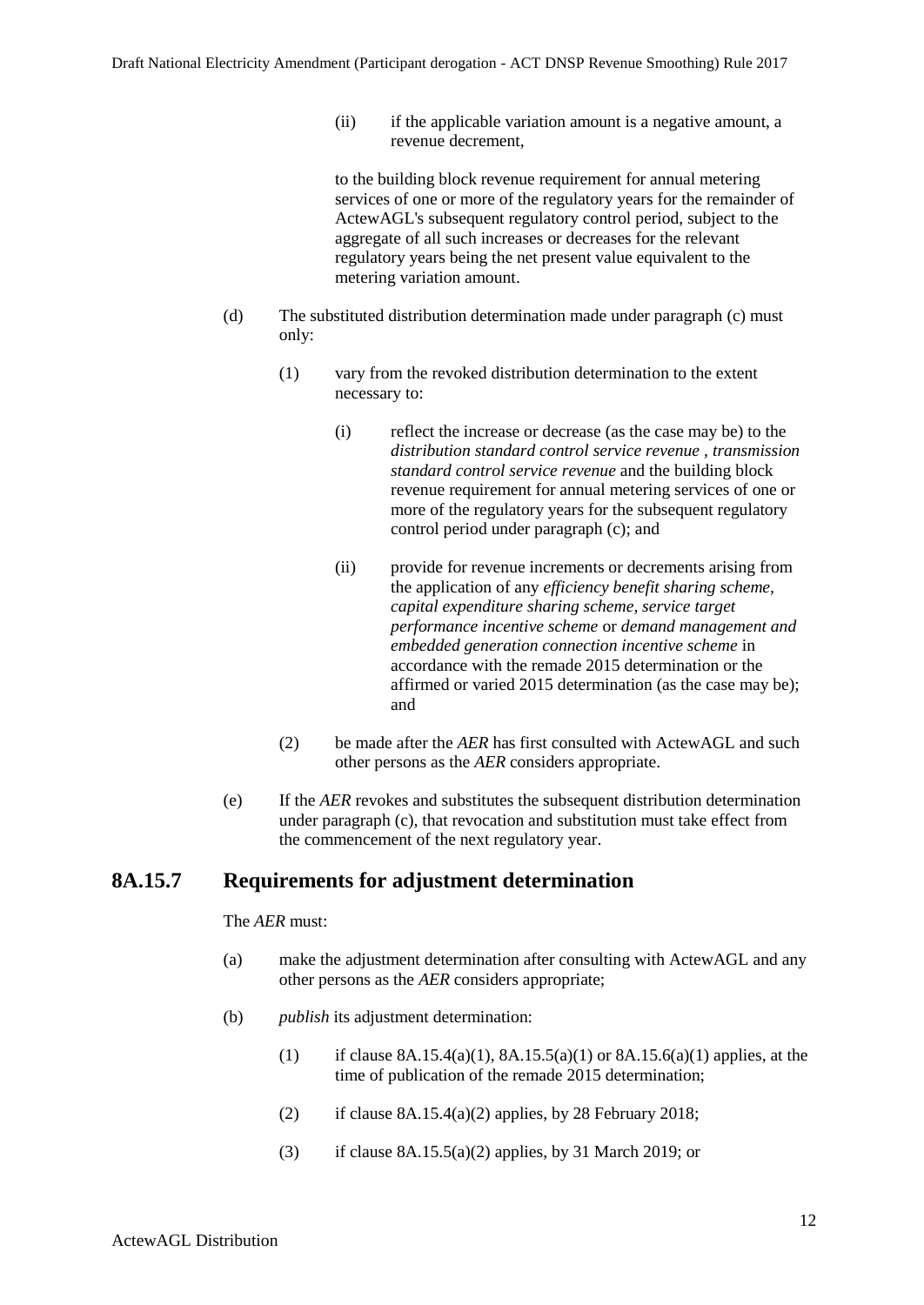(ii) if the applicable variation amount is a negative amount, a revenue decrement,

to the building block revenue requirement for annual metering services of one or more of the regulatory years for the remainder of ActewAGL's subsequent regulatory control period, subject to the aggregate of all such increases or decreases for the relevant regulatory years being the net present value equivalent to the metering variation amount.

(d) The substituted distribution determination made under paragraph (c) must only:

(1) vary from the revoked distribution determination to the extent necessary to:

(i) reflect the increase or decrease (as the case may be) to the *distribution standard control service revenue* , *transmission standard control service revenue* and the building block revenue requirement for annual metering services of one or more of the regulatory years for the subsequent regulatory control period under paragraph (c); and

(ii) provide for revenue increments or decrements arising from the application of any *efficiency benefit sharing scheme, capital expenditure sharing scheme, service target performance incentive scheme* or *demand management and embedded generation connection incentive scheme* in accordance with the remade 2015 determination or the affirmed or varied 2015 determination (as the case may be); and

(2) be made after the *AER* has first consulted with ActewAGL and such other persons as the *AER* considers appropriate.

(e) If the *AER* revokes and substitutes the subsequent distribution determination under paragraph (c), that revocation and substitution must take effect from the commencement of the next regulatory year.

## 8A.15.7 Requirements for adjustment determination

The *AER* must:

(a) make the adjustment determination after consulting with ActewAGL and any other persons as the *AER* considers appropriate;

(b) *publish* its adjustment determination:

(1) if clause 8A.15.4(a)(1), 8A.15.5(a)(1) or 8A.15.6(a)(1) applies, at the time of publication of the remade 2015 determination;

(2) if clause 8A.15.4(a)(2) applies, by 28 February 2018;

(3) if clause 8A.15.5(a)(2) applies, by 31 March 2019; or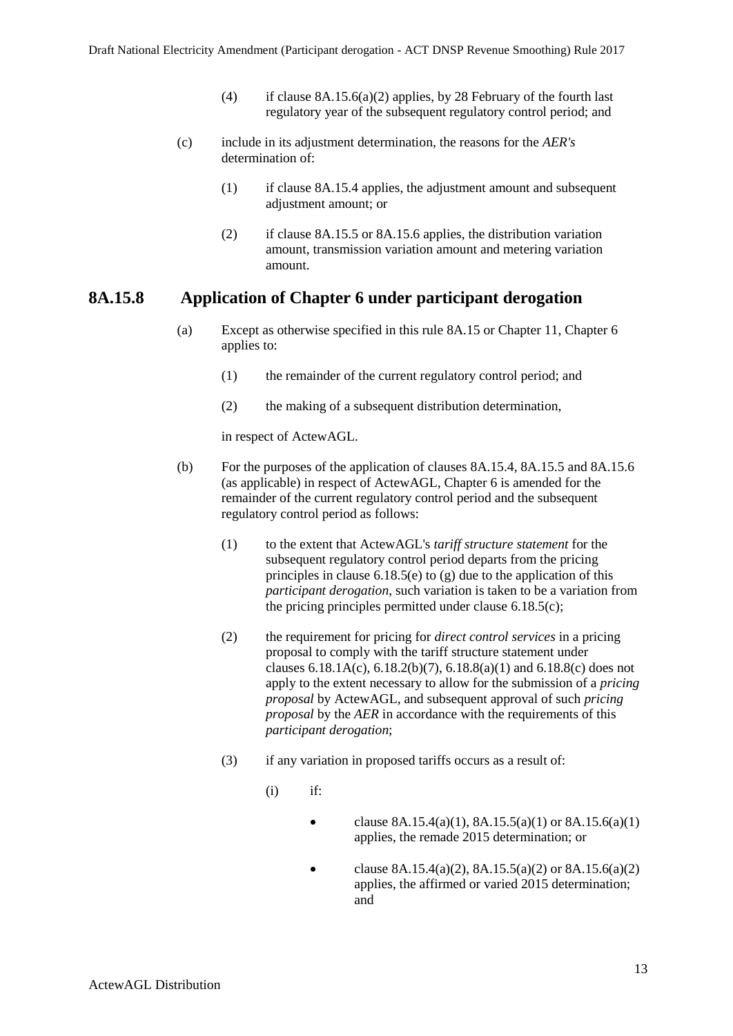(4) if clause 8A.15.6(a)(2) applies, by 28 February of the fourth last regulatory year of the subsequent regulatory control period; and

(c) include in its adjustment determination, the reasons for the *AER's* determination of:

(1) if clause 8A.15.4 applies, the adjustment amount and subsequent adjustment amount; or

(2) if clause 8A.15.5 or 8A.15.6 applies, the distribution variation amount, transmission variation amount and metering variation amount.

## 8A.15.8 Application of Chapter 6 under participant derogation

(a) Except as otherwise specified in this rule 8A.15 or Chapter 11, Chapter 6 applies to:

(1) the remainder of the current regulatory control period; and

(2) the making of a subsequent distribution determination,

in respect of ActewAGL.

(b) For the purposes of the application of clauses 8A.15.4, 8A.15.5 and 8A.15.6 (as applicable) in respect of ActewAGL, Chapter 6 is amended for the remainder of the current regulatory control period and the subsequent regulatory control period as follows:

(1) to the extent that ActewAGL's *tariff structure statement* for the subsequent regulatory control period departs from the pricing principles in clause 6.18.5(e) to (g) due to the application of this *participant derogation*, such variation is taken to be a variation from the pricing principles permitted under clause 6.18.5(c);

(2) the requirement for pricing for *direct control services* in a pricing proposal to comply with the tariff structure statement under clauses 6.18.1A(c), 6.18.2(b)(7), 6.18.8(a)(1) and 6.18.8(c) does not apply to the extent necessary to allow for the submission of a *pricing proposal* by ActewAGL, and subsequent approval of such *pricing proposal* by the *AER* in accordance with the requirements of this *participant derogation*;

(3) if any variation in proposed tariffs occurs as a result of:

(i) if:

- clause 8A.15.4(a)(1), 8A.15.5(a)(1) or 8A.15.6(a)(1) applies, the remade 2015 determination; or
- clause 8A.15.4(a)(2), 8A.15.5(a)(2) or 8A.15.6(a)(2) applies, the affirmed or varied 2015 determination; and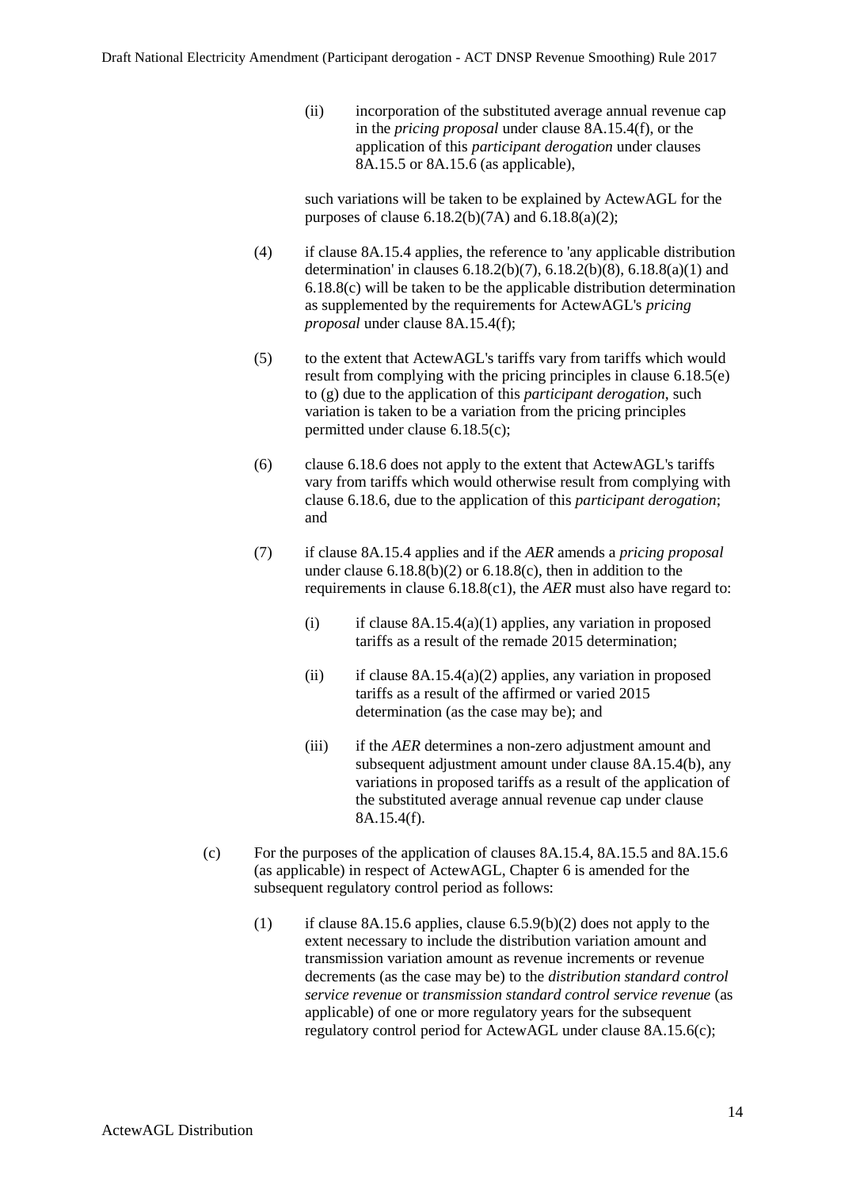(ii) incorporation of the substituted average annual revenue cap in the *pricing proposal* under clause 8A.15.4(f), or the application of this *participant derogation* under clauses 8A.15.5 or 8A.15.6 (as applicable),

such variations will be taken to be explained by ActewAGL for the purposes of clause 6.18.2(b)(7A) and 6.18.8(a)(2);

(4) if clause 8A.15.4 applies, the reference to 'any applicable distribution determination' in clauses 6.18.2(b)(7), 6.18.2(b)(8), 6.18.8(a)(1) and 6.18.8(c) will be taken to be the applicable distribution determination as supplemented by the requirements for ActewAGL's *pricing proposal* under clause 8A.15.4(f);

(5) to the extent that ActewAGL's tariffs vary from tariffs which would result from complying with the pricing principles in clause 6.18.5(e) to (g) due to the application of this *participant derogation*, such variation is taken to be a variation from the pricing principles permitted under clause 6.18.5(c);

(6) clause 6.18.6 does not apply to the extent that ActewAGL's tariffs vary from tariffs which would otherwise result from complying with clause 6.18.6, due to the application of this *participant derogation*; and

(7) if clause 8A.15.4 applies and if the *AER* amends a *pricing proposal* under clause 6.18.8(b)(2) or 6.18.8(c), then in addition to the requirements in clause 6.18.8(c1), the *AER* must also have regard to:

(i) if clause 8A.15.4(a)(1) applies, any variation in proposed tariffs as a result of the remade 2015 determination;

(ii) if clause 8A.15.4(a)(2) applies, any variation in proposed tariffs as a result of the affirmed or varied 2015 determination (as the case may be); and

(iii) if the *AER* determines a non-zero adjustment amount and subsequent adjustment amount under clause 8A.15.4(b), any variations in proposed tariffs as a result of the application of the substituted average annual revenue cap under clause 8A.15.4(f).

(c) For the purposes of the application of clauses 8A.15.4, 8A.15.5 and 8A.15.6 (as applicable) in respect of ActewAGL, Chapter 6 is amended for the subsequent regulatory control period as follows:

(1) if clause 8A.15.6 applies, clause 6.5.9(b)(2) does not apply to the extent necessary to include the distribution variation amount and transmission variation amount as revenue increments or revenue decrements (as the case may be) to the *distribution standard control service revenue* or *transmission standard control service revenue* (as applicable) of one or more regulatory years for the subsequent regulatory control period for ActewAGL under clause 8A.15.6(c);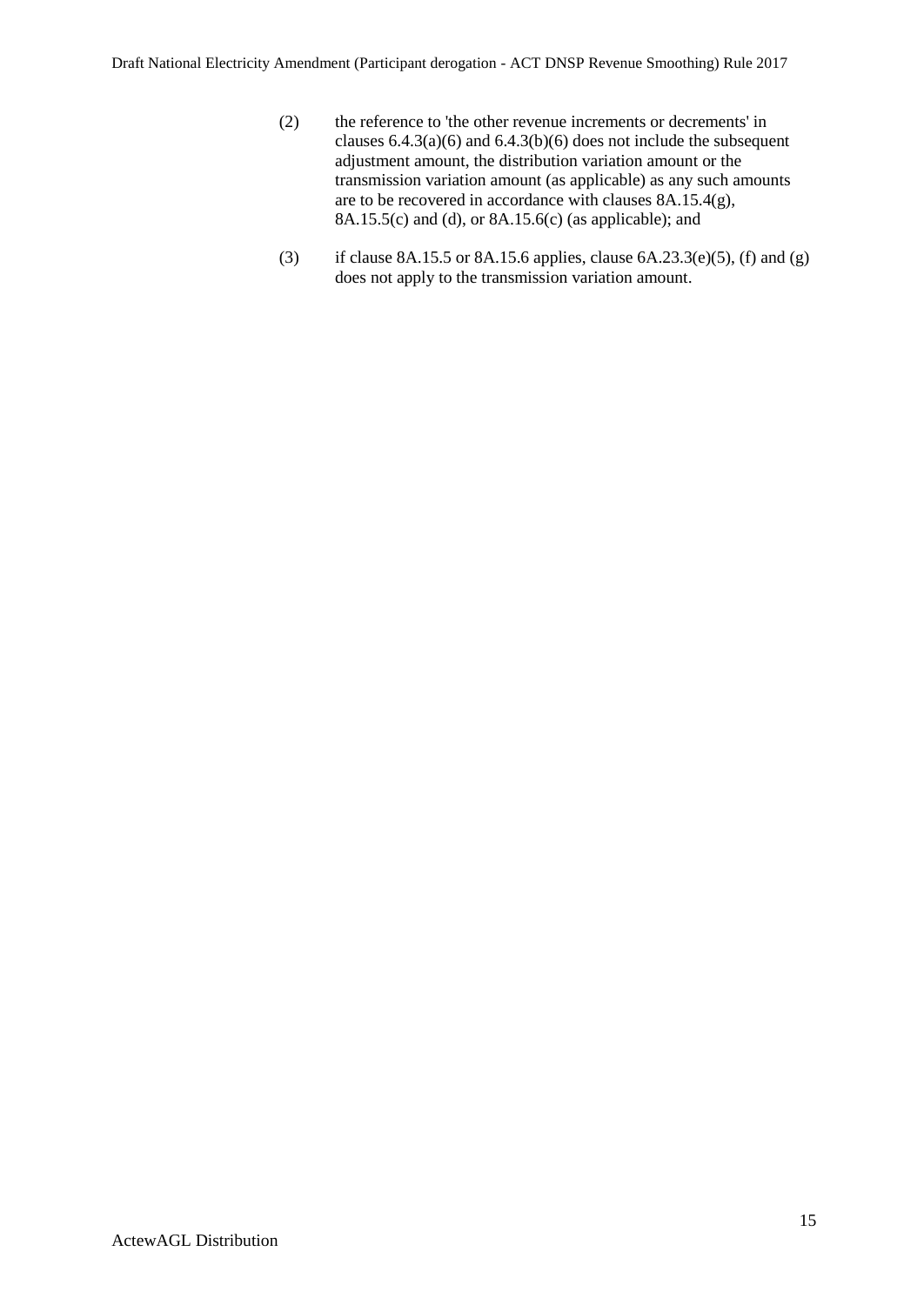(2) the reference to 'the other revenue increments or decrements' in clauses 6.4.3(a)(6) and 6.4.3(b)(6) does not include the subsequent adjustment amount, the distribution variation amount or the transmission variation amount (as applicable) as any such amounts are to be recovered in accordance with clauses 8A.15.4(g), 8A.15.5(c) and (d), or 8A.15.6(c) (as applicable); and

(3) if clause 8A.15.5 or 8A.15.6 applies, clause 6A.23.3(e)(5), (f) and (g) does not apply to the transmission variation amount.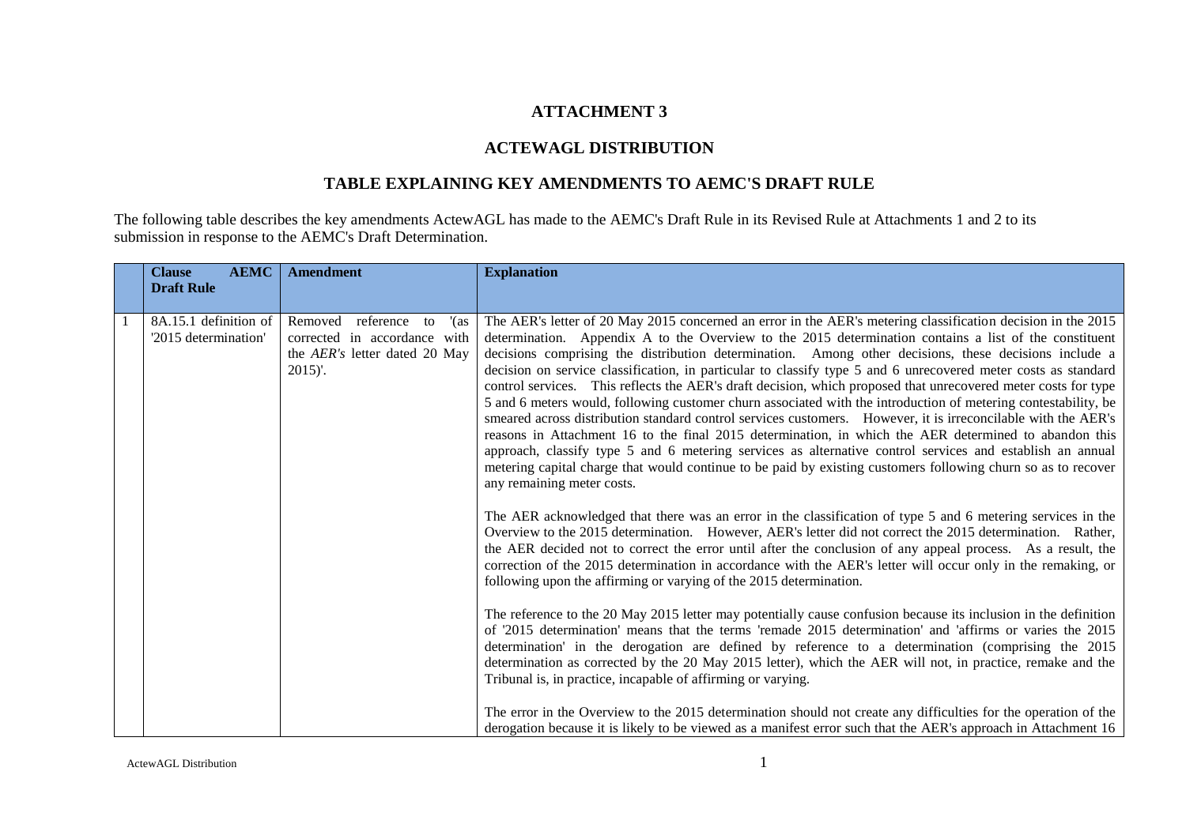# ATTACHMENT 3

## ACTEWAGL DISTRIBUTION

## TABLE EXPLAINING KEY AMENDMENTS TO AEMC'S DRAFT RULE

The following table describes the key amendments ActewAGL has made to the AEMC's Draft Rule in its Revised Rule at Attachments 1 and 2 to its submission in response to the AEMC's Draft Determination.

| | **Clause AEMC Draft Rule** | **Amendment** | **Explanation** |
|---|---|---|---|
| 1 | 8A.15.1 definition of '2015 determination' | Removed reference to '(as corrected in accordance with the *AER's* letter dated 20 May 2015)'. | The AER's letter of 20 May 2015 concerned an error in the AER's metering classification decision in the 2015 determination. Appendix A to the Overview to the 2015 determination contains a list of the constituent decisions comprising the distribution determination. Among other decisions, these decisions include a decision on service classification, in particular to classify type 5 and 6 unrecovered meter costs as standard control services. This reflects the AER's draft decision, which proposed that unrecovered meter costs for type 5 and 6 meters would, following customer churn associated with the introduction of metering contestability, be smeared across distribution standard control services customers. However, it is irreconcilable with the AER's reasons in Attachment 16 to the final 2015 determination, in which the AER determined to abandon this approach, classify type 5 and 6 metering services as alternative control services and establish an annual metering capital charge that would continue to be paid by existing customers following churn so as to recover any remaining meter costs.<br><br>The AER acknowledged that there was an error in the classification of type 5 and 6 metering services in the Overview to the 2015 determination. However, AER's letter did not correct the 2015 determination. Rather, the AER decided not to correct the error until after the conclusion of any appeal process. As a result, the correction of the 2015 determination in accordance with the AER's letter will occur only in the remaking, or following upon the affirming or varying of the 2015 determination.<br><br>The reference to the 20 May 2015 letter may potentially cause confusion because its inclusion in the definition of '2015 determination' means that the terms 'remade 2015 determination' and 'affirms or varies the 2015 determination' in the derogation are defined by reference to a determination (comprising the 2015 determination as corrected by the 20 May 2015 letter), which the AER will not, in practice, remake and the Tribunal is, in practice, incapable of affirming or varying.<br><br>The error in the Overview to the 2015 determination should not create any difficulties for the operation of the derogation because it is likely to be viewed as a manifest error such that the AER's approach in Attachment 16 |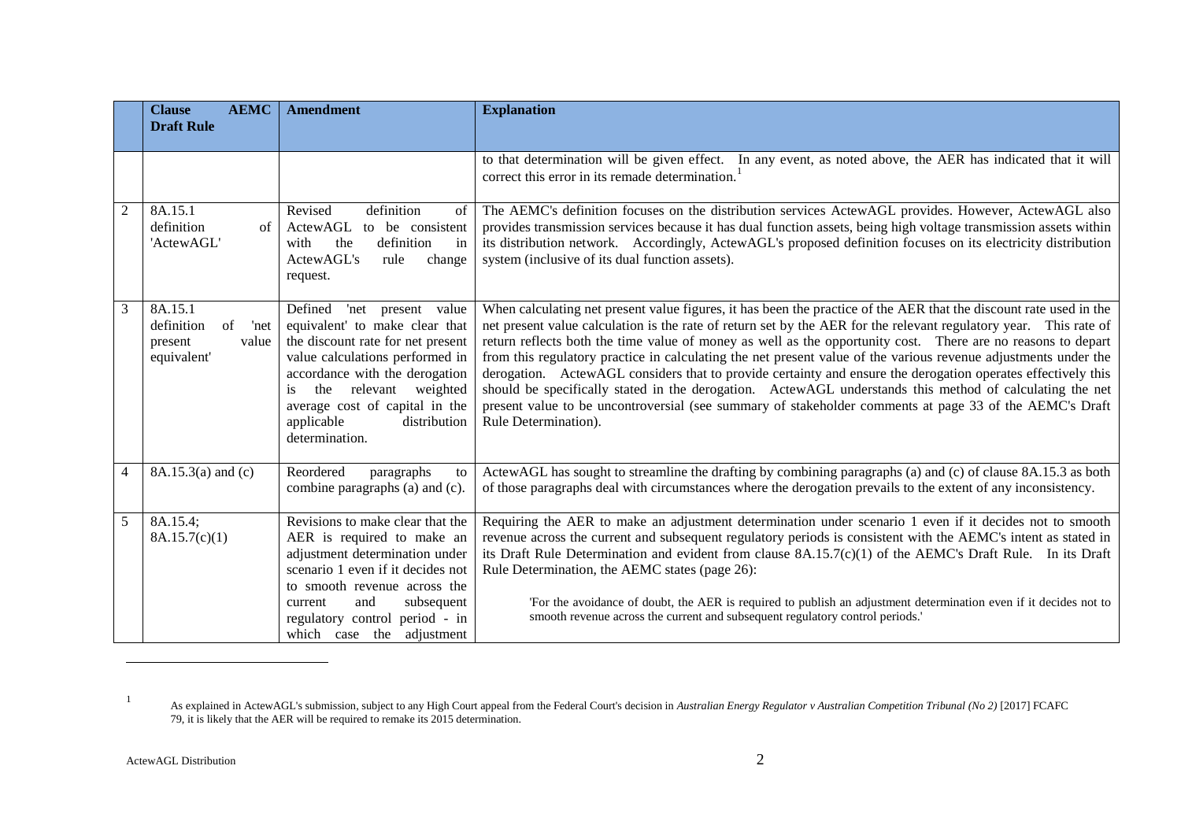| | Clause AEMC Draft Rule | Amendment | Explanation |
|---|---|---|---|
| | | | to that determination will be given effect. In any event, as noted above, the AER has indicated that it will correct this error in its remade determination.[1] |
| 2 | 8A.15.1 definition of 'ActewAGL' | Revised definition of ActewAGL to be consistent with the definition in ActewAGL's rule change request. | The AEMC's definition focuses on the distribution services ActewAGL provides. However, ActewAGL also provides transmission services because it has dual function assets, being high voltage transmission assets within its distribution network. Accordingly, ActewAGL's proposed definition focuses on its electricity distribution system (inclusive of its dual function assets). |
| 3 | 8A.15.1 definition of 'net present value equivalent' | Defined 'net present value equivalent' to make clear that the discount rate for net present value calculations performed in accordance with the derogation is the relevant weighted average cost of capital in the applicable distribution determination. | When calculating net present value figures, it has been the practice of the AER that the discount rate used in the net present value calculation is the rate of return set by the AER for the relevant regulatory year. This rate of return reflects both the time value of money as well as the opportunity cost. There are no reasons to depart from this regulatory practice in calculating the net present value of the various revenue adjustments under the derogation. ActewAGL considers that to provide certainty and ensure the derogation operates effectively this should be specifically stated in the derogation. ActewAGL understands this method of calculating the net present value to be uncontroversial (see summary of stakeholder comments at page 33 of the AEMC's Draft Rule Determination). |
| 4 | 8A.15.3(a) and (c) | Reordered paragraphs to combine paragraphs (a) and (c). | ActewAGL has sought to streamline the drafting by combining paragraphs (a) and (c) of clause 8A.15.3 as both of those paragraphs deal with circumstances where the derogation prevails to the extent of any inconsistency. |
| 5 | 8A.15.4; 8A.15.7(c)(1) | Revisions to make clear that the AER is required to make an adjustment determination under scenario 1 even if it decides not to smooth revenue across the current and subsequent regulatory control period - in which case the adjustment | Requiring the AER to make an adjustment determination under scenario 1 even if it decides not to smooth revenue across the current and subsequent regulatory periods is consistent with the AEMC's intent as stated in its Draft Rule Determination and evident from clause 8A.15.7(c)(1) of the AEMC's Draft Rule. In its Draft Rule Determination, the AEMC states (page 26): 'For the avoidance of doubt, the AER is required to publish an adjustment determination even if it decides not to smooth revenue across the current and subsequent regulatory control periods.' |

[1] As explained in ActewAGL's submission, subject to any High Court appeal from the Federal Court's decision in *Australian Energy Regulator v Australian Competition Tribunal (No 2)* [2017] FCAFC 79, it is likely that the AER will be required to remake its 2015 determination.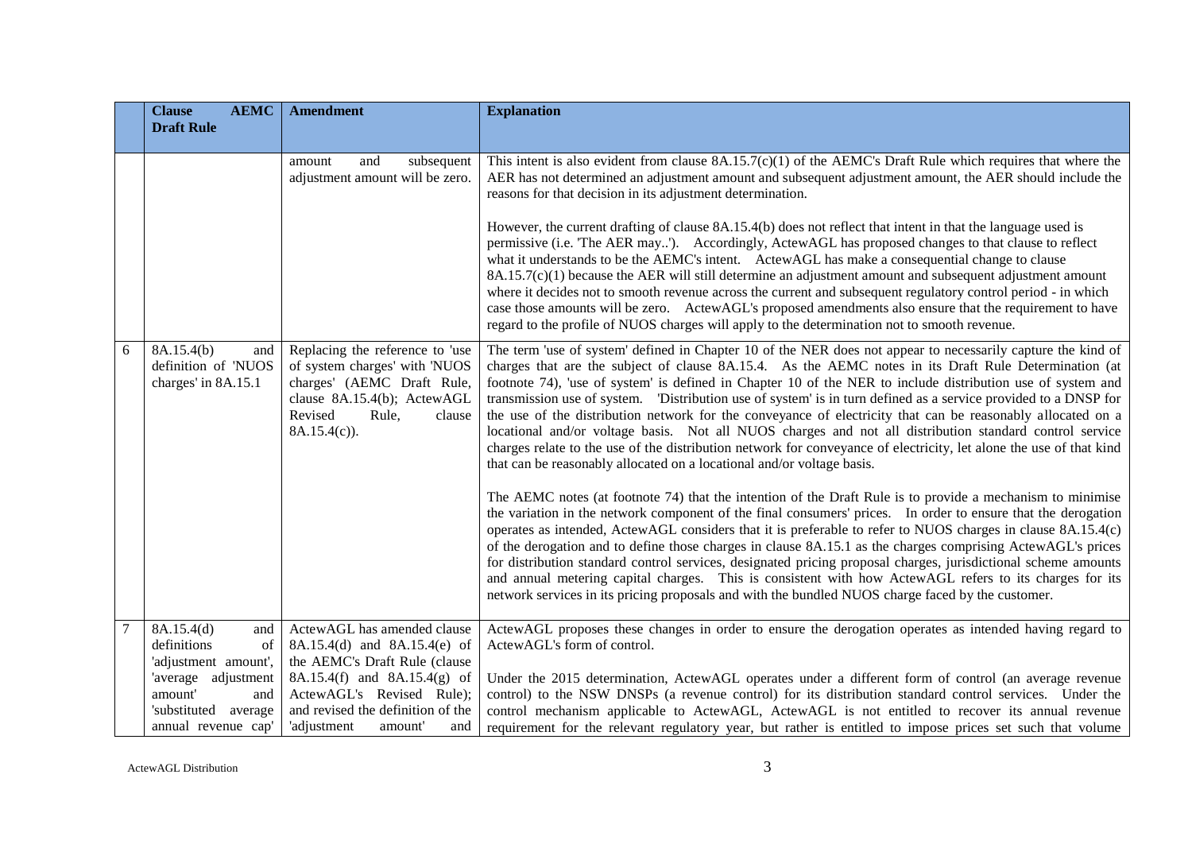| | Clause AEMC Draft Rule | Amendment | Explanation |
|---|---|---|---|
| | | amount and subsequent adjustment amount will be zero. | This intent is also evident from clause 8A.15.7(c)(1) of the AEMC's Draft Rule which requires that where the AER has not determined an adjustment amount and subsequent adjustment amount, the AER should include the reasons for that decision in its adjustment determination.<br><br>However, the current drafting of clause 8A.15.4(b) does not reflect that intent in that the language used is permissive (i.e. 'The AER may..'). Accordingly, ActewAGL has proposed changes to that clause to reflect what it understands to be the AEMC's intent. ActewAGL has make a consequential change to clause 8A.15.7(c)(1) because the AER will still determine an adjustment amount and subsequent adjustment amount where it decides not to smooth revenue across the current and subsequent regulatory control period - in which case those amounts will be zero. ActewAGL's proposed amendments also ensure that the requirement to have regard to the profile of NUOS charges will apply to the determination not to smooth revenue. |
| 6 | 8A.15.4(b) and definition of 'NUOS charges' in 8A.15.1 | Replacing the reference to 'use of system charges' with 'NUOS charges' (AEMC Draft Rule, clause 8A.15.4(b); ActewAGL Revised Rule, clause 8A.15.4(c)). | The term 'use of system' defined in Chapter 10 of the NER does not appear to necessarily capture the kind of charges that are the subject of clause 8A.15.4. As the AEMC notes in its Draft Rule Determination (at footnote 74), 'use of system' is defined in Chapter 10 of the NER to include distribution use of system and transmission use of system. 'Distribution use of system' is in turn defined as a service provided to a DNSP for the use of the distribution network for the conveyance of electricity that can be reasonably allocated on a locational and/or voltage basis. Not all NUOS charges and not all distribution standard control service charges relate to the use of the distribution network for conveyance of electricity, let alone the use of that kind that can be reasonably allocated on a locational and/or voltage basis.<br><br>The AEMC notes (at footnote 74) that the intention of the Draft Rule is to provide a mechanism to minimise the variation in the network component of the final consumers' prices. In order to ensure that the derogation operates as intended, ActewAGL considers that it is preferable to refer to NUOS charges in clause 8A.15.4(c) of the derogation and to define those charges in clause 8A.15.1 as the charges comprising ActewAGL's prices for distribution standard control services, designated pricing proposal charges, jurisdictional scheme amounts and annual metering capital charges. This is consistent with how ActewAGL refers to its charges for its network services in its pricing proposals and with the bundled NUOS charge faced by the customer. |
| 7 | 8A.15.4(d) and definitions of 'adjustment amount', 'average adjustment amount' and 'substituted average annual revenue cap' | ActewAGL has amended clause 8A.15.4(d) and 8A.15.4(e) of the AEMC's Draft Rule (clause 8A.15.4(f) and 8A.15.4(g) of ActewAGL's Revised Rule); and revised the definition of the 'adjustment amount' and | ActewAGL proposes these changes in order to ensure the derogation operates as intended having regard to ActewAGL's form of control.<br><br>Under the 2015 determination, ActewAGL operates under a different form of control (an average revenue control) to the NSW DNSPs (a revenue control) for its distribution standard control services. Under the control mechanism applicable to ActewAGL, ActewAGL is not entitled to recover its annual revenue requirement for the relevant regulatory year, but rather is entitled to impose prices set such that volume |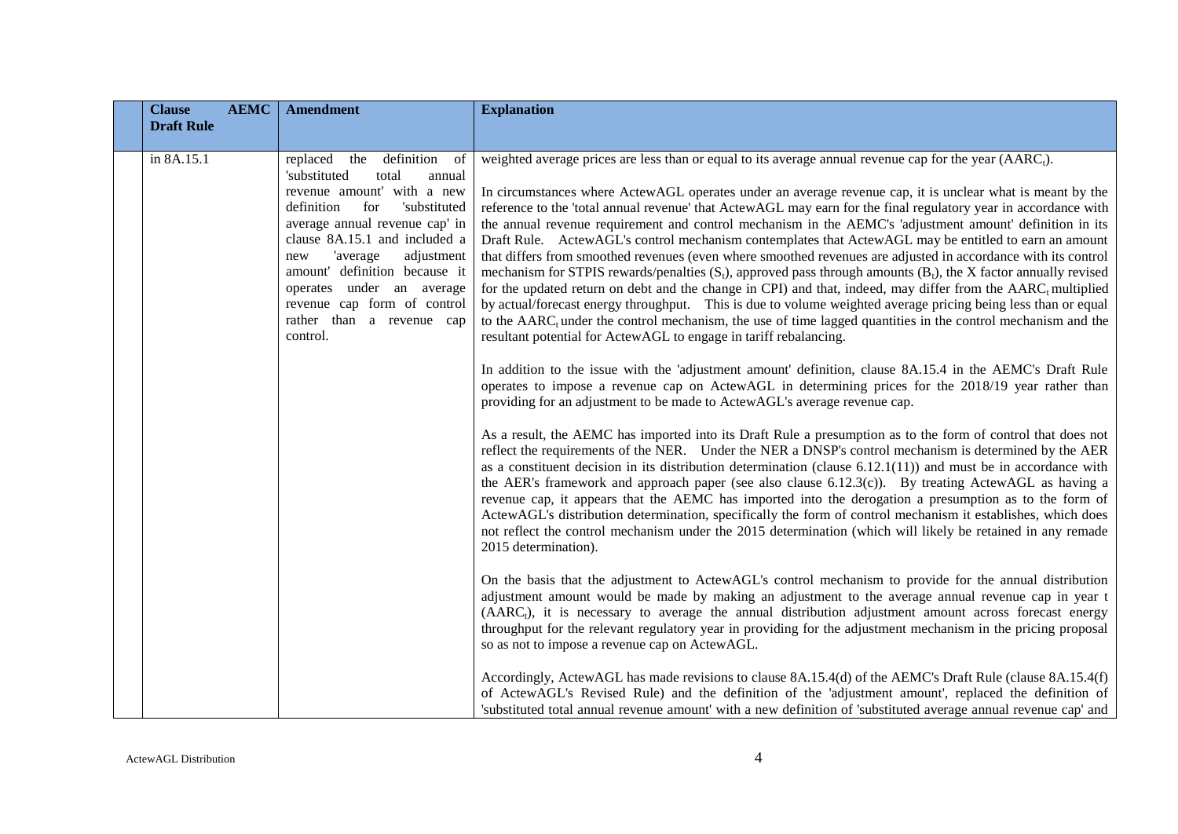| | Clause AEMC Draft Rule | Amendment | Explanation |
|---|---|---|---|
| | in 8A.15.1 | replaced the definition of 'substituted total annual revenue amount' with a new definition for 'substituted average annual revenue cap' in clause 8A.15.1 and included a new 'average adjustment amount' definition because it operates under an average revenue cap form of control rather than a revenue cap control. | weighted average prices are less than or equal to its average annual revenue cap for the year ($AARC_t$).<br><br>In circumstances where ActewAGL operates under an average revenue cap, it is unclear what is meant by the reference to the 'total annual revenue' that ActewAGL may earn for the final regulatory year in accordance with the annual revenue requirement and control mechanism in the AEMC's 'adjustment amount' definition in its Draft Rule. ActewAGL's control mechanism contemplates that ActewAGL may be entitled to earn an amount that differs from smoothed revenues (even where smoothed revenues are adjusted in accordance with its control mechanism for STPIS rewards/penalties ($S_t$), approved pass through amounts ($B_t$), the X factor annually revised for the updated return on debt and the change in CPI) and that, indeed, may differ from the $AARC_t$ multiplied by actual/forecast energy throughput. This is due to volume weighted average pricing being less than or equal to the $AARC_t$ under the control mechanism, the use of time lagged quantities in the control mechanism and the resultant potential for ActewAGL to engage in tariff rebalancing.<br><br>In addition to the issue with the 'adjustment amount' definition, clause 8A.15.4 in the AEMC's Draft Rule operates to impose a revenue cap on ActewAGL in determining prices for the 2018/19 year rather than providing for an adjustment to be made to ActewAGL's average revenue cap.<br><br>As a result, the AEMC has imported into its Draft Rule a presumption as to the form of control that does not reflect the requirements of the NER. Under the NER a DNSP's control mechanism is determined by the AER as a constituent decision in its distribution determination (clause 6.12.1(11)) and must be in accordance with the AER's framework and approach paper (see also clause 6.12.3(c)). By treating ActewAGL as having a revenue cap, it appears that the AEMC has imported into the derogation a presumption as to the form of ActewAGL's distribution determination, specifically the form of control mechanism it establishes, which does not reflect the control mechanism under the 2015 determination (which will likely be retained in any remade 2015 determination).<br><br>On the basis that the adjustment to ActewAGL's control mechanism to provide for the annual distribution adjustment amount would be made by making an adjustment to the average annual revenue cap in year t ($AARC_t$), it is necessary to average the annual distribution adjustment amount across forecast energy throughput for the relevant regulatory year in providing for the adjustment mechanism in the pricing proposal so as not to impose a revenue cap on ActewAGL.<br><br>Accordingly, ActewAGL has made revisions to clause 8A.15.4(d) of the AEMC's Draft Rule (clause 8A.15.4(f) of ActewAGL's Revised Rule) and the definition of the 'adjustment amount', replaced the definition of 'substituted total annual revenue amount' with a new definition of 'substituted average annual revenue cap' and |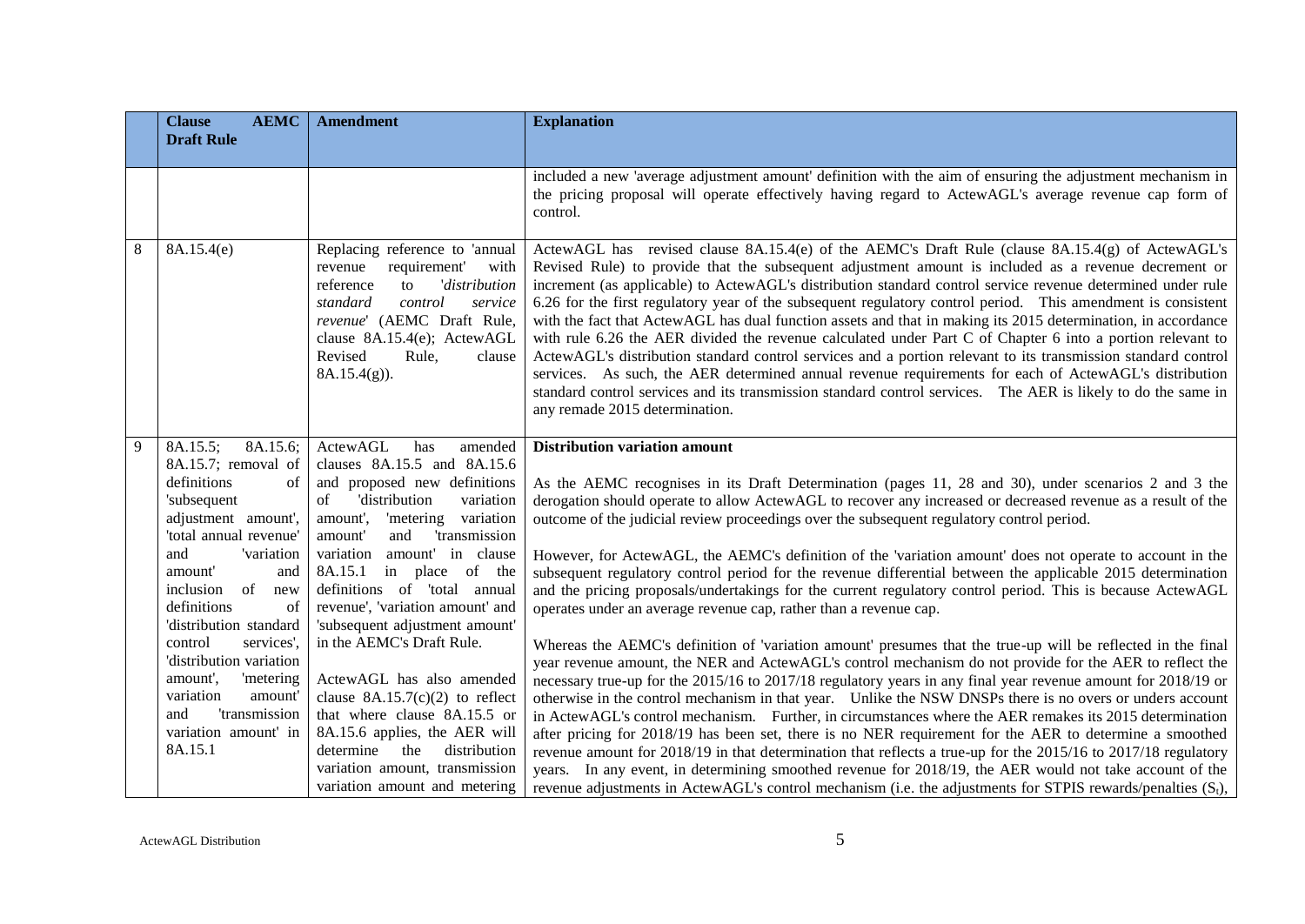| | Clause AEMC Draft Rule | Amendment | Explanation |
|---|---|---|---|
| | | | included a new 'average adjustment amount' definition with the aim of ensuring the adjustment mechanism in the pricing proposal will operate effectively having regard to ActewAGL's average revenue cap form of control. |
| 8 | 8A.15.4(e) | Replacing reference to 'annual revenue requirement' with reference to '*distribution standard control service revenue*' (AEMC Draft Rule, clause 8A.15.4(e); ActewAGL Revised Rule, clause 8A.15.4(g)). | ActewAGL has revised clause 8A.15.4(e) of the AEMC's Draft Rule (clause 8A.15.4(g) of ActewAGL's Revised Rule) to provide that the subsequent adjustment amount is included as a revenue decrement or increment (as applicable) to ActewAGL's distribution standard control service revenue determined under rule 6.26 for the first regulatory year of the subsequent regulatory control period. This amendment is consistent with the fact that ActewAGL has dual function assets and that in making its 2015 determination, in accordance with rule 6.26 the AER divided the revenue calculated under Part C of Chapter 6 into a portion relevant to ActewAGL's distribution standard control services and a portion relevant to its transmission standard control services. As such, the AER determined annual revenue requirements for each of ActewAGL's distribution standard control services and its transmission standard control services. The AER is likely to do the same in any remade 2015 determination. |
| 9 | 8A.15.5; 8A.15.6; 8A.15.7; removal of definitions of 'subsequent adjustment amount', 'total annual revenue' and 'variation amount' and inclusion of new definitions of 'distribution standard control services', 'distribution variation amount', 'metering variation amount' and 'transmission variation amount' in 8A.15.1 | ActewAGL has amended clauses 8A.15.5 and 8A.15.6 and proposed new definitions of 'distribution variation amount', 'metering variation amount' and 'transmission variation amount' in clause 8A.15.1 in place of the definitions of 'total annual revenue', 'variation amount' and 'subsequent adjustment amount' in the AEMC's Draft Rule.<br><br>ActewAGL has also amended clause 8A.15.7(c)(2) to reflect that where clause 8A.15.5 or 8A.15.6 applies, the AER will determine the distribution variation amount, transmission variation amount and metering | **Distribution variation amount**<br><br>As the AEMC recognises in its Draft Determination (pages 11, 28 and 30), under scenarios 2 and 3 the derogation should operate to allow ActewAGL to recover any increased or decreased revenue as a result of the outcome of the judicial review proceedings over the subsequent regulatory control period.<br><br>However, for ActewAGL, the AEMC's definition of the 'variation amount' does not operate to account in the subsequent regulatory control period for the revenue differential between the applicable 2015 determination and the pricing proposals/undertakings for the current regulatory control period. This is because ActewAGL operates under an average revenue cap, rather than a revenue cap.<br><br>Whereas the AEMC's definition of 'variation amount' presumes that the true-up will be reflected in the final year revenue amount, the NER and ActewAGL's control mechanism do not provide for the AER to reflect the necessary true-up for the 2015/16 to 2017/18 regulatory years in any final year revenue amount for 2018/19 or otherwise in the control mechanism in that year. Unlike the NSW DNSPs there is no overs or unders account in ActewAGL's control mechanism. Further, in circumstances where the AER remakes its 2015 determination after pricing for 2018/19 has been set, there is no NER requirement for the AER to determine a smoothed revenue amount for 2018/19 in that determination that reflects a true-up for the 2015/16 to 2017/18 regulatory years. In any event, in determining smoothed revenue for 2018/19, the AER would not take account of the revenue adjustments in ActewAGL's control mechanism (i.e. the adjustments for STPIS rewards/penalties ($S_t$), |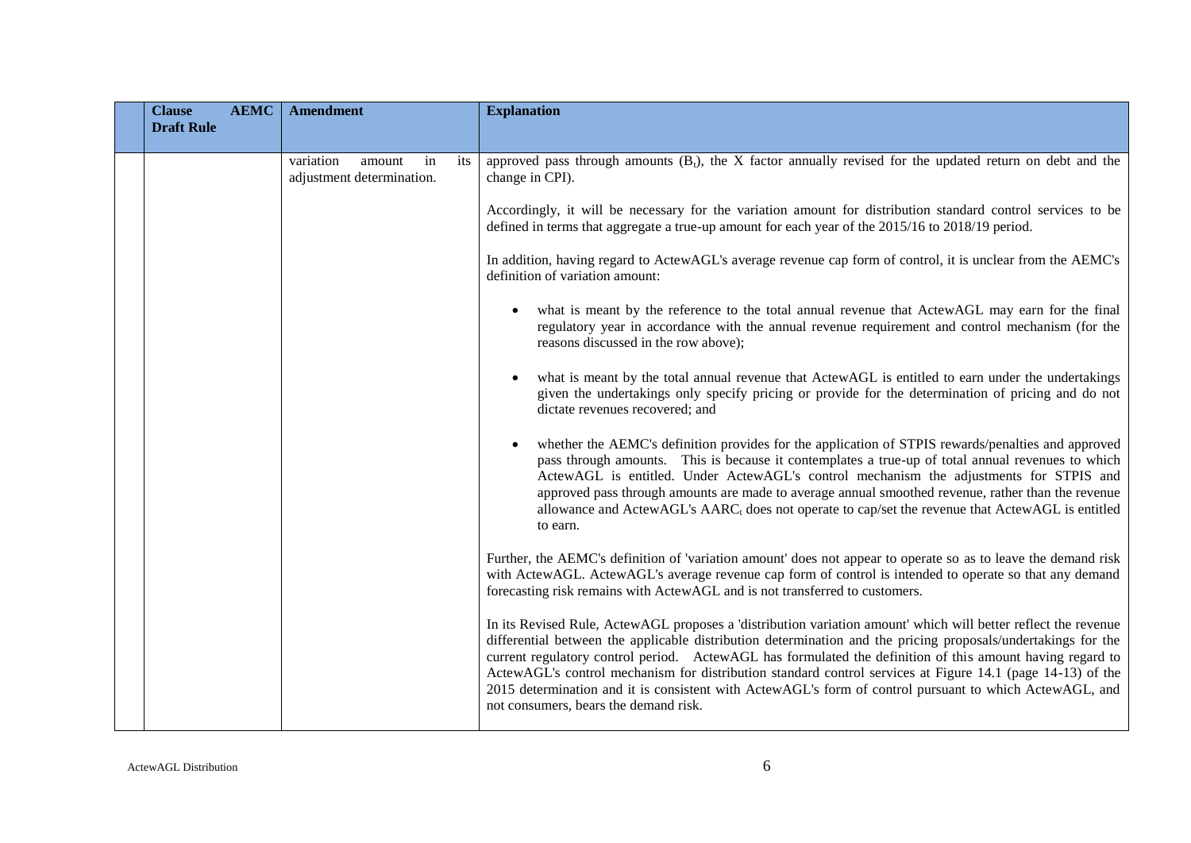| | Clause AEMC Draft Rule | Amendment | Explanation |
|---|---|---|---|
| | | variation amount in its adjustment determination. | approved pass through amounts ($B_t$), the X factor annually revised for the updated return on debt and the change in CPI).<br><br>Accordingly, it will be necessary for the variation amount for distribution standard control services to be defined in terms that aggregate a true-up amount for each year of the 2015/16 to 2018/19 period.<br><br>In addition, having regard to ActewAGL's average revenue cap form of control, it is unclear from the AEMC's definition of variation amount:<br><br>• what is meant by the reference to the total annual revenue that ActewAGL may earn for the final regulatory year in accordance with the annual revenue requirement and control mechanism (for the reasons discussed in the row above);<br><br>• what is meant by the total annual revenue that ActewAGL is entitled to earn under the undertakings given the undertakings only specify pricing or provide for the determination of pricing and do not dictate revenues recovered; and<br><br>• whether the AEMC's definition provides for the application of STPIS rewards/penalties and approved pass through amounts. This is because it contemplates a true-up of total annual revenues to which ActewAGL is entitled. Under ActewAGL's control mechanism the adjustments for STPIS and approved pass through amounts are made to average annual smoothed revenue, rather than the revenue allowance and ActewAGL's $AARC_t$ does not operate to cap/set the revenue that ActewAGL is entitled to earn.<br><br>Further, the AEMC's definition of 'variation amount' does not appear to operate so as to leave the demand risk with ActewAGL. ActewAGL's average revenue cap form of control is intended to operate so that any demand forecasting risk remains with ActewAGL and is not transferred to customers.<br><br>In its Revised Rule, ActewAGL proposes a 'distribution variation amount' which will better reflect the revenue differential between the applicable distribution determination and the pricing proposals/undertakings for the current regulatory control period. ActewAGL has formulated the definition of this amount having regard to ActewAGL's control mechanism for distribution standard control services at Figure 14.1 (page 14-13) of the 2015 determination and it is consistent with ActewAGL's form of control pursuant to which ActewAGL, and not consumers, bears the demand risk. |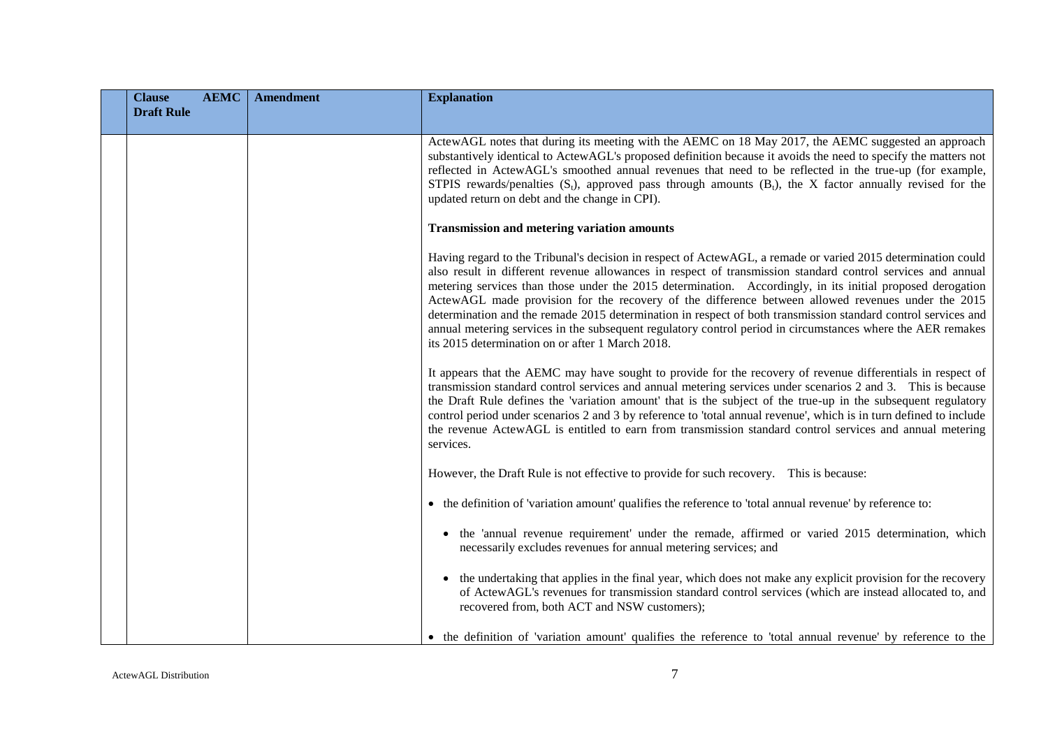| | Clause AEMC Draft Rule | Amendment | Explanation |
|---|---|---|---|
| | | | ActewAGL notes that during its meeting with the AEMC on 18 May 2017, the AEMC suggested an approach substantively identical to ActewAGL's proposed definition because it avoids the need to specify the matters not reflected in ActewAGL's smoothed annual revenues that need to be reflected in the true-up (for example, STPIS rewards/penalties ($S_t$), approved pass through amounts ($B_t$), the X factor annually revised for the updated return on debt and the change in CPI).<br><br>**Transmission and metering variation amounts**<br><br>Having regard to the Tribunal's decision in respect of ActewAGL, a remade or varied 2015 determination could also result in different revenue allowances in respect of transmission standard control services and annual metering services than those under the 2015 determination. Accordingly, in its initial proposed derogation ActewAGL made provision for the recovery of the difference between allowed revenues under the 2015 determination and the remade 2015 determination in respect of both transmission standard control services and annual metering services in the subsequent regulatory control period in circumstances where the AER remakes its 2015 determination on or after 1 March 2018.<br><br>It appears that the AEMC may have sought to provide for the recovery of revenue differentials in respect of transmission standard control services and annual metering services under scenarios 2 and 3. This is because the Draft Rule defines the 'variation amount' that is the subject of the true-up in the subsequent regulatory control period under scenarios 2 and 3 by reference to 'total annual revenue', which is in turn defined to include the revenue ActewAGL is entitled to earn from transmission standard control services and annual metering services.<br><br>However, the Draft Rule is not effective to provide for such recovery. This is because:<br><br>• the definition of 'variation amount' qualifies the reference to 'total annual revenue' by reference to:<br><br>&nbsp;&nbsp;&nbsp;&nbsp;• the 'annual revenue requirement' under the remade, affirmed or varied 2015 determination, which necessarily excludes revenues for annual metering services; and<br><br>&nbsp;&nbsp;&nbsp;&nbsp;• the undertaking that applies in the final year, which does not make any explicit provision for the recovery of ActewAGL's revenues for transmission standard control services (which are instead allocated to, and recovered from, both ACT and NSW customers);<br><br>• the definition of 'variation amount' qualifies the reference to 'total annual revenue' by reference to the |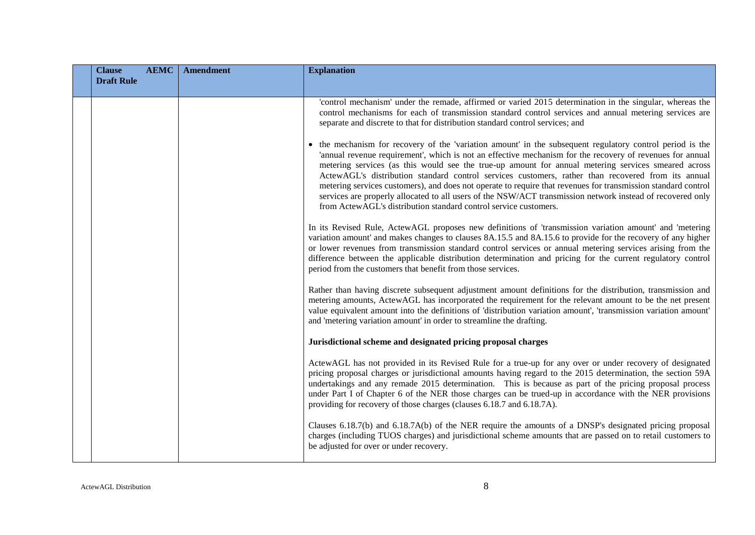| | Clause AEMC Draft Rule | Amendment | Explanation |
|---|---|---|---|
| | | | 'control mechanism' under the remade, affirmed or varied 2015 determination in the singular, whereas the control mechanisms for each of transmission standard control services and annual metering services are separate and discrete to that for distribution standard control services; and<br><br>• the mechanism for recovery of the 'variation amount' in the subsequent regulatory control period is the 'annual revenue requirement', which is not an effective mechanism for the recovery of revenues for annual metering services (as this would see the true-up amount for annual metering services smeared across ActewAGL's distribution standard control services customers, rather than recovered from its annual metering services customers), and does not operate to require that revenues for transmission standard control services are properly allocated to all users of the NSW/ACT transmission network instead of recovered only from ActewAGL's distribution standard control service customers.<br><br>In its Revised Rule, ActewAGL proposes new definitions of 'transmission variation amount' and 'metering variation amount' and makes changes to clauses 8A.15.5 and 8A.15.6 to provide for the recovery of any higher or lower revenues from transmission standard control services or annual metering services arising from the difference between the applicable distribution determination and pricing for the current regulatory control period from the customers that benefit from those services.<br><br>Rather than having discrete subsequent adjustment amount definitions for the distribution, transmission and metering amounts, ActewAGL has incorporated the requirement for the relevant amount to be the net present value equivalent amount into the definitions of 'distribution variation amount', 'transmission variation amount' and 'metering variation amount' in order to streamline the drafting.<br><br>**Jurisdictional scheme and designated pricing proposal charges**<br><br>ActewAGL has not provided in its Revised Rule for a true-up for any over or under recovery of designated pricing proposal charges or jurisdictional amounts having regard to the 2015 determination, the section 59A undertakings and any remade 2015 determination. This is because as part of the pricing proposal process under Part I of Chapter 6 of the NER those charges can be trued-up in accordance with the NER provisions providing for recovery of those charges (clauses 6.18.7 and 6.18.7A).<br><br>Clauses 6.18.7(b) and 6.18.7A(b) of the NER require the amounts of a DNSP's designated pricing proposal charges (including TUOS charges) and jurisdictional scheme amounts that are passed on to retail customers to be adjusted for over or under recovery. |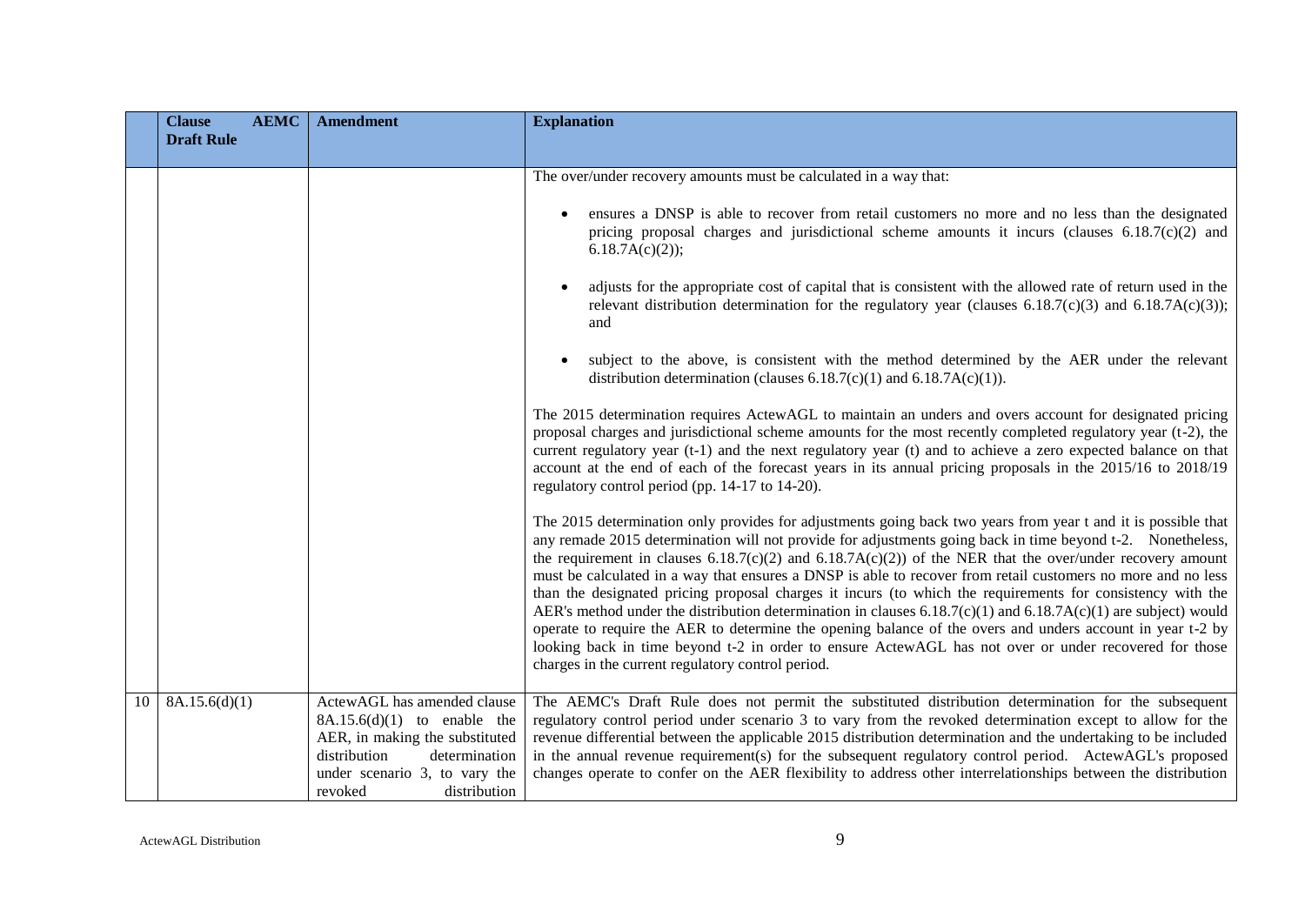| | Clause AEMC Draft Rule | Amendment | Explanation |
|---|---|---|---|
| | | | The over/under recovery amounts must be calculated in a way that:<br><br>• ensures a DNSP is able to recover from retail customers no more and no less than the designated pricing proposal charges and jurisdictional scheme amounts it incurs (clauses 6.18.7(c)(2) and 6.18.7A(c)(2));<br><br>• adjusts for the appropriate cost of capital that is consistent with the allowed rate of return used in the relevant distribution determination for the regulatory year (clauses 6.18.7(c)(3) and 6.18.7A(c)(3)); and<br><br>• subject to the above, is consistent with the method determined by the AER under the relevant distribution determination (clauses 6.18.7(c)(1) and 6.18.7A(c)(1)).<br><br>The 2015 determination requires ActewAGL to maintain an unders and overs account for designated pricing proposal charges and jurisdictional scheme amounts for the most recently completed regulatory year (t-2), the current regulatory year (t-1) and the next regulatory year (t) and to achieve a zero expected balance on that account at the end of each of the forecast years in its annual pricing proposals in the 2015/16 to 2018/19 regulatory control period (pp. 14-17 to 14-20).<br><br>The 2015 determination only provides for adjustments going back two years from year t and it is possible that any remade 2015 determination will not provide for adjustments going back in time beyond t-2. Nonetheless, the requirement in clauses 6.18.7(c)(2) and 6.18.7A(c)(2)) of the NER that the over/under recovery amount must be calculated in a way that ensures a DNSP is able to recover from retail customers no more and no less than the designated pricing proposal charges it incurs (to which the requirements for consistency with the AER's method under the distribution determination in clauses 6.18.7(c)(1) and 6.18.7A(c)(1) are subject) would operate to require the AER to determine the opening balance of the overs and unders account in year t-2 by looking back in time beyond t-2 in order to ensure ActewAGL has not over or under recovered for those charges in the current regulatory control period. |
| 10 | 8A.15.6(d)(1) | ActewAGL has amended clause 8A.15.6(d)(1) to enable the AER, in making the substituted distribution determination under scenario 3, to vary the revoked distribution | The AEMC's Draft Rule does not permit the substituted distribution determination for the subsequent regulatory control period under scenario 3 to vary from the revoked determination except to allow for the revenue differential between the applicable 2015 distribution determination and the undertaking to be included in the annual revenue requirement(s) for the subsequent regulatory control period. ActewAGL's proposed changes operate to confer on the AER flexibility to address other interrelationships between the distribution |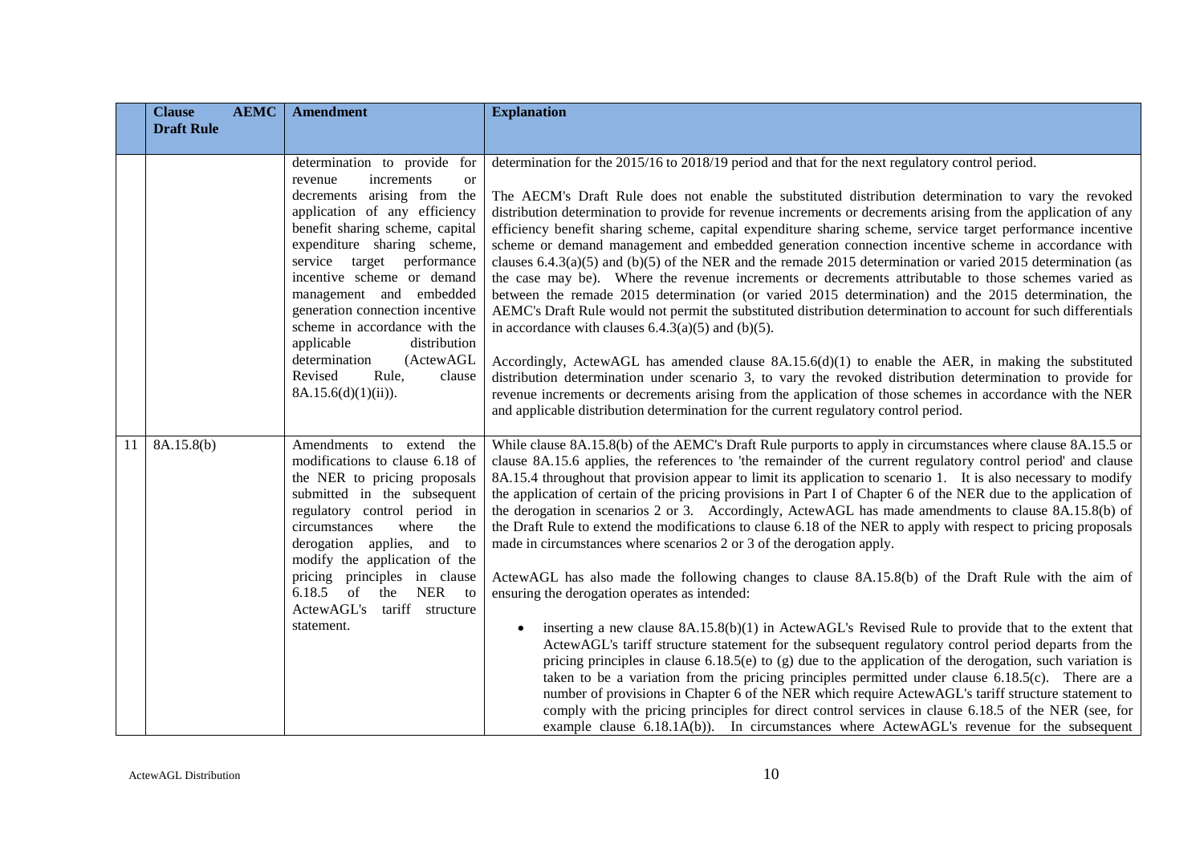| | Clause AEMC Draft Rule | Amendment | Explanation |
|---|---|---|---|
| | | determination to provide for revenue increments or decrements arising from the application of any efficiency benefit sharing scheme, capital expenditure sharing scheme, service target performance incentive scheme or demand management and embedded generation connection incentive scheme in accordance with the applicable distribution determination (ActewAGL Revised Rule, clause 8A.15.6(d)(1)(ii)). | determination for the 2015/16 to 2018/19 period and that for the next regulatory control period.<br><br>The AECM's Draft Rule does not enable the substituted distribution determination to vary the revoked distribution determination to provide for revenue increments or decrements arising from the application of any efficiency benefit sharing scheme, capital expenditure sharing scheme, service target performance incentive scheme or demand management and embedded generation connection incentive scheme in accordance with clauses 6.4.3(a)(5) and (b)(5) of the NER and the remade 2015 determination or varied 2015 determination (as the case may be). Where the revenue increments or decrements attributable to those schemes varied as between the remade 2015 determination (or varied 2015 determination) and the 2015 determination, the AEMC's Draft Rule would not permit the substituted distribution determination to account for such differentials in accordance with clauses 6.4.3(a)(5) and (b)(5).<br><br>Accordingly, ActewAGL has amended clause 8A.15.6(d)(1) to enable the AER, in making the substituted distribution determination under scenario 3, to vary the revoked distribution determination to provide for revenue increments or decrements arising from the application of those schemes in accordance with the NER and applicable distribution determination for the current regulatory control period. |
| 11 | 8A.15.8(b) | Amendments to extend the modifications to clause 6.18 of the NER to pricing proposals submitted in the subsequent regulatory control period in circumstances where the derogation applies, and to modify the application of the pricing principles in clause 6.18.5 of the NER to ActewAGL's tariff structure statement. | While clause 8A.15.8(b) of the AEMC's Draft Rule purports to apply in circumstances where clause 8A.15.5 or clause 8A.15.6 applies, the references to 'the remainder of the current regulatory control period' and clause 8A.15.4 throughout that provision appear to limit its application to scenario 1. It is also necessary to modify the application of certain of the pricing provisions in Part I of Chapter 6 of the NER due to the application of the derogation in scenarios 2 or 3. Accordingly, ActewAGL has made amendments to clause 8A.15.8(b) of the Draft Rule to extend the modifications to clause 6.18 of the NER to apply with respect to pricing proposals made in circumstances where scenarios 2 or 3 of the derogation apply.<br><br>ActewAGL has also made the following changes to clause 8A.15.8(b) of the Draft Rule with the aim of ensuring the derogation operates as intended:<br><br>• inserting a new clause 8A.15.8(b)(1) in ActewAGL's Revised Rule to provide that to the extent that ActewAGL's tariff structure statement for the subsequent regulatory control period departs from the pricing principles in clause 6.18.5(e) to (g) due to the application of the derogation, such variation is taken to be a variation from the pricing principles permitted under clause 6.18.5(c). There are a number of provisions in Chapter 6 of the NER which require ActewAGL's tariff structure statement to comply with the pricing principles for direct control services in clause 6.18.5 of the NER (see, for example clause 6.18.1A(b)). In circumstances where ActewAGL's revenue for the subsequent |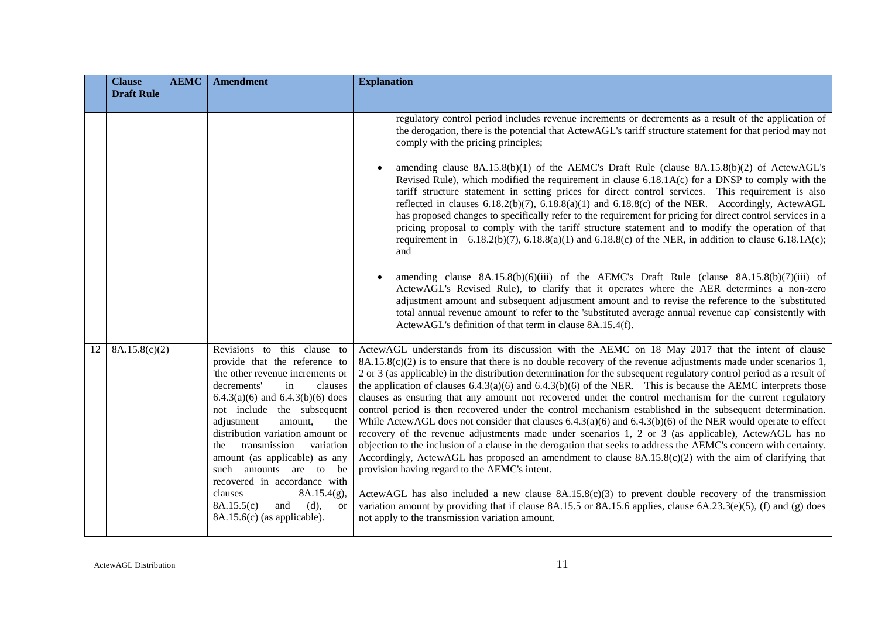| | Clause AEMC Draft Rule | Amendment | Explanation |
|---|---|---|---|
| | | | regulatory control period includes revenue increments or decrements as a result of the application of the derogation, there is the potential that ActewAGL's tariff structure statement for that period may not comply with the pricing principles;<br><br>• amending clause 8A.15.8(b)(1) of the AEMC's Draft Rule (clause 8A.15.8(b)(2) of ActewAGL's Revised Rule), which modified the requirement in clause 6.18.1A(c) for a DNSP to comply with the tariff structure statement in setting prices for direct control services. This requirement is also reflected in clauses 6.18.2(b)(7), 6.18.8(a)(1) and 6.18.8(c) of the NER. Accordingly, ActewAGL has proposed changes to specifically refer to the requirement for pricing for direct control services in a pricing proposal to comply with the tariff structure statement and to modify the operation of that requirement in 6.18.2(b)(7), 6.18.8(a)(1) and 6.18.8(c) of the NER, in addition to clause 6.18.1A(c); and<br><br>• amending clause 8A.15.8(b)(6)(iii) of the AEMC's Draft Rule (clause 8A.15.8(b)(7)(iii) of ActewAGL's Revised Rule), to clarify that it operates where the AER determines a non-zero adjustment amount and subsequent adjustment amount and to revise the reference to the 'substituted total annual revenue amount' to refer to the 'substituted average annual revenue cap' consistently with ActewAGL's definition of that term in clause 8A.15.4(f). |
| 12 | 8A.15.8(c)(2) | Revisions to this clause to provide that the reference to 'the other revenue increments or decrements' in clauses 6.4.3(a)(6) and 6.4.3(b)(6) does not include the subsequent adjustment amount, the distribution variation amount or the transmission variation amount (as applicable) as any such amounts are to be recovered in accordance with clauses 8A.15.4(g), 8A.15.5(c) and (d), or 8A.15.6(c) (as applicable). | ActewAGL understands from its discussion with the AEMC on 18 May 2017 that the intent of clause 8A.15.8(c)(2) is to ensure that there is no double recovery of the revenue adjustments made under scenarios 1, 2 or 3 (as applicable) in the distribution determination for the subsequent regulatory control period as a result of the application of clauses 6.4.3(a)(6) and 6.4.3(b)(6) of the NER. This is because the AEMC interprets those clauses as ensuring that any amount not recovered under the control mechanism for the current regulatory control period is then recovered under the control mechanism established in the subsequent determination. While ActewAGL does not consider that clauses 6.4.3(a)(6) and 6.4.3(b)(6) of the NER would operate to effect recovery of the revenue adjustments made under scenarios 1, 2 or 3 (as applicable), ActewAGL has no objection to the inclusion of a clause in the derogation that seeks to address the AEMC's concern with certainty. Accordingly, ActewAGL has proposed an amendment to clause 8A.15.8(c)(2) with the aim of clarifying that provision having regard to the AEMC's intent.<br><br>ActewAGL has also included a new clause 8A.15.8(c)(3) to prevent double recovery of the transmission variation amount by providing that if clause 8A.15.5 or 8A.15.6 applies, clause 6A.23.3(e)(5), (f) and (g) does not apply to the transmission variation amount. |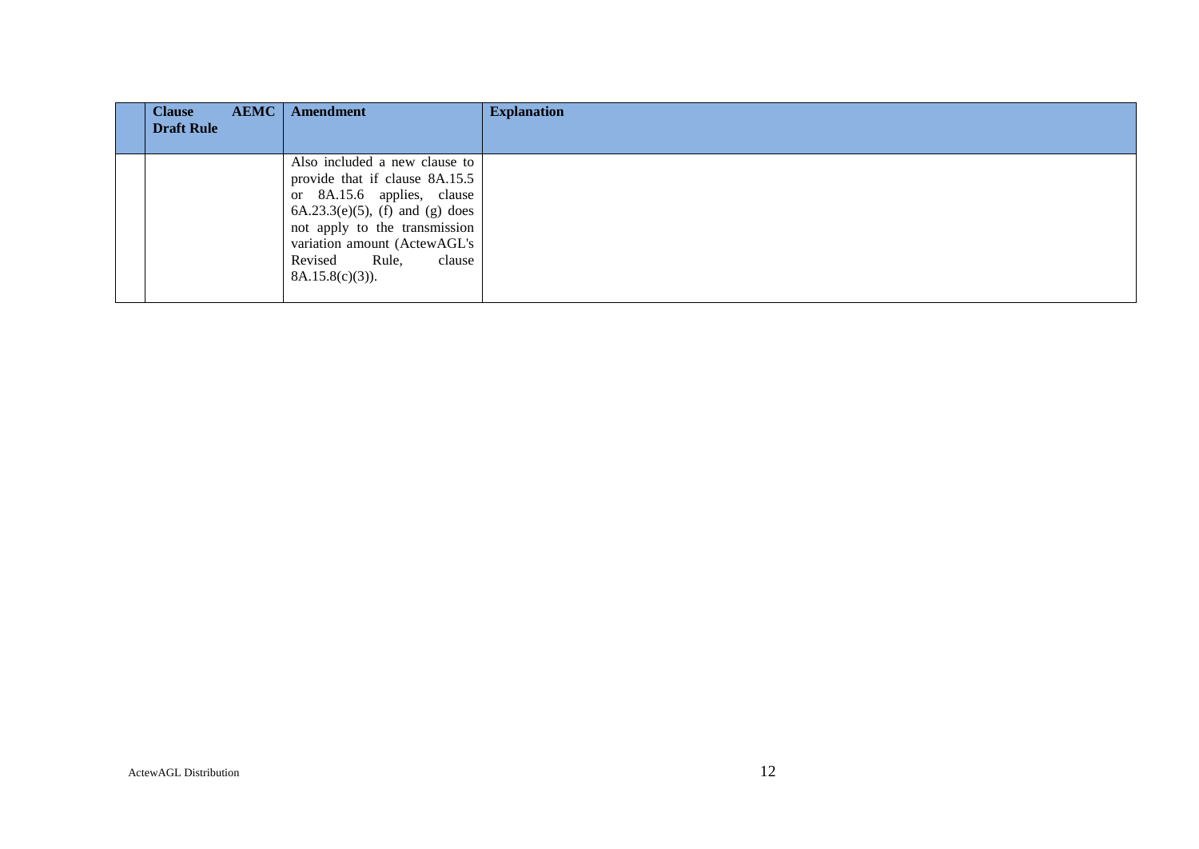| | Clause AEMC Draft Rule | Amendment | Explanation |
|---|---|---|---|
| | | Also included a new clause to provide that if clause 8A.15.5 or 8A.15.6 applies, clause 6A.23.3(e)(5), (f) and (g) does not apply to the transmission variation amount (ActewAGL's Revised Rule, clause 8A.15.8(c)(3)). | |